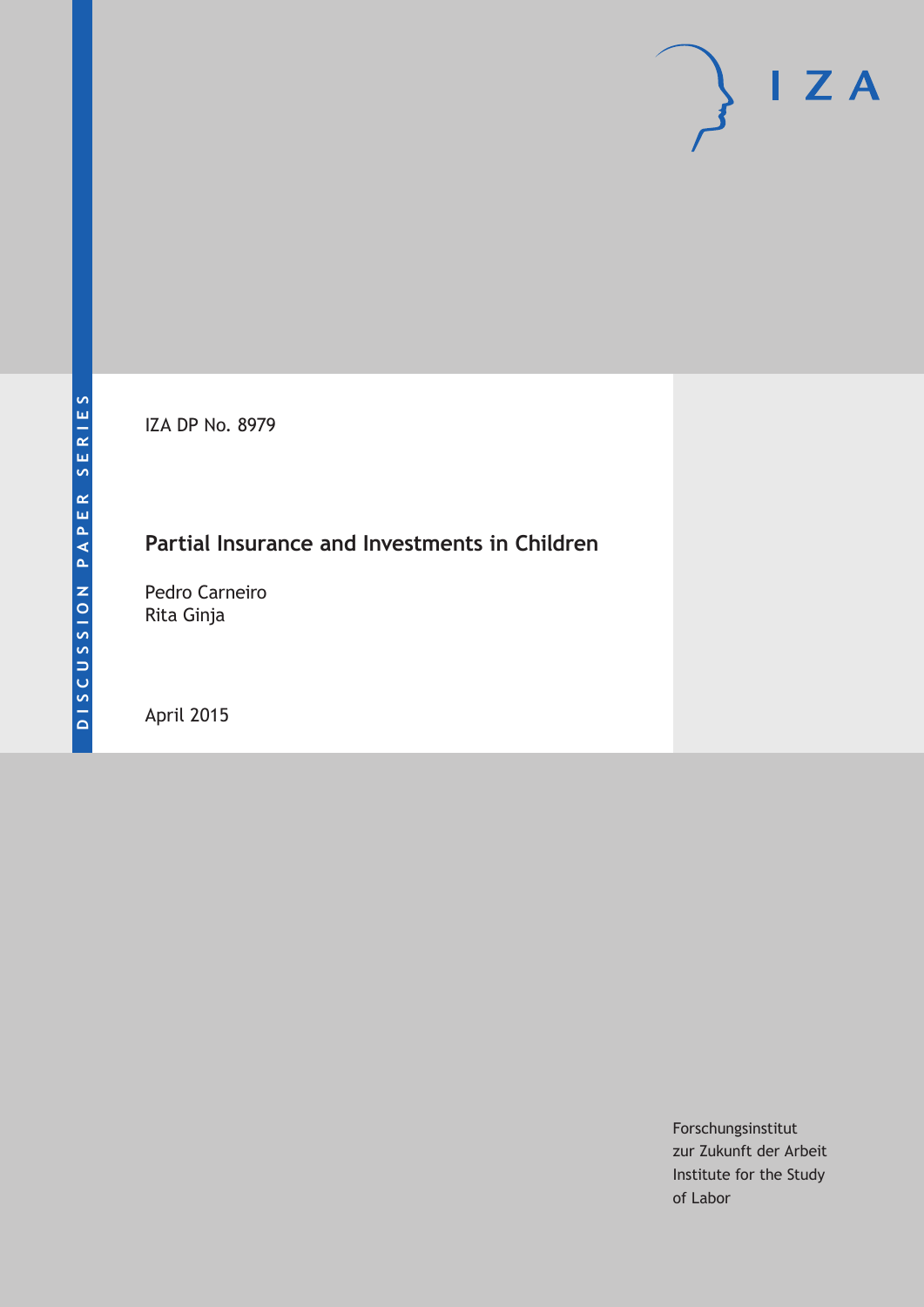DISCUSSION PAPER SERIES

IZA DP No. 8979

# Partial Insurance and Investments in Children

Pedro Carneiro
Rita Ginja

April 2015

Forschungsinstitut
zur Zukunft der Arbeit
Institute for the Study
of Labor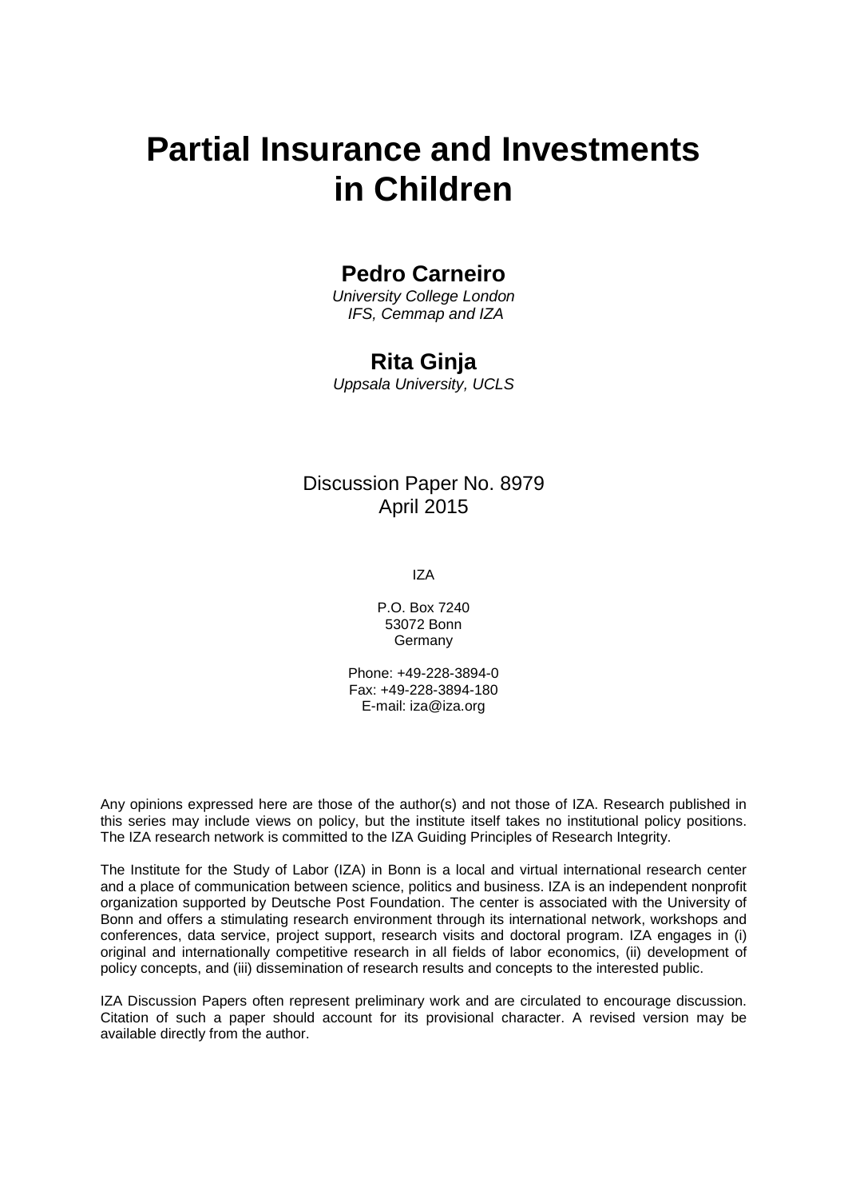# Partial Insurance and Investments in Children

**Pedro Carneiro**

*University College London*
*IFS, Cemmap and IZA*

**Rita Ginja**

*Uppsala University, UCLS*

Discussion Paper No. 8979
April 2015

IZA

P.O. Box 7240
53072 Bonn
Germany

Phone: +49-228-3894-0
Fax: +49-228-3894-180
E-mail: iza@iza.org

Any opinions expressed here are those of the author(s) and not those of IZA. Research published in this series may include views on policy, but the institute itself takes no institutional policy positions. The IZA research network is committed to the IZA Guiding Principles of Research Integrity.

The Institute for the Study of Labor (IZA) in Bonn is a local and virtual international research center and a place of communication between science, politics and business. IZA is an independent nonprofit organization supported by Deutsche Post Foundation. The center is associated with the University of Bonn and offers a stimulating research environment through its international network, workshops and conferences, data service, project support, research visits and doctoral program. IZA engages in (i) original and internationally competitive research in all fields of labor economics, (ii) development of policy concepts, and (iii) dissemination of research results and concepts to the interested public.

IZA Discussion Papers often represent preliminary work and are circulated to encourage discussion. Citation of such a paper should account for its provisional character. A revised version may be available directly from the author.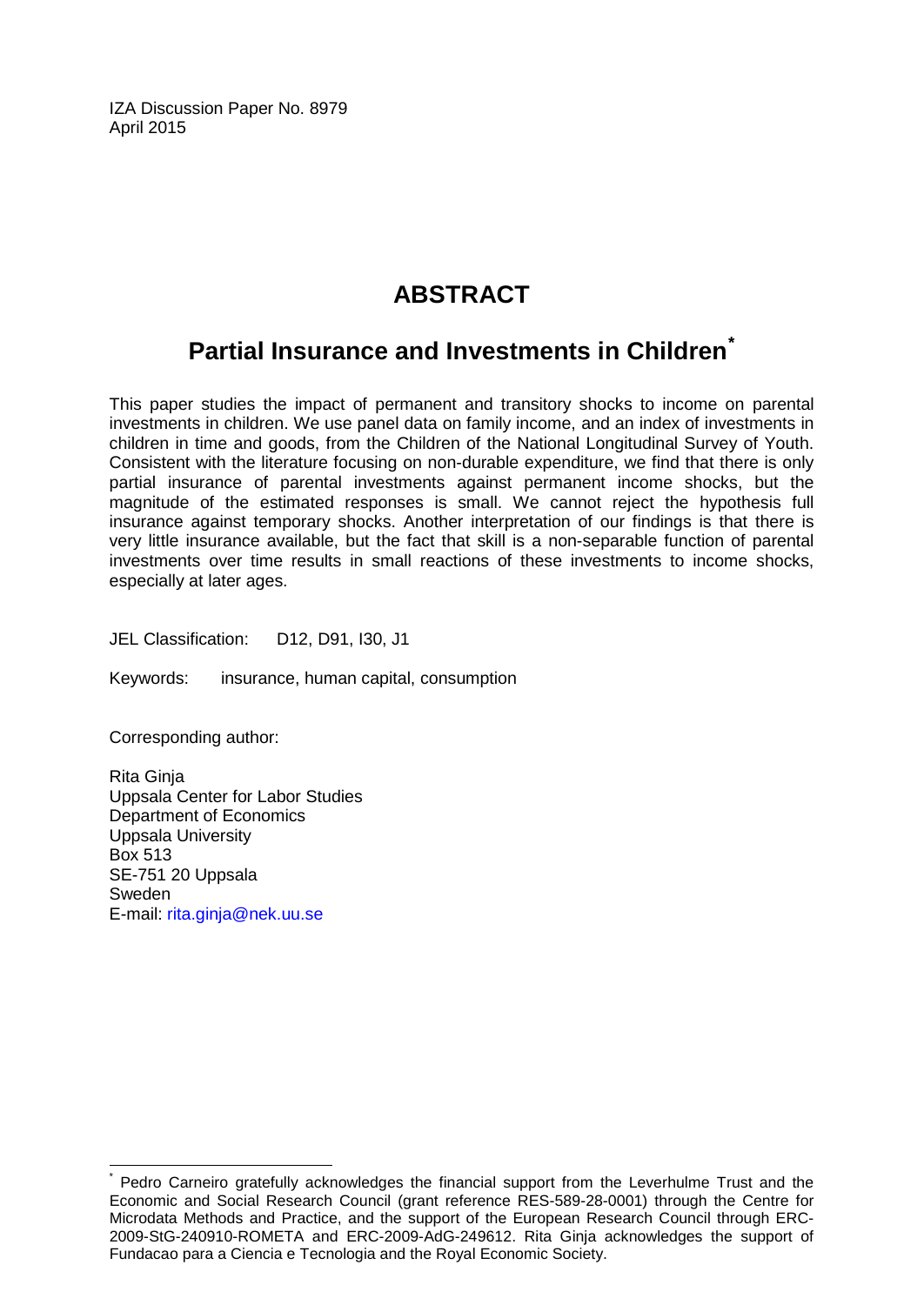IZA Discussion Paper No. 8979
April 2015

# ABSTRACT

## Partial Insurance and Investments in Children*

This paper studies the impact of permanent and transitory shocks to income on parental investments in children. We use panel data on family income, and an index of investments in children in time and goods, from the Children of the National Longitudinal Survey of Youth. Consistent with the literature focusing on non-durable expenditure, we find that there is only partial insurance of parental investments against permanent income shocks, but the magnitude of the estimated responses is small. We cannot reject the hypothesis full insurance against temporary shocks. Another interpretation of our findings is that there is very little insurance available, but the fact that skill is a non-separable function of parental investments over time results in small reactions of these investments to income shocks, especially at later ages.

JEL Classification: D12, D91, I30, J1

Keywords: insurance, human capital, consumption

Corresponding author:

Rita Ginja
Uppsala Center for Labor Studies
Department of Economics
Uppsala University
Box 513
SE-751 20 Uppsala
Sweden
E-mail: rita.ginja@nek.uu.se

* Pedro Carneiro gratefully acknowledges the financial support from the Leverhulme Trust and the Economic and Social Research Council (grant reference RES-589-28-0001) through the Centre for Microdata Methods and Practice, and the support of the European Research Council through ERC-2009-StG-240910-ROMETA and ERC-2009-AdG-249612. Rita Ginja acknowledges the support of Fundacao para a Ciencia e Tecnologia and the Royal Economic Society.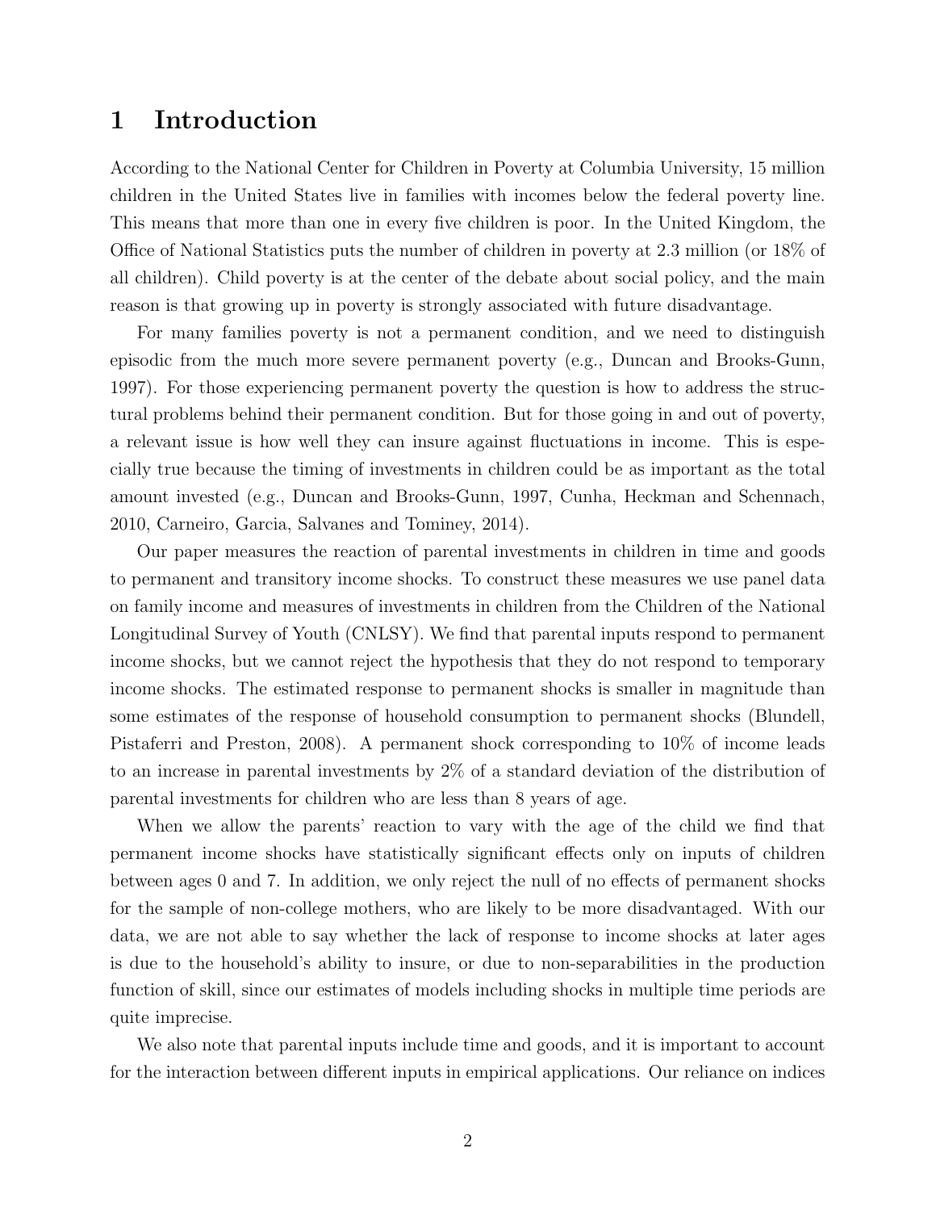# 1 Introduction

According to the National Center for Children in Poverty at Columbia University, 15 million children in the United States live in families with incomes below the federal poverty line. This means that more than one in every five children is poor. In the United Kingdom, the Office of National Statistics puts the number of children in poverty at 2.3 million (or 18% of all children). Child poverty is at the center of the debate about social policy, and the main reason is that growing up in poverty is strongly associated with future disadvantage.

For many families poverty is not a permanent condition, and we need to distinguish episodic from the much more severe permanent poverty (e.g., Duncan and Brooks-Gunn, 1997). For those experiencing permanent poverty the question is how to address the structural problems behind their permanent condition. But for those going in and out of poverty, a relevant issue is how well they can insure against fluctuations in income. This is especially true because the timing of investments in children could be as important as the total amount invested (e.g., Duncan and Brooks-Gunn, 1997, Cunha, Heckman and Schennach, 2010, Carneiro, Garcia, Salvanes and Tominey, 2014).

Our paper measures the reaction of parental investments in children in time and goods to permanent and transitory income shocks. To construct these measures we use panel data on family income and measures of investments in children from the Children of the National Longitudinal Survey of Youth (CNLSY). We find that parental inputs respond to permanent income shocks, but we cannot reject the hypothesis that they do not respond to temporary income shocks. The estimated response to permanent shocks is smaller in magnitude than some estimates of the response of household consumption to permanent shocks (Blundell, Pistaferri and Preston, 2008). A permanent shock corresponding to 10% of income leads to an increase in parental investments by 2% of a standard deviation of the distribution of parental investments for children who are less than 8 years of age.

When we allow the parents' reaction to vary with the age of the child we find that permanent income shocks have statistically significant effects only on inputs of children between ages 0 and 7. In addition, we only reject the null of no effects of permanent shocks for the sample of non-college mothers, who are likely to be more disadvantaged. With our data, we are not able to say whether the lack of response to income shocks at later ages is due to the household's ability to insure, or due to non-separabilities in the production function of skill, since our estimates of models including shocks in multiple time periods are quite imprecise.

We also note that parental inputs include time and goods, and it is important to account for the interaction between different inputs in empirical applications. Our reliance on indices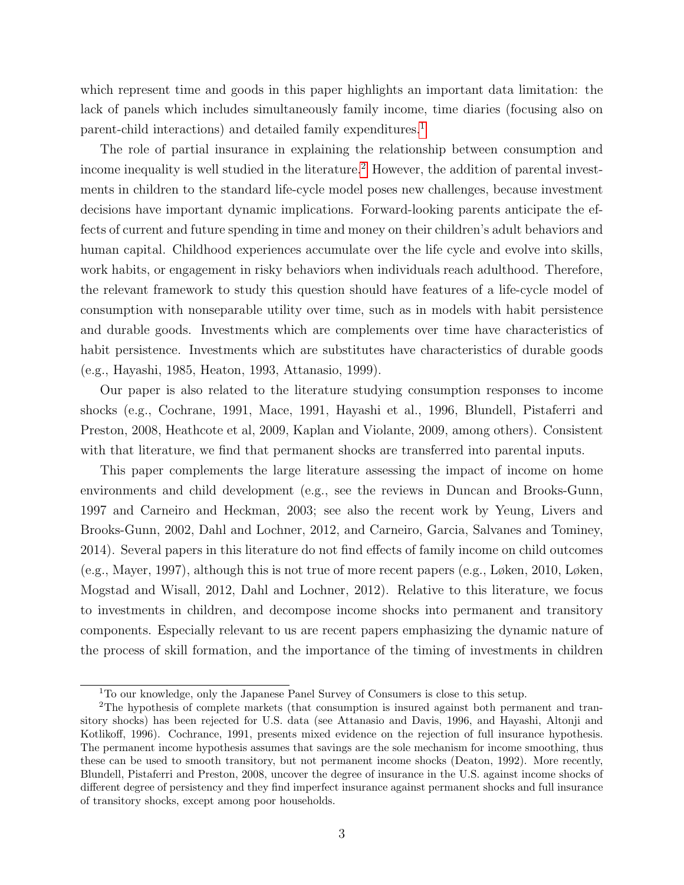which represent time and goods in this paper highlights an important data limitation: the lack of panels which includes simultaneously family income, time diaries (focusing also on parent-child interactions) and detailed family expenditures.[1]

The role of partial insurance in explaining the relationship between consumption and income inequality is well studied in the literature.[2] However, the addition of parental investments in children to the standard life-cycle model poses new challenges, because investment decisions have important dynamic implications. Forward-looking parents anticipate the effects of current and future spending in time and money on their children's adult behaviors and human capital. Childhood experiences accumulate over the life cycle and evolve into skills, work habits, or engagement in risky behaviors when individuals reach adulthood. Therefore, the relevant framework to study this question should have features of a life-cycle model of consumption with nonseparable utility over time, such as in models with habit persistence and durable goods. Investments which are complements over time have characteristics of habit persistence. Investments which are substitutes have characteristics of durable goods (e.g., Hayashi, 1985, Heaton, 1993, Attanasio, 1999).

Our paper is also related to the literature studying consumption responses to income shocks (e.g., Cochrane, 1991, Mace, 1991, Hayashi et al., 1996, Blundell, Pistaferri and Preston, 2008, Heathcote et al, 2009, Kaplan and Violante, 2009, among others). Consistent with that literature, we find that permanent shocks are transferred into parental inputs.

This paper complements the large literature assessing the impact of income on home environments and child development (e.g., see the reviews in Duncan and Brooks-Gunn, 1997 and Carneiro and Heckman, 2003; see also the recent work by Yeung, Livers and Brooks-Gunn, 2002, Dahl and Lochner, 2012, and Carneiro, Garcia, Salvanes and Tominey, 2014). Several papers in this literature do not find effects of family income on child outcomes (e.g., Mayer, 1997), although this is not true of more recent papers (e.g., Løken, 2010, Løken, Mogstad and Wisall, 2012, Dahl and Lochner, 2012). Relative to this literature, we focus to investments in children, and decompose income shocks into permanent and transitory components. Especially relevant to us are recent papers emphasizing the dynamic nature of the process of skill formation, and the importance of the timing of investments in children

[1] To our knowledge, only the Japanese Panel Survey of Consumers is close to this setup.

[2] The hypothesis of complete markets (that consumption is insured against both permanent and transitory shocks) has been rejected for U.S. data (see Attanasio and Davis, 1996, and Hayashi, Altonji and Kotlikoff, 1996). Cochrance, 1991, presents mixed evidence on the rejection of full insurance hypothesis. The permanent income hypothesis assumes that savings are the sole mechanism for income smoothing, thus these can be used to smooth transitory, but not permanent income shocks (Deaton, 1992). More recently, Blundell, Pistaferri and Preston, 2008, uncover the degree of insurance in the U.S. against income shocks of different degree of persistency and they find imperfect insurance against permanent shocks and full insurance of transitory shocks, except among poor households.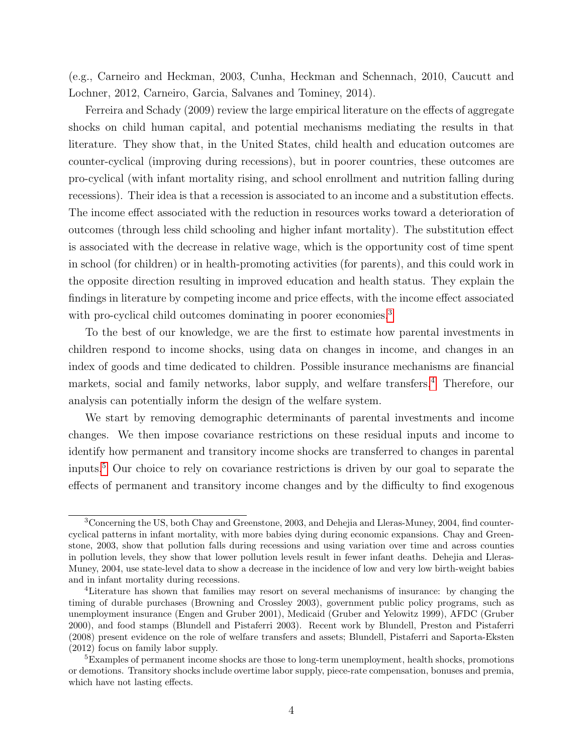(e.g., Carneiro and Heckman, 2003, Cunha, Heckman and Schennach, 2010, Caucutt and Lochner, 2012, Carneiro, Garcia, Salvanes and Tominey, 2014).

Ferreira and Schady (2009) review the large empirical literature on the effects of aggregate shocks on child human capital, and potential mechanisms mediating the results in that literature. They show that, in the United States, child health and education outcomes are counter-cyclical (improving during recessions), but in poorer countries, these outcomes are pro-cyclical (with infant mortality rising, and school enrollment and nutrition falling during recessions). Their idea is that a recession is associated to an income and a substitution effects. The income effect associated with the reduction in resources works toward a deterioration of outcomes (through less child schooling and higher infant mortality). The substitution effect is associated with the decrease in relative wage, which is the opportunity cost of time spent in school (for children) or in health-promoting activities (for parents), and this could work in the opposite direction resulting in improved education and health status. They explain the findings in literature by competing income and price effects, with the income effect associated with pro-cyclical child outcomes dominating in poorer economies.[3]

To the best of our knowledge, we are the first to estimate how parental investments in children respond to income shocks, using data on changes in income, and changes in an index of goods and time dedicated to children. Possible insurance mechanisms are financial markets, social and family networks, labor supply, and welfare transfers.[4] Therefore, our analysis can potentially inform the design of the welfare system.

We start by removing demographic determinants of parental investments and income changes. We then impose covariance restrictions on these residual inputs and income to identify how permanent and transitory income shocks are transferred to changes in parental inputs.[5] Our choice to rely on covariance restrictions is driven by our goal to separate the effects of permanent and transitory income changes and by the difficulty to find exogenous

[3] Concerning the US, both Chay and Greenstone, 2003, and Dehejia and Lleras-Muney, 2004, find counter-cyclical patterns in infant mortality, with more babies dying during economic expansions. Chay and Greenstone, 2003, show that pollution falls during recessions and using variation over time and across counties in pollution levels, they show that lower pollution levels result in fewer infant deaths. Dehejia and Lleras-Muney, 2004, use state-level data to show a decrease in the incidence of low and very low birth-weight babies and in infant mortality during recessions.

[4] Literature has shown that families may resort on several mechanisms of insurance: by changing the timing of durable purchases (Browning and Crossley 2003), government public policy programs, such as unemployment insurance (Engen and Gruber 2001), Medicaid (Gruber and Yelowitz 1999), AFDC (Gruber 2000), and food stamps (Blundell and Pistaferri 2003). Recent work by Blundell, Preston and Pistaferri (2008) present evidence on the role of welfare transfers and assets; Blundell, Pistaferri and Saporta-Eksten (2012) focus on family labor supply.

[5] Examples of permanent income shocks are those to long-term unemployment, health shocks, promotions or demotions. Transitory shocks include overtime labor supply, piece-rate compensation, bonuses and premia, which have not lasting effects.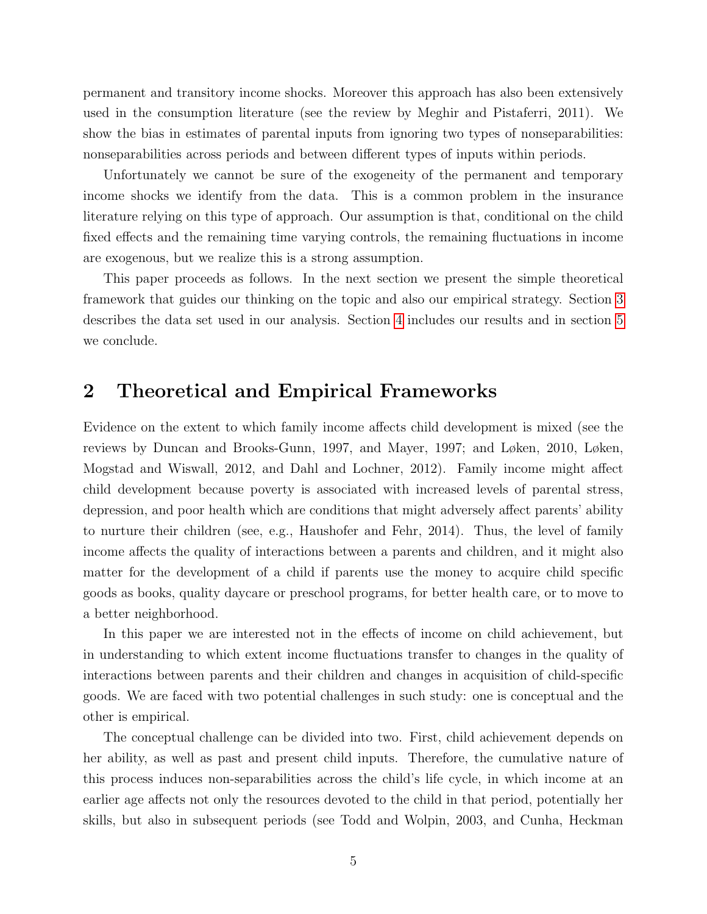permanent and transitory income shocks. Moreover this approach has also been extensively used in the consumption literature (see the review by Meghir and Pistaferri, 2011). We show the bias in estimates of parental inputs from ignoring two types of nonseparabilities: nonseparabilities across periods and between different types of inputs within periods.

Unfortunately we cannot be sure of the exogeneity of the permanent and temporary income shocks we identify from the data. This is a common problem in the insurance literature relying on this type of approach. Our assumption is that, conditional on the child fixed effects and the remaining time varying controls, the remaining fluctuations in income are exogenous, but we realize this is a strong assumption.

This paper proceeds as follows. In the next section we present the simple theoretical framework that guides our thinking on the topic and also our empirical strategy. Section 3 describes the data set used in our analysis. Section 4 includes our results and in section 5 we conclude.

## 2 Theoretical and Empirical Frameworks

Evidence on the extent to which family income affects child development is mixed (see the reviews by Duncan and Brooks-Gunn, 1997, and Mayer, 1997; and Løken, 2010, Løken, Mogstad and Wiswall, 2012, and Dahl and Lochner, 2012). Family income might affect child development because poverty is associated with increased levels of parental stress, depression, and poor health which are conditions that might adversely affect parents' ability to nurture their children (see, e.g., Haushofer and Fehr, 2014). Thus, the level of family income affects the quality of interactions between a parents and children, and it might also matter for the development of a child if parents use the money to acquire child specific goods as books, quality daycare or preschool programs, for better health care, or to move to a better neighborhood.

In this paper we are interested not in the effects of income on child achievement, but in understanding to which extent income fluctuations transfer to changes in the quality of interactions between parents and their children and changes in acquisition of child-specific goods. We are faced with two potential challenges in such study: one is conceptual and the other is empirical.

The conceptual challenge can be divided into two. First, child achievement depends on her ability, as well as past and present child inputs. Therefore, the cumulative nature of this process induces non-separabilities across the child's life cycle, in which income at an earlier age affects not only the resources devoted to the child in that period, potentially her skills, but also in subsequent periods (see Todd and Wolpin, 2003, and Cunha, Heckman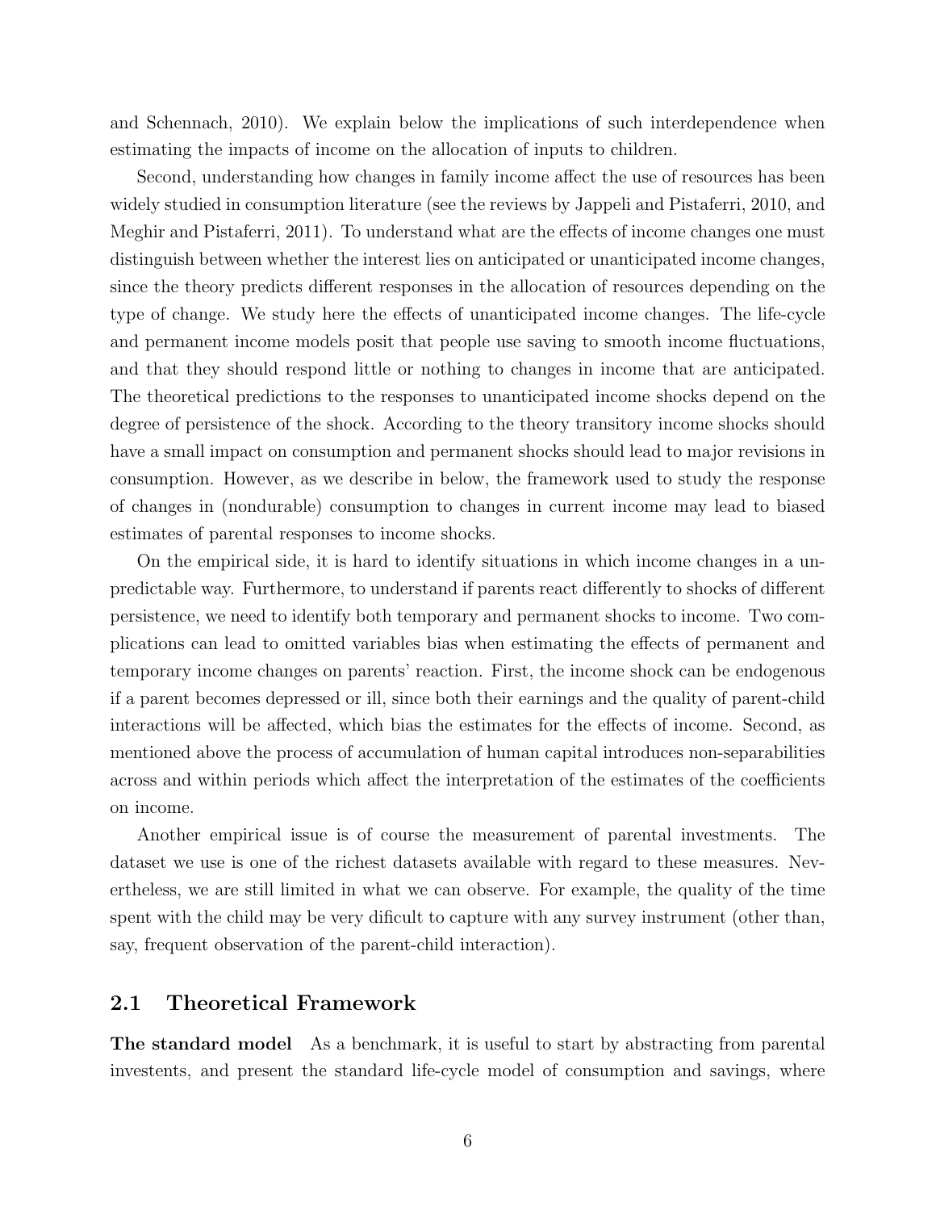and Schennach, 2010). We explain below the implications of such interdependence when estimating the impacts of income on the allocation of inputs to children.

Second, understanding how changes in family income affect the use of resources has been widely studied in consumption literature (see the reviews by Jappeli and Pistaferri, 2010, and Meghir and Pistaferri, 2011). To understand what are the effects of income changes one must distinguish between whether the interest lies on anticipated or unanticipated income changes, since the theory predicts different responses in the allocation of resources depending on the type of change. We study here the effects of unanticipated income changes. The life-cycle and permanent income models posit that people use saving to smooth income fluctuations, and that they should respond little or nothing to changes in income that are anticipated. The theoretical predictions to the responses to unanticipated income shocks depend on the degree of persistence of the shock. According to the theory transitory income shocks should have a small impact on consumption and permanent shocks should lead to major revisions in consumption. However, as we describe in below, the framework used to study the response of changes in (nondurable) consumption to changes in current income may lead to biased estimates of parental responses to income shocks.

On the empirical side, it is hard to identify situations in which income changes in a unpredictable way. Furthermore, to understand if parents react differently to shocks of different persistence, we need to identify both temporary and permanent shocks to income. Two complications can lead to omitted variables bias when estimating the effects of permanent and temporary income changes on parents' reaction. First, the income shock can be endogenous if a parent becomes depressed or ill, since both their earnings and the quality of parent-child interactions will be affected, which bias the estimates for the effects of income. Second, as mentioned above the process of accumulation of human capital introduces non-separabilities across and within periods which affect the interpretation of the estimates of the coefficients on income.

Another empirical issue is of course the measurement of parental investments. The dataset we use is one of the richest datasets available with regard to these measures. Nevertheless, we are still limited in what we can observe. For example, the quality of the time spent with the child may be very dificult to capture with any survey instrument (other than, say, frequent observation of the parent-child interaction).

## 2.1 Theoretical Framework

**The standard model** As a benchmark, it is useful to start by abstracting from parental investents, and present the standard life-cycle model of consumption and savings, where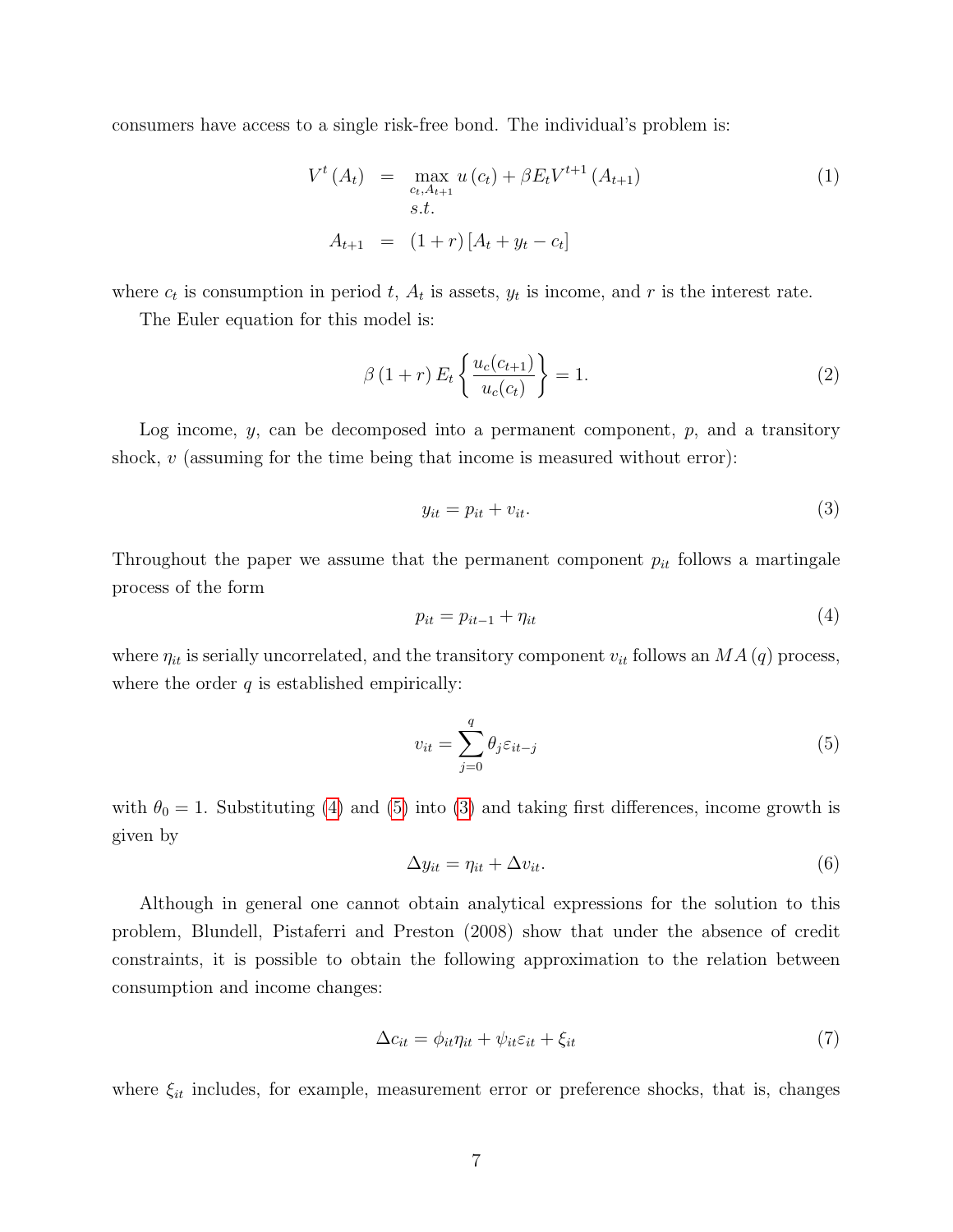consumers have access to a single risk-free bond. The individual's problem is:

$$
\begin{aligned}
V^{t}\left(A_{t}\right) &= \max_{c_t, A_{t+1}} u\left(c_{t}\right)+\beta E_{t} V^{t+1}\left(A_{t+1}\right) \\
& \quad s.t. \\
A_{t+1} &= (1+r)\left[A_{t}+y_{t}-c_{t}\right]
\end{aligned}
\tag{1}
$$

where $c_t$ is consumption in period $t$, $A_t$ is assets, $y_t$ is income, and $r$ is the interest rate.

The Euler equation for this model is:

$$
\beta(1+r) E_{t}\left\{\frac{u_{c}(c_{t+1})}{u_{c}(c_{t})}\right\}=1. \tag{2}
$$

Log income, $y$, can be decomposed into a permanent component, $p$, and a transitory shock, $v$ (assuming for the time being that income is measured without error):

$$
y_{it}=p_{it}+v_{it}. \tag{3}
$$

Throughout the paper we assume that the permanent component $p_{it}$ follows a martingale process of the form

$$
p_{it}=p_{it-1}+\eta_{it} \tag{4}
$$

where $\eta_{it}$ is serially uncorrelated, and the transitory component $v_{it}$ follows an $MA(q)$ process, where the order $q$ is established empirically:

$$
v_{it}=\sum_{j=0}^{q} \theta_{j} \varepsilon_{it-j} \tag{5}
$$

with $\theta_0 = 1$. Substituting (4) and (5) into (3) and taking first differences, income growth is given by

$$
\Delta y_{it}=\eta_{it}+\Delta v_{it}. \tag{6}
$$

Although in general one cannot obtain analytical expressions for the solution to this problem, Blundell, Pistaferri and Preston (2008) show that under the absence of credit constraints, it is possible to obtain the following approximation to the relation between consumption and income changes:

$$
\Delta c_{it}=\phi_{it} \eta_{it}+\psi_{it} \varepsilon_{it}+\xi_{it} \tag{7}
$$

where $\xi_{it}$ includes, for example, measurement error or preference shocks, that is, changes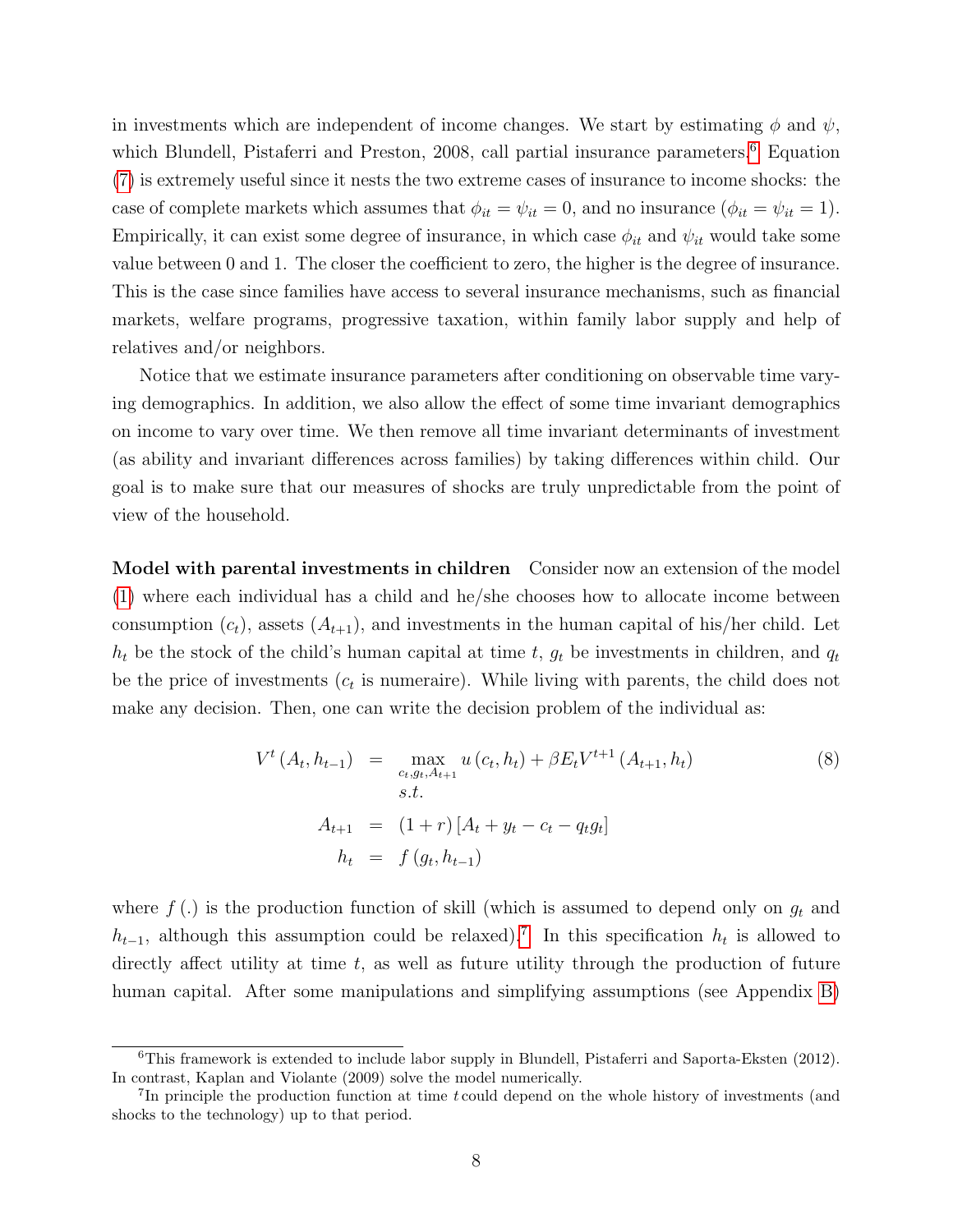in investments which are independent of income changes. We start by estimating $\phi$ and $\psi$, which Blundell, Pistaferri and Preston, 2008, call partial insurance parameters.[6] Equation (7) is extremely useful since it nests the two extreme cases of insurance to income shocks: the case of complete markets which assumes that $\phi_{it} = \psi_{it} = 0$, and no insurance ($\phi_{it} = \psi_{it} = 1$). Empirically, it can exist some degree of insurance, in which case $\phi_{it}$ and $\psi_{it}$ would take some value between 0 and 1. The closer the coefficient to zero, the higher is the degree of insurance. This is the case since families have access to several insurance mechanisms, such as financial markets, welfare programs, progressive taxation, within family labor supply and help of relatives and/or neighbors.

Notice that we estimate insurance parameters after conditioning on observable time varying demographics. In addition, we also allow the effect of some time invariant demographics on income to vary over time. We then remove all time invariant determinants of investment (as ability and invariant differences across families) by taking differences within child. Our goal is to make sure that our measures of shocks are truly unpredictable from the point of view of the household.

**Model with parental investments in children** Consider now an extension of the model (1) where each individual has a child and he/she chooses how to allocate income between consumption ($c_t$), assets ($A_{t+1}$), and investments in the human capital of his/her child. Let $h_t$ be the stock of the child's human capital at time $t$, $g_t$ be investments in children, and $q_t$ be the price of investments ($c_t$ is numeraire). While living with parents, the child does not make any decision. Then, one can write the decision problem of the individual as:

$$
\begin{aligned}
V^t\left(A_t, h_{t-1}\right) &= \max_{c_t, g_t, A_{t+1}} u\left(c_t, h_t\right) + \beta E_t V^{t+1}\left(A_{t+1}, h_t\right) \\
& \quad s.t. \\
A_{t+1} &= (1+r)\left[A_t + y_t - c_t - q_t g_t\right] \\
h_t &= f\left(g_t, h_{t-1}\right)
\end{aligned}
\tag{8}
$$

where $f(.)$ is the production function of skill (which is assumed to depend only on $g_t$ and $h_{t-1}$, although this assumption could be relaxed).[7] In this specification $h_t$ is allowed to directly affect utility at time $t$, as well as future utility through the production of future human capital. After some manipulations and simplifying assumptions (see Appendix B)

[6] This framework is extended to include labor supply in Blundell, Pistaferri and Saporta-Eksten (2012). In contrast, Kaplan and Violante (2009) solve the model numerically.

[7] In principle the production function at time $t$ could depend on the whole history of investments (and shocks to the technology) up to that period.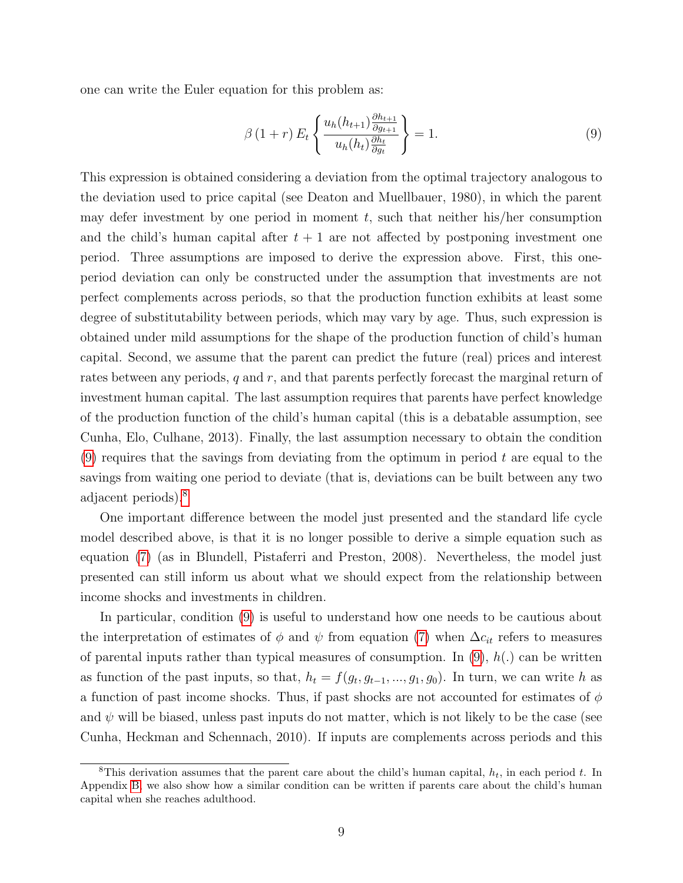one can write the Euler equation for this problem as:

$$\beta\left(1+r\right)E_t\left\{\frac{u_h(h_{t+1})\frac{\partial h_{t+1}}{\partial g_{t+1}}}{u_h(h_t)\frac{\partial h_t}{\partial g_t}}\right\}=1. \tag{9}$$

This expression is obtained considering a deviation from the optimal trajectory analogous to the deviation used to price capital (see Deaton and Muellbauer, 1980), in which the parent may defer investment by one period in moment $t$, such that neither his/her consumption and the child's human capital after $t+1$ are not affected by postponing investment one period. Three assumptions are imposed to derive the expression above. First, this one-period deviation can only be constructed under the assumption that investments are not perfect complements across periods, so that the production function exhibits at least some degree of substitutability between periods, which may vary by age. Thus, such expression is obtained under mild assumptions for the shape of the production function of child's human capital. Second, we assume that the parent can predict the future (real) prices and interest rates between any periods, $q$ and $r$, and that parents perfectly forecast the marginal return of investment human capital. The last assumption requires that parents have perfect knowledge of the production function of the child's human capital (this is a debatable assumption, see Cunha, Elo, Culhane, 2013). Finally, the last assumption necessary to obtain the condition (9) requires that the savings from deviating from the optimum in period $t$ are equal to the savings from waiting one period to deviate (that is, deviations can be built between any two adjacent periods).[8]

One important difference between the model just presented and the standard life cycle model described above, is that it is no longer possible to derive a simple equation such as equation (7) (as in Blundell, Pistaferri and Preston, 2008). Nevertheless, the model just presented can still inform us about what we should expect from the relationship between income shocks and investments in children.

In particular, condition (9) is useful to understand how one needs to be cautious about the interpretation of estimates of $\phi$ and $\psi$ from equation (7) when $\Delta c_{it}$ refers to measures of parental inputs rather than typical measures of consumption. In (9), $h(.)$ can be written as function of the past inputs, so that, $h_t = f(g_t, g_{t-1}, ..., g_1, g_0)$. In turn, we can write $h$ as a function of past income shocks. Thus, if past shocks are not accounted for estimates of $\phi$ and $\psi$ will be biased, unless past inputs do not matter, which is not likely to be the case (see Cunha, Heckman and Schennach, 2010). If inputs are complements across periods and this

[8] This derivation assumes that the parent care about the child's human capital, $h_t$, in each period $t$. In Appendix B, we also show how a similar condition can be written if parents care about the child's human capital when she reaches adulthood.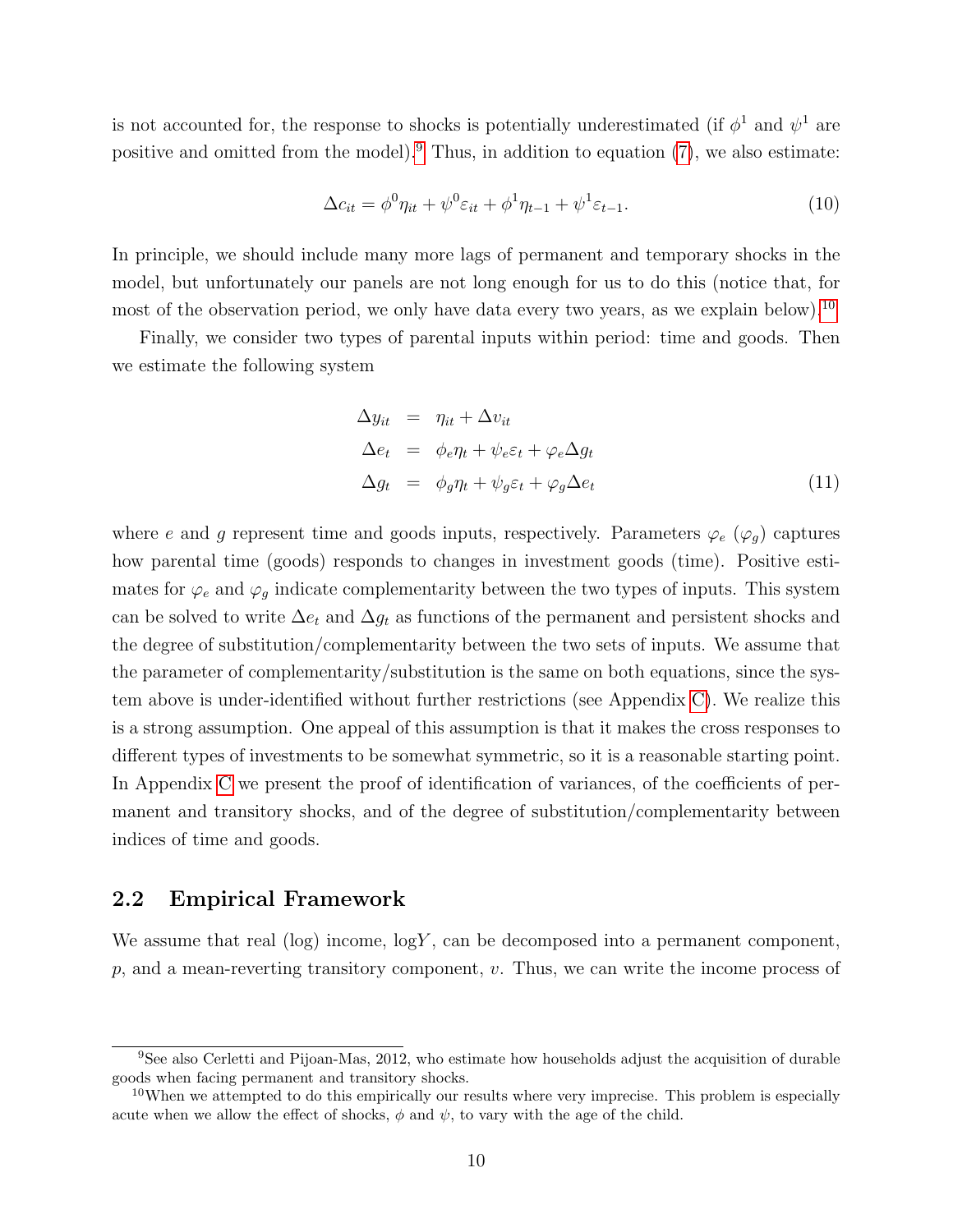is not accounted for, the response to shocks is potentially underestimated (if $\phi^1$ and $\psi^1$ are positive and omitted from the model).[9] Thus, in addition to equation (7), we also estimate:

$$\Delta c_{it} = \phi^0 \eta_{it} + \psi^0 \varepsilon_{it} + \phi^1 \eta_{t-1} + \psi^1 \varepsilon_{t-1}. \tag{10}$$

In principle, we should include many more lags of permanent and temporary shocks in the model, but unfortunately our panels are not long enough for us to do this (notice that, for most of the observation period, we only have data every two years, as we explain below).[10]

Finally, we consider two types of parental inputs within period: time and goods. Then we estimate the following system

$$\begin{aligned}
\Delta y_{it} &= \eta_{it} + \Delta v_{it} \\
\Delta e_t &= \phi_e \eta_t + \psi_e \varepsilon_t + \varphi_e \Delta g_t \\
\Delta g_t &= \phi_g \eta_t + \psi_g \varepsilon_t + \varphi_g \Delta e_t
\end{aligned} \tag{11}$$

where $e$ and $g$ represent time and goods inputs, respectively. Parameters $\varphi_e$ ($\varphi_g$) captures how parental time (goods) responds to changes in investment goods (time). Positive estimates for $\varphi_e$ and $\varphi_g$ indicate complementarity between the two types of inputs. This system can be solved to write $\Delta e_t$ and $\Delta g_t$ as functions of the permanent and persistent shocks and the degree of substitution/complementarity between the two sets of inputs. We assume that the parameter of complementarity/substitution is the same on both equations, since the system above is under-identified without further restrictions (see Appendix C). We realize this is a strong assumption. One appeal of this assumption is that it makes the cross responses to different types of investments to be somewhat symmetric, so it is a reasonable starting point. In Appendix C we present the proof of identification of variances, of the coefficients of permanent and transitory shocks, and of the degree of substitution/complementarity between indices of time and goods.

## 2.2 Empirical Framework

We assume that real (log) income, $\log Y$, can be decomposed into a permanent component, $p$, and a mean-reverting transitory component, $v$. Thus, we can write the income process of

[9] See also Cerletti and Pijoan-Mas, 2012, who estimate how households adjust the acquisition of durable goods when facing permanent and transitory shocks.

[10] When we attempted to do this empirically our results where very imprecise. This problem is especially acute when we allow the effect of shocks, $\phi$ and $\psi$, to vary with the age of the child.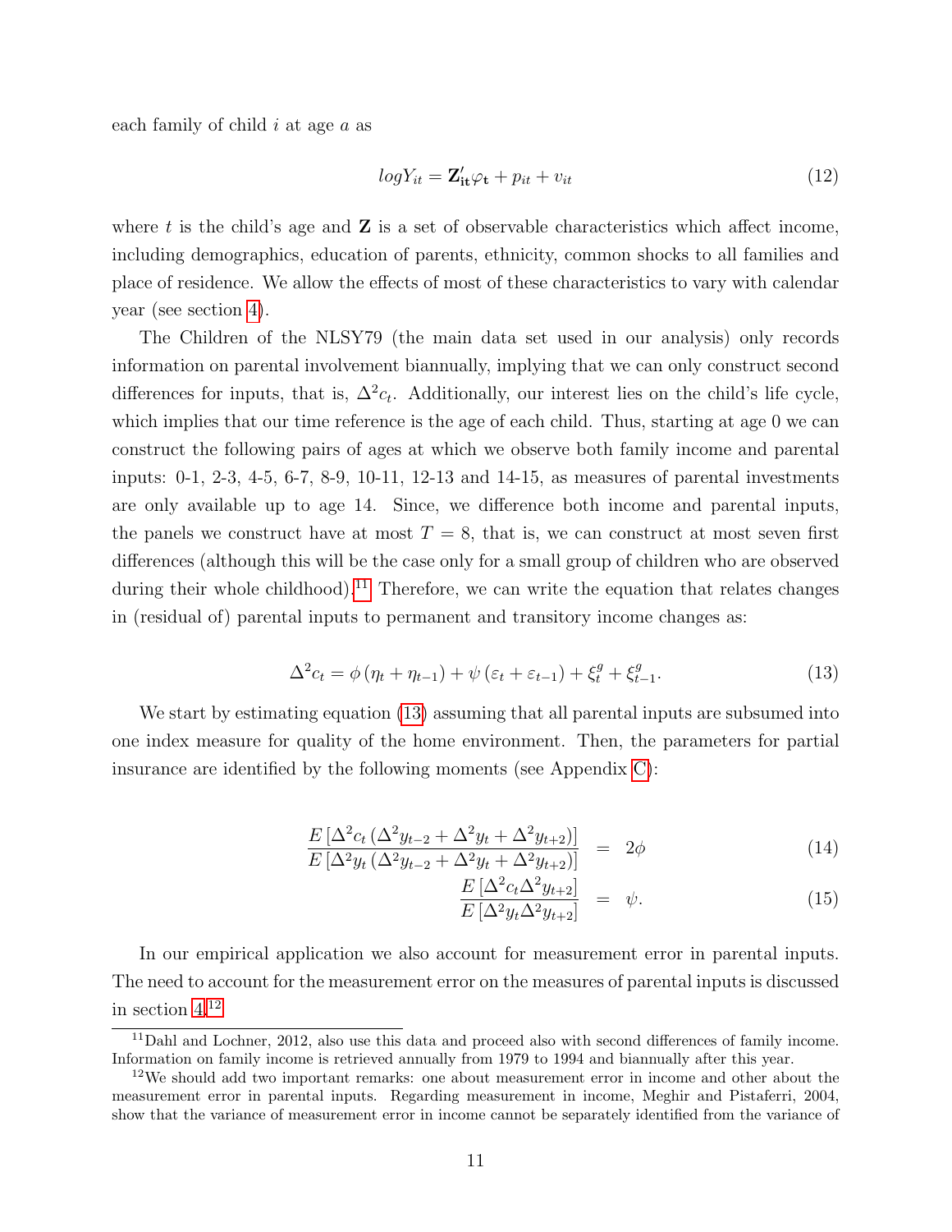each family of child $i$ at age $a$ as

$$logY_{it} = \mathbf{Z}'_{\mathbf{it}}\varphi_{\mathbf{t}} + p_{it} + v_{it} \tag{12}$$

where $t$ is the child's age and $\mathbf{Z}$ is a set of observable characteristics which affect income, including demographics, education of parents, ethnicity, common shocks to all families and place of residence. We allow the effects of most of these characteristics to vary with calendar year (see section 4).

The Children of the NLSY79 (the main data set used in our analysis) only records information on parental involvement biannually, implying that we can only construct second differences for inputs, that is, $\Delta^2 c_t$. Additionally, our interest lies on the child's life cycle, which implies that our time reference is the age of each child. Thus, starting at age 0 we can construct the following pairs of ages at which we observe both family income and parental inputs: 0-1, 2-3, 4-5, 6-7, 8-9, 10-11, 12-13 and 14-15, as measures of parental investments are only available up to age 14. Since, we difference both income and parental inputs, the panels we construct have at most $T = 8$, that is, we can construct at most seven first differences (although this will be the case only for a small group of children who are observed during their whole childhood).[11] Therefore, we can write the equation that relates changes in (residual of) parental inputs to permanent and transitory income changes as:

$$\Delta^2 c_t = \phi\left(\eta_t + \eta_{t-1}\right) + \psi\left(\varepsilon_t + \varepsilon_{t-1}\right) + \xi_t^g + \xi_{t-1}^g. \tag{13}$$

We start by estimating equation (13) assuming that all parental inputs are subsumed into one index measure for quality of the home environment. Then, the parameters for partial insurance are identified by the following moments (see Appendix C):

$$\frac{E\left[\Delta^2 c_t\left(\Delta^2 y_{t-2} + \Delta^2 y_t + \Delta^2 y_{t+2}\right)\right]}{E\left[\Delta^2 y_t\left(\Delta^2 y_{t-2} + \Delta^2 y_t + \Delta^2 y_{t+2}\right)\right]} = 2\phi \tag{14}$$

$$\frac{E\left[\Delta^2 c_t \Delta^2 y_{t+2}\right]}{E\left[\Delta^2 y_t \Delta^2 y_{t+2}\right]} = \psi. \tag{15}$$

In our empirical application we also account for measurement error in parental inputs. The need to account for the measurement error on the measures of parental inputs is discussed in section 4.[12]

[11] Dahl and Lochner, 2012, also use this data and proceed also with second differences of family income. Information on family income is retrieved annually from 1979 to 1994 and biannually after this year.

[12] We should add two important remarks: one about measurement error in income and other about the measurement error in parental inputs. Regarding measurement in income, Meghir and Pistaferri, 2004, show that the variance of measurement error in income cannot be separately identified from the variance of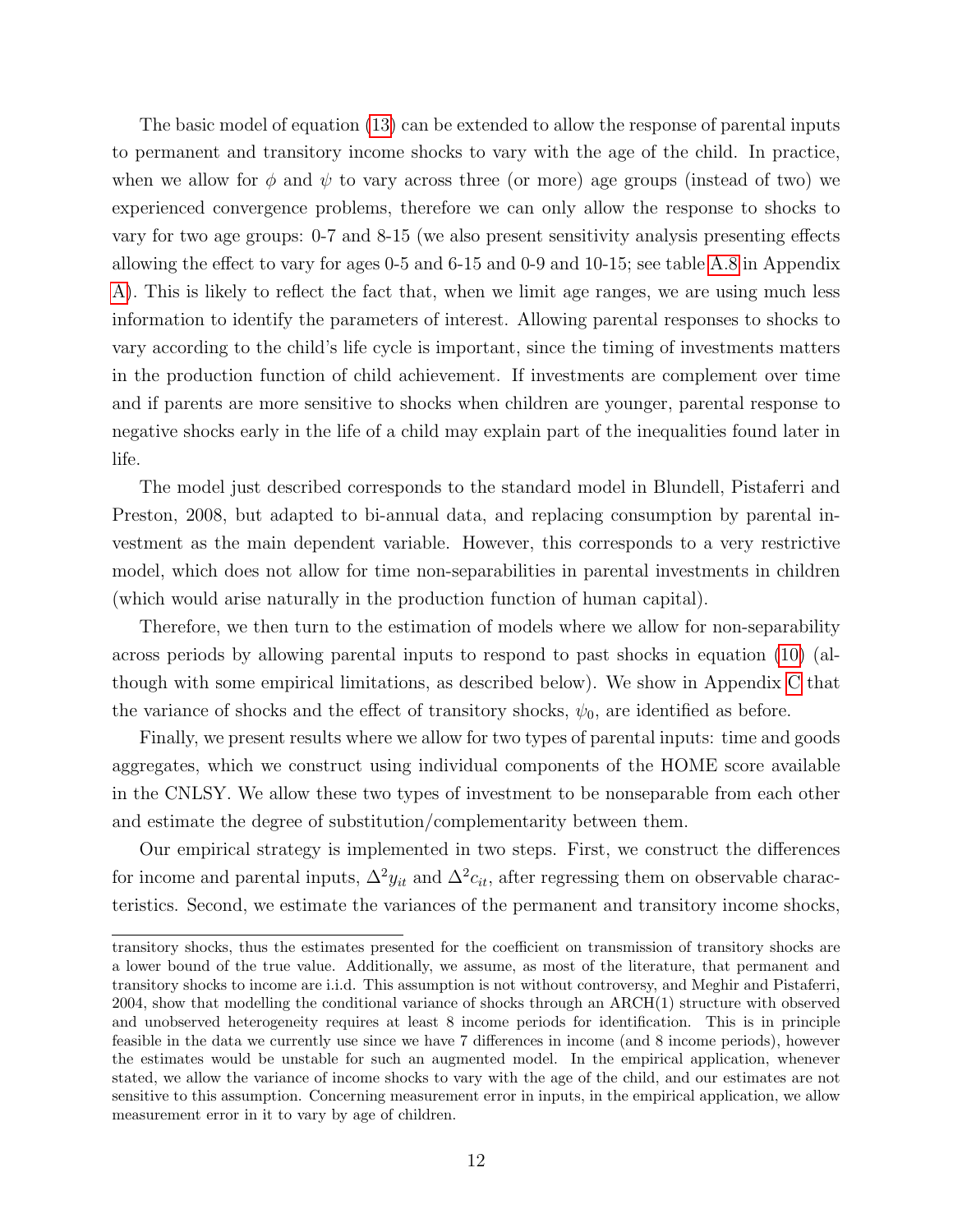The basic model of equation (13) can be extended to allow the response of parental inputs to permanent and transitory income shocks to vary with the age of the child. In practice, when we allow for $\phi$ and $\psi$ to vary across three (or more) age groups (instead of two) we experienced convergence problems, therefore we can only allow the response to shocks to vary for two age groups: 0-7 and 8-15 (we also present sensitivity analysis presenting effects allowing the effect to vary for ages 0-5 and 6-15 and 0-9 and 10-15; see table A.8 in Appendix A). This is likely to reflect the fact that, when we limit age ranges, we are using much less information to identify the parameters of interest. Allowing parental responses to shocks to vary according to the child's life cycle is important, since the timing of investments matters in the production function of child achievement. If investments are complement over time and if parents are more sensitive to shocks when children are younger, parental response to negative shocks early in the life of a child may explain part of the inequalities found later in life.

The model just described corresponds to the standard model in Blundell, Pistaferri and Preston, 2008, but adapted to bi-annual data, and replacing consumption by parental investment as the main dependent variable. However, this corresponds to a very restrictive model, which does not allow for time non-separabilities in parental investments in children (which would arise naturally in the production function of human capital).

Therefore, we then turn to the estimation of models where we allow for non-separability across periods by allowing parental inputs to respond to past shocks in equation (10) (although with some empirical limitations, as described below). We show in Appendix C that the variance of shocks and the effect of transitory shocks, $\psi_0$, are identified as before.

Finally, we present results where we allow for two types of parental inputs: time and goods aggregates, which we construct using individual components of the HOME score available in the CNLSY. We allow these two types of investment to be nonseparable from each other and estimate the degree of substitution/complementarity between them.

Our empirical strategy is implemented in two steps. First, we construct the differences for income and parental inputs, $\Delta^2 y_{it}$ and $\Delta^2 c_{it}$, after regressing them on observable characteristics. Second, we estimate the variances of the permanent and transitory income shocks,

---

transitory shocks, thus the estimates presented for the coefficient on transmission of transitory shocks are a lower bound of the true value. Additionally, we assume, as most of the literature, that permanent and transitory shocks to income are i.i.d. This assumption is not without controversy, and Meghir and Pistaferri, 2004, show that modelling the conditional variance of shocks through an ARCH(1) structure with observed and unobserved heterogeneity requires at least 8 income periods for identification. This is in principle feasible in the data we currently use since we have 7 differences in income (and 8 income periods), however the estimates would be unstable for such an augmented model. In the empirical application, whenever stated, we allow the variance of income shocks to vary with the age of the child, and our estimates are not sensitive to this assumption. Concerning measurement error in inputs, in the empirical application, we allow measurement error in it to vary by age of children.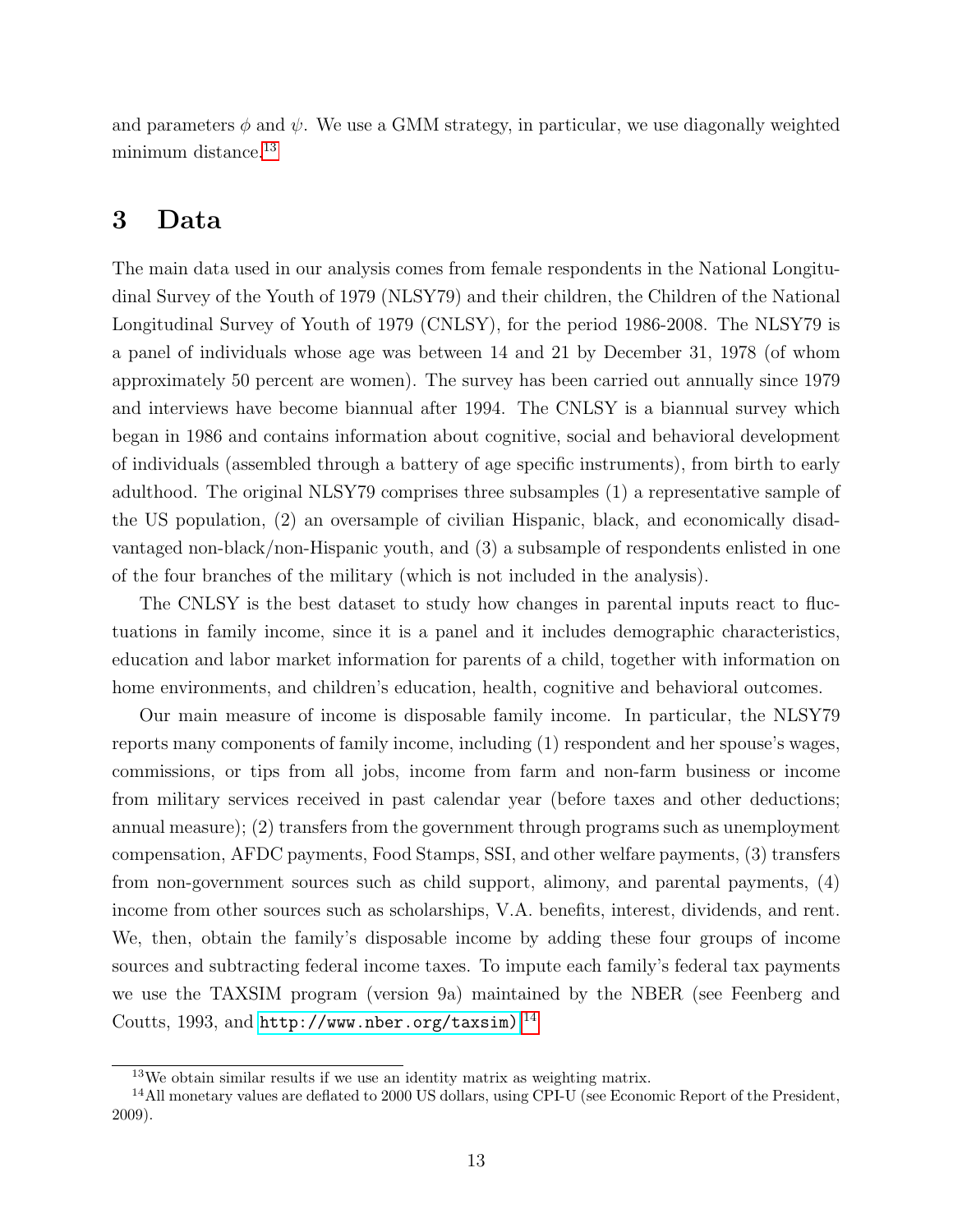and parameters $\phi$ and $\psi$. We use a GMM strategy, in particular, we use diagonally weighted minimum distance.[13]

# 3 Data

The main data used in our analysis comes from female respondents in the National Longitudinal Survey of the Youth of 1979 (NLSY79) and their children, the Children of the National Longitudinal Survey of Youth of 1979 (CNLSY), for the period 1986-2008. The NLSY79 is a panel of individuals whose age was between 14 and 21 by December 31, 1978 (of whom approximately 50 percent are women). The survey has been carried out annually since 1979 and interviews have become biannual after 1994. The CNLSY is a biannual survey which began in 1986 and contains information about cognitive, social and behavioral development of individuals (assembled through a battery of age specific instruments), from birth to early adulthood. The original NLSY79 comprises three subsamples (1) a representative sample of the US population, (2) an oversample of civilian Hispanic, black, and economically disadvantaged non-black/non-Hispanic youth, and (3) a subsample of respondents enlisted in one of the four branches of the military (which is not included in the analysis).

The CNLSY is the best dataset to study how changes in parental inputs react to fluctuations in family income, since it is a panel and it includes demographic characteristics, education and labor market information for parents of a child, together with information on home environments, and children's education, health, cognitive and behavioral outcomes.

Our main measure of income is disposable family income. In particular, the NLSY79 reports many components of family income, including (1) respondent and her spouse's wages, commissions, or tips from all jobs, income from farm and non-farm business or income from military services received in past calendar year (before taxes and other deductions; annual measure); (2) transfers from the government through programs such as unemployment compensation, AFDC payments, Food Stamps, SSI, and other welfare payments, (3) transfers from non-government sources such as child support, alimony, and parental payments, (4) income from other sources such as scholarships, V.A. benefits, interest, dividends, and rent. We, then, obtain the family's disposable income by adding these four groups of income sources and subtracting federal income taxes. To impute each family's federal tax payments we use the TAXSIM program (version 9a) maintained by the NBER (see Feenberg and Coutts, 1993, and http://www.nber.org/taxsim).[14]

[13] We obtain similar results if we use an identity matrix as weighting matrix.

[14] All monetary values are deflated to 2000 US dollars, using CPI-U (see Economic Report of the President, 2009).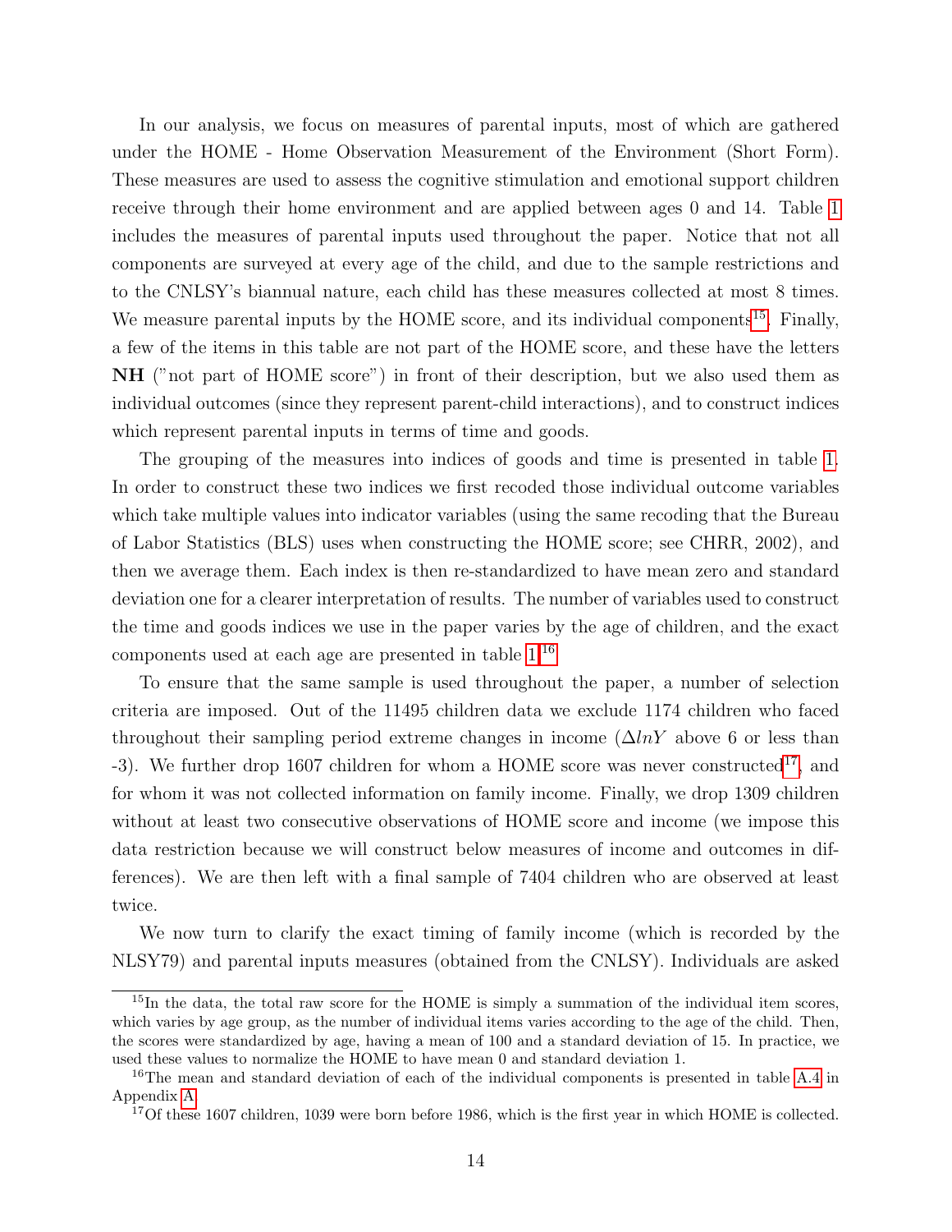In our analysis, we focus on measures of parental inputs, most of which are gathered under the HOME - Home Observation Measurement of the Environment (Short Form). These measures are used to assess the cognitive stimulation and emotional support children receive through their home environment and are applied between ages 0 and 14. Table 1 includes the measures of parental inputs used throughout the paper. Notice that not all components are surveyed at every age of the child, and due to the sample restrictions and to the CNLSY's biannual nature, each child has these measures collected at most 8 times. We measure parental inputs by the HOME score, and its individual components[15]. Finally, a few of the items in this table are not part of the HOME score, and these have the letters **NH** ("not part of HOME score") in front of their description, but we also used them as individual outcomes (since they represent parent-child interactions), and to construct indices which represent parental inputs in terms of time and goods.

The grouping of the measures into indices of goods and time is presented in table 1. In order to construct these two indices we first recoded those individual outcome variables which take multiple values into indicator variables (using the same recoding that the Bureau of Labor Statistics (BLS) uses when constructing the HOME score; see CHRR, 2002), and then we average them. Each index is then re-standardized to have mean zero and standard deviation one for a clearer interpretation of results. The number of variables used to construct the time and goods indices we use in the paper varies by the age of children, and the exact components used at each age are presented in table 1.[16]

To ensure that the same sample is used throughout the paper, a number of selection criteria are imposed. Out of the 11495 children data we exclude 1174 children who faced throughout their sampling period extreme changes in income ($\Delta lnY$ above 6 or less than -3). We further drop 1607 children for whom a HOME score was never constructed[17], and for whom it was not collected information on family income. Finally, we drop 1309 children without at least two consecutive observations of HOME score and income (we impose this data restriction because we will construct below measures of income and outcomes in differences). We are then left with a final sample of 7404 children who are observed at least twice.

We now turn to clarify the exact timing of family income (which is recorded by the NLSY79) and parental inputs measures (obtained from the CNLSY). Individuals are asked

---

[15] In the data, the total raw score for the HOME is simply a summation of the individual item scores, which varies by age group, as the number of individual items varies according to the age of the child. Then, the scores were standardized by age, having a mean of 100 and a standard deviation of 15. In practice, we used these values to normalize the HOME to have mean 0 and standard deviation 1.

[16] The mean and standard deviation of each of the individual components is presented in table A.4 in Appendix A.

[17] Of these 1607 children, 1039 were born before 1986, which is the first year in which HOME is collected.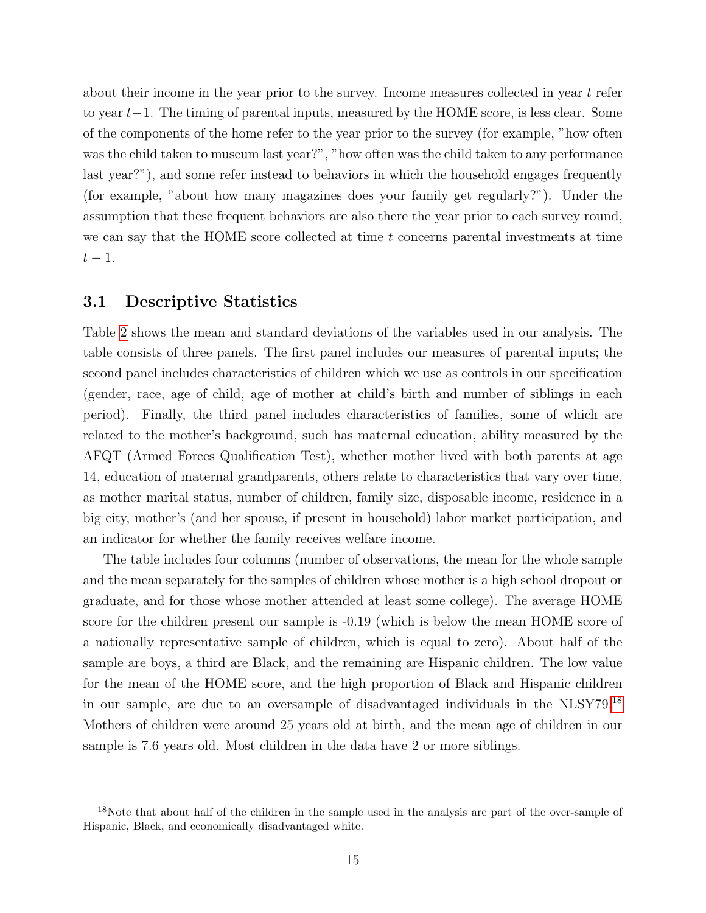about their income in the year prior to the survey. Income measures collected in year $t$ refer to year $t-1$. The timing of parental inputs, measured by the HOME score, is less clear. Some of the components of the home refer to the year prior to the survey (for example, "how often was the child taken to museum last year?", "how often was the child taken to any performance last year?"), and some refer instead to behaviors in which the household engages frequently (for example, "about how many magazines does your family get regularly?"). Under the assumption that these frequent behaviors are also there the year prior to each survey round, we can say that the HOME score collected at time $t$ concerns parental investments at time $t-1$.

## 3.1 Descriptive Statistics

Table 2 shows the mean and standard deviations of the variables used in our analysis. The table consists of three panels. The first panel includes our measures of parental inputs; the second panel includes characteristics of children which we use as controls in our specification (gender, race, age of child, age of mother at child's birth and number of siblings in each period). Finally, the third panel includes characteristics of families, some of which are related to the mother's background, such has maternal education, ability measured by the AFQT (Armed Forces Qualification Test), whether mother lived with both parents at age 14, education of maternal grandparents, others relate to characteristics that vary over time, as mother marital status, number of children, family size, disposable income, residence in a big city, mother's (and her spouse, if present in household) labor market participation, and an indicator for whether the family receives welfare income.

The table includes four columns (number of observations, the mean for the whole sample and the mean separately for the samples of children whose mother is a high school dropout or graduate, and for those whose mother attended at least some college). The average HOME score for the children present our sample is -0.19 (which is below the mean HOME score of a nationally representative sample of children, which is equal to zero). About half of the sample are boys, a third are Black, and the remaining are Hispanic children. The low value for the mean of the HOME score, and the high proportion of Black and Hispanic children in our sample, are due to an oversample of disadvantaged individuals in the NLSY79.[18] Mothers of children were around 25 years old at birth, and the mean age of children in our sample is 7.6 years old. Most children in the data have 2 or more siblings.

[18]Note that about half of the children in the sample used in the analysis are part of the over-sample of Hispanic, Black, and economically disadvantaged white.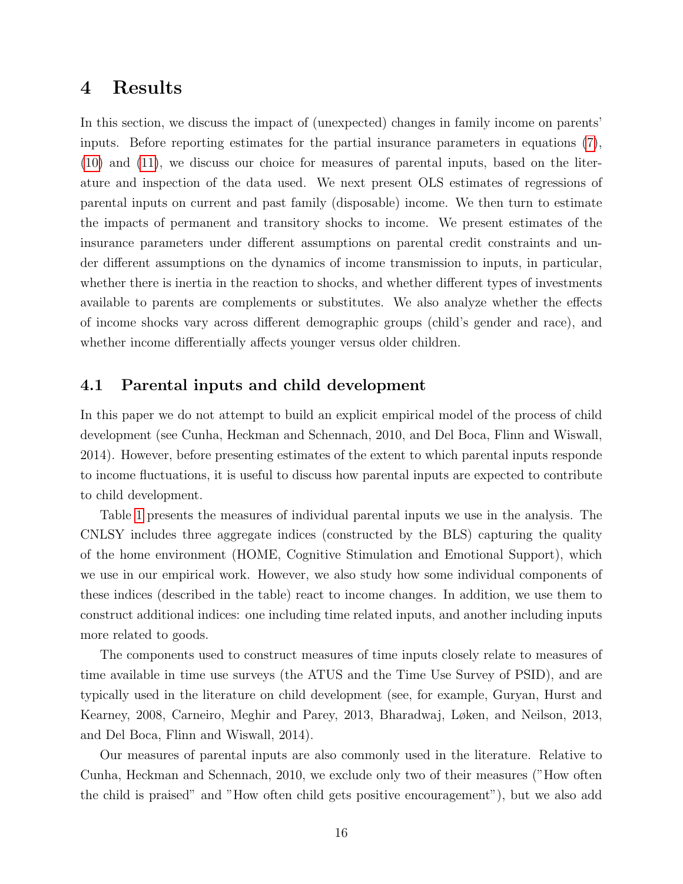# 4 Results

In this section, we discuss the impact of (unexpected) changes in family income on parents' inputs. Before reporting estimates for the partial insurance parameters in equations (7), (10) and (11), we discuss our choice for measures of parental inputs, based on the literature and inspection of the data used. We next present OLS estimates of regressions of parental inputs on current and past family (disposable) income. We then turn to estimate the impacts of permanent and transitory shocks to income. We present estimates of the insurance parameters under different assumptions on parental credit constraints and under different assumptions on the dynamics of income transmission to inputs, in particular, whether there is inertia in the reaction to shocks, and whether different types of investments available to parents are complements or substitutes. We also analyze whether the effects of income shocks vary across different demographic groups (child's gender and race), and whether income differentially affects younger versus older children.

## 4.1 Parental inputs and child development

In this paper we do not attempt to build an explicit empirical model of the process of child development (see Cunha, Heckman and Schennach, 2010, and Del Boca, Flinn and Wiswall, 2014). However, before presenting estimates of the extent to which parental inputs responde to income fluctuations, it is useful to discuss how parental inputs are expected to contribute to child development.

Table 1 presents the measures of individual parental inputs we use in the analysis. The CNLSY includes three aggregate indices (constructed by the BLS) capturing the quality of the home environment (HOME, Cognitive Stimulation and Emotional Support), which we use in our empirical work. However, we also study how some individual components of these indices (described in the table) react to income changes. In addition, we use them to construct additional indices: one including time related inputs, and another including inputs more related to goods.

The components used to construct measures of time inputs closely relate to measures of time available in time use surveys (the ATUS and the Time Use Survey of PSID), and are typically used in the literature on child development (see, for example, Guryan, Hurst and Kearney, 2008, Carneiro, Meghir and Parey, 2013, Bharadwaj, Løken, and Neilson, 2013, and Del Boca, Flinn and Wiswall, 2014).

Our measures of parental inputs are also commonly used in the literature. Relative to Cunha, Heckman and Schennach, 2010, we exclude only two of their measures ("How often the child is praised" and "How often child gets positive encouragement"), but we also add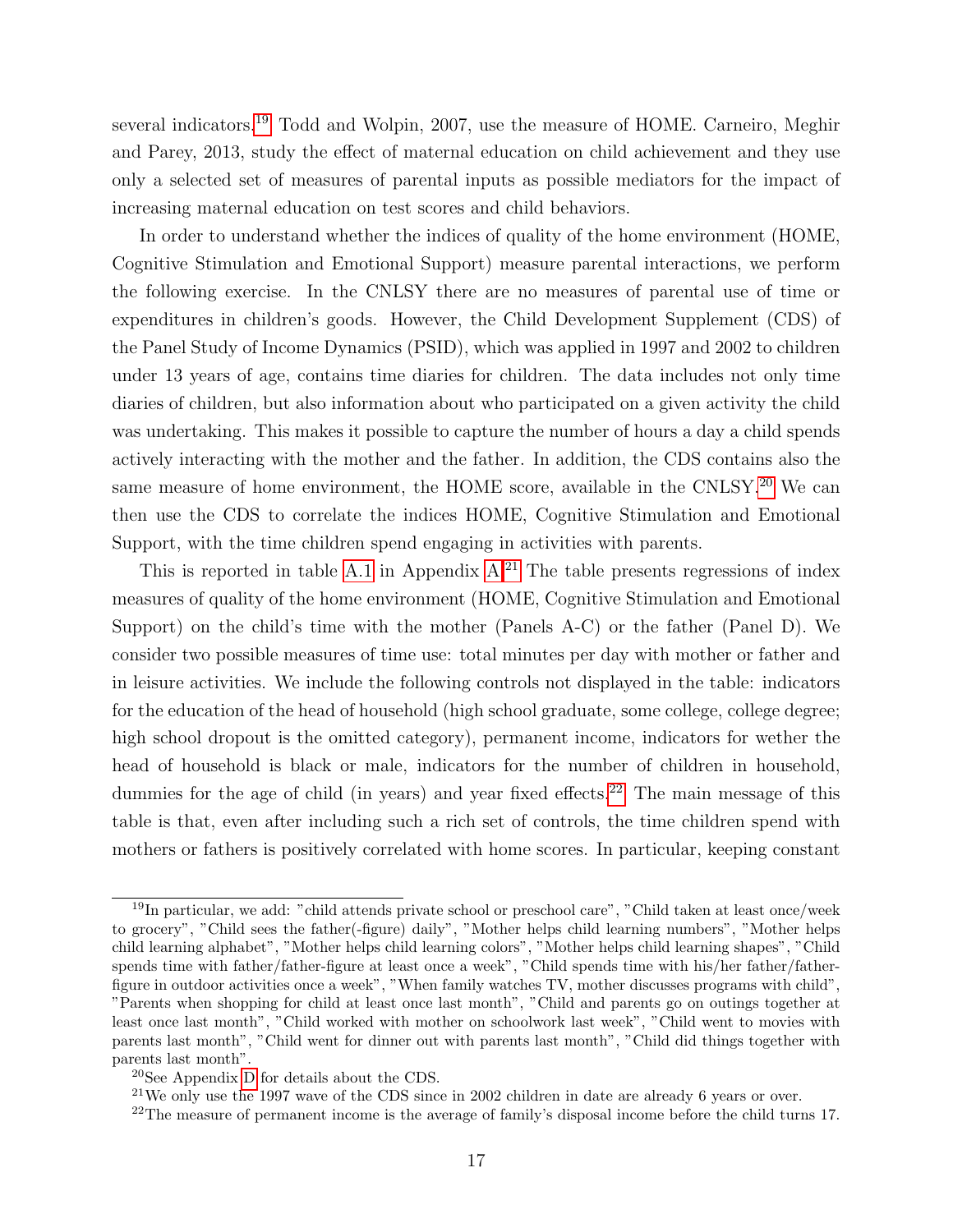several indicators.[19] Todd and Wolpin, 2007, use the measure of HOME. Carneiro, Meghir and Parey, 2013, study the effect of maternal education on child achievement and they use only a selected set of measures of parental inputs as possible mediators for the impact of increasing maternal education on test scores and child behaviors.

In order to understand whether the indices of quality of the home environment (HOME, Cognitive Stimulation and Emotional Support) measure parental interactions, we perform the following exercise. In the CNLSY there are no measures of parental use of time or expenditures in children's goods. However, the Child Development Supplement (CDS) of the Panel Study of Income Dynamics (PSID), which was applied in 1997 and 2002 to children under 13 years of age, contains time diaries for children. The data includes not only time diaries of children, but also information about who participated on a given activity the child was undertaking. This makes it possible to capture the number of hours a day a child spends actively interacting with the mother and the father. In addition, the CDS contains also the same measure of home environment, the HOME score, available in the CNLSY.[20] We can then use the CDS to correlate the indices HOME, Cognitive Stimulation and Emotional Support, with the time children spend engaging in activities with parents.

This is reported in table A.1 in Appendix A.[21] The table presents regressions of index measures of quality of the home environment (HOME, Cognitive Stimulation and Emotional Support) on the child's time with the mother (Panels A-C) or the father (Panel D). We consider two possible measures of time use: total minutes per day with mother or father and in leisure activities. We include the following controls not displayed in the table: indicators for the education of the head of household (high school graduate, some college, college degree; high school dropout is the omitted category), permanent income, indicators for wether the head of household is black or male, indicators for the number of children in household, dummies for the age of child (in years) and year fixed effects.[22] The main message of this table is that, even after including such a rich set of controls, the time children spend with mothers or fathers is positively correlated with home scores. In particular, keeping constant

---

[19] In particular, we add: "child attends private school or preschool care", "Child taken at least once/week to grocery", "Child sees the father(-figure) daily", "Mother helps child learning numbers", "Mother helps child learning alphabet", "Mother helps child learning colors", "Mother helps child learning shapes", "Child spends time with father/father-figure at least once a week", "Child spends time with his/her father/father-figure in outdoor activities once a week", "When family watches TV, mother discusses programs with child", "Parents when shopping for child at least once last month", "Child and parents go on outings together at least once last month", "Child worked with mother on schoolwork last week", "Child went to movies with parents last month", "Child went for dinner out with parents last month", "Child did things together with parents last month".

[20] See Appendix D for details about the CDS.

[21] We only use the 1997 wave of the CDS since in 2002 children in date are already 6 years or over.

[22] The measure of permanent income is the average of family's disposal income before the child turns 17.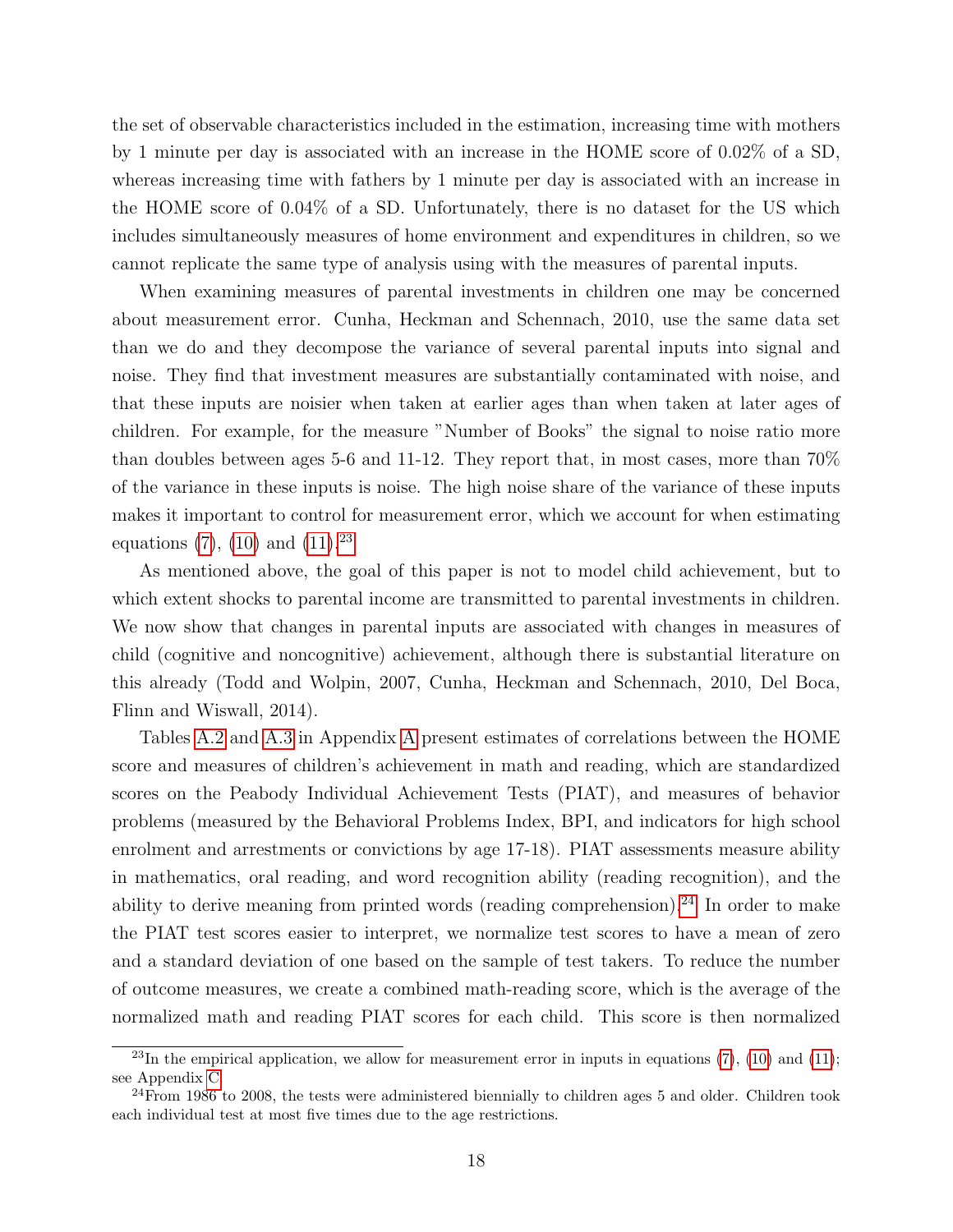the set of observable characteristics included in the estimation, increasing time with mothers by 1 minute per day is associated with an increase in the HOME score of 0.02% of a SD, whereas increasing time with fathers by 1 minute per day is associated with an increase in the HOME score of 0.04% of a SD. Unfortunately, there is no dataset for the US which includes simultaneously measures of home environment and expenditures in children, so we cannot replicate the same type of analysis using with the measures of parental inputs.

When examining measures of parental investments in children one may be concerned about measurement error. Cunha, Heckman and Schennach, 2010, use the same data set than we do and they decompose the variance of several parental inputs into signal and noise. They find that investment measures are substantially contaminated with noise, and that these inputs are noisier when taken at earlier ages than when taken at later ages of children. For example, for the measure "Number of Books" the signal to noise ratio more than doubles between ages 5-6 and 11-12. They report that, in most cases, more than 70% of the variance in these inputs is noise. The high noise share of the variance of these inputs makes it important to control for measurement error, which we account for when estimating equations (7), (10) and (11).[23]

As mentioned above, the goal of this paper is not to model child achievement, but to which extent shocks to parental income are transmitted to parental investments in children. We now show that changes in parental inputs are associated with changes in measures of child (cognitive and noncognitive) achievement, although there is substantial literature on this already (Todd and Wolpin, 2007, Cunha, Heckman and Schennach, 2010, Del Boca, Flinn and Wiswall, 2014).

Tables A.2 and A.3 in Appendix A present estimates of correlations between the HOME score and measures of children's achievement in math and reading, which are standardized scores on the Peabody Individual Achievement Tests (PIAT), and measures of behavior problems (measured by the Behavioral Problems Index, BPI, and indicators for high school enrolment and arrestments or convictions by age 17-18). PIAT assessments measure ability in mathematics, oral reading, and word recognition ability (reading recognition), and the ability to derive meaning from printed words (reading comprehension).[24] In order to make the PIAT test scores easier to interpret, we normalize test scores to have a mean of zero and a standard deviation of one based on the sample of test takers. To reduce the number of outcome measures, we create a combined math-reading score, which is the average of the normalized math and reading PIAT scores for each child. This score is then normalized

[23] In the empirical application, we allow for measurement error in inputs in equations (7), (10) and (11); see Appendix C.

[24] From 1986 to 2008, the tests were administered biennially to children ages 5 and older. Children took each individual test at most five times due to the age restrictions.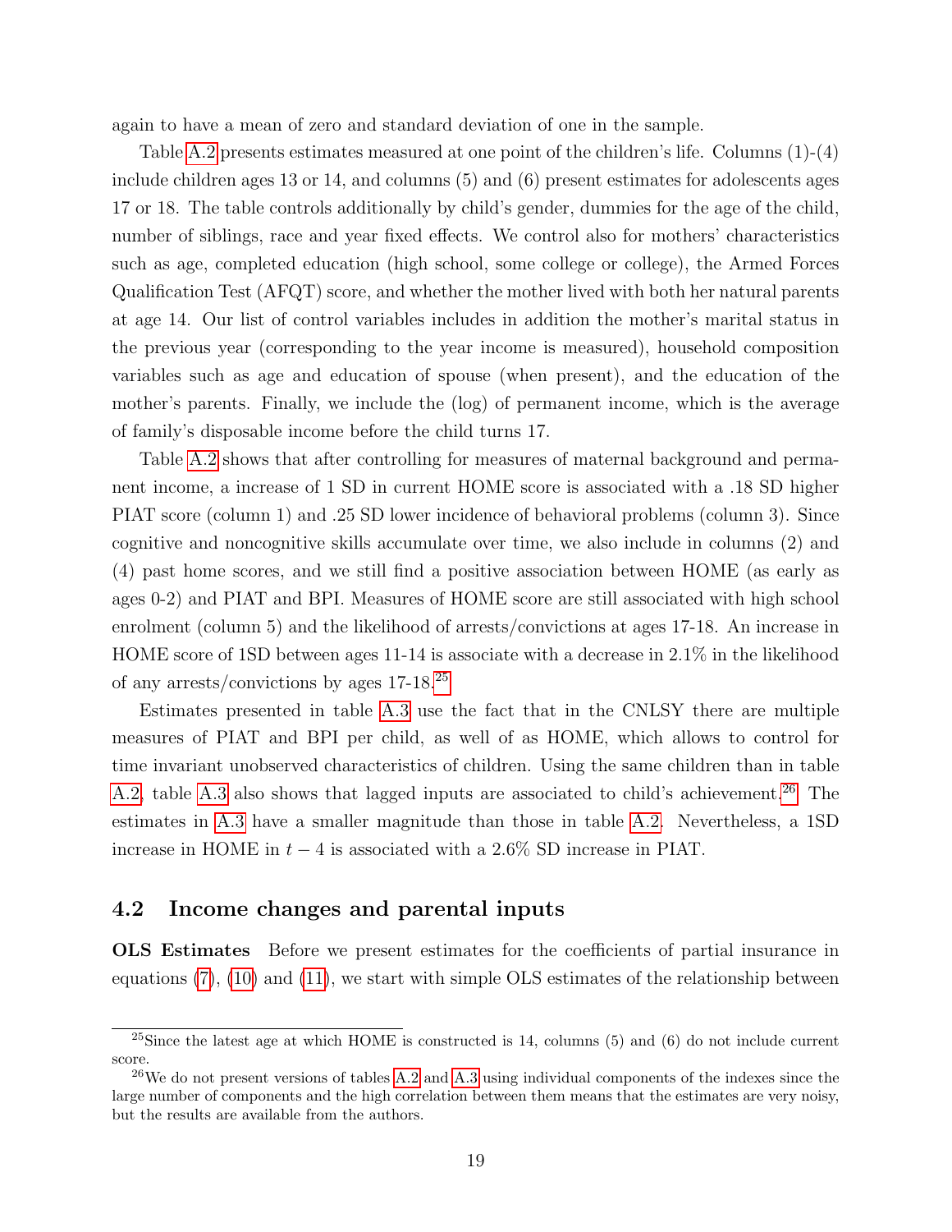again to have a mean of zero and standard deviation of one in the sample.

Table A.2 presents estimates measured at one point of the children's life. Columns (1)-(4) include children ages 13 or 14, and columns (5) and (6) present estimates for adolescents ages 17 or 18. The table controls additionally by child's gender, dummies for the age of the child, number of siblings, race and year fixed effects. We control also for mothers' characteristics such as age, completed education (high school, some college or college), the Armed Forces Qualification Test (AFQT) score, and whether the mother lived with both her natural parents at age 14. Our list of control variables includes in addition the mother's marital status in the previous year (corresponding to the year income is measured), household composition variables such as age and education of spouse (when present), and the education of the mother's parents. Finally, we include the (log) of permanent income, which is the average of family's disposable income before the child turns 17.

Table A.2 shows that after controlling for measures of maternal background and permanent income, a increase of 1 SD in current HOME score is associated with a .18 SD higher PIAT score (column 1) and .25 SD lower incidence of behavioral problems (column 3). Since cognitive and noncognitive skills accumulate over time, we also include in columns (2) and (4) past home scores, and we still find a positive association between HOME (as early as ages 0-2) and PIAT and BPI. Measures of HOME score are still associated with high school enrolment (column 5) and the likelihood of arrests/convictions at ages 17-18. An increase in HOME score of 1SD between ages 11-14 is associate with a decrease in 2.1% in the likelihood of any arrests/convictions by ages 17-18.[25]

Estimates presented in table A.3 use the fact that in the CNLSY there are multiple measures of PIAT and BPI per child, as well of as HOME, which allows to control for time invariant unobserved characteristics of children. Using the same children than in table A.2, table A.3 also shows that lagged inputs are associated to child's achievement.[26] The estimates in A.3 have a smaller magnitude than those in table A.2. Nevertheless, a 1SD increase in HOME in $t-4$ is associated with a 2.6% SD increase in PIAT.

## 4.2 Income changes and parental inputs

**OLS Estimates** Before we present estimates for the coefficients of partial insurance in equations (7), (10) and (11), we start with simple OLS estimates of the relationship between

[25] Since the latest age at which HOME is constructed is 14, columns (5) and (6) do not include current score.

[26] We do not present versions of tables A.2 and A.3 using individual components of the indexes since the large number of components and the high correlation between them means that the estimates are very noisy, but the results are available from the authors.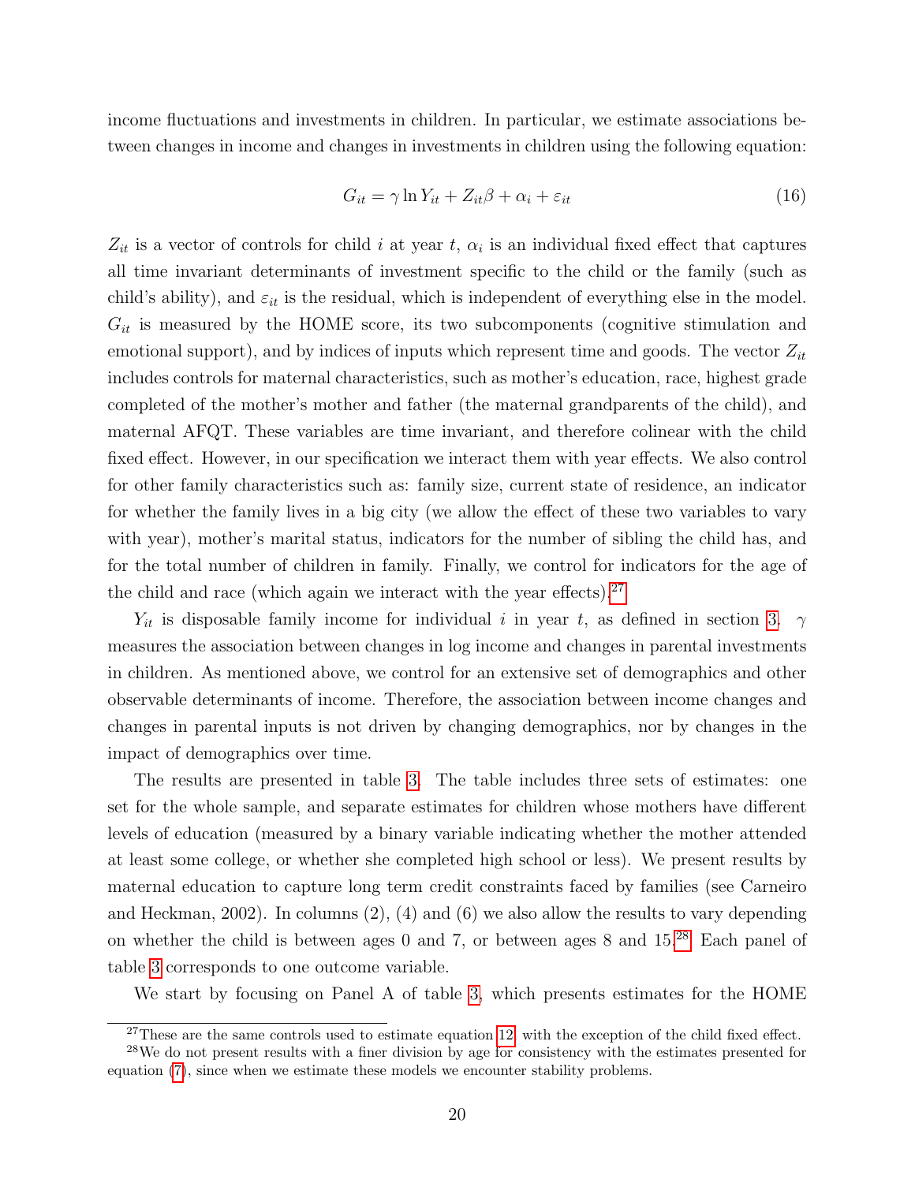income fluctuations and investments in children. In particular, we estimate associations between changes in income and changes in investments in children using the following equation:

$$G_{it} = \gamma \ln Y_{it} + Z_{it}\beta + \alpha_i + \varepsilon_{it} \tag{16}$$

$Z_{it}$ is a vector of controls for child $i$ at year $t$, $\alpha_i$ is an individual fixed effect that captures all time invariant determinants of investment specific to the child or the family (such as child's ability), and $\varepsilon_{it}$ is the residual, which is independent of everything else in the model. $G_{it}$ is measured by the HOME score, its two subcomponents (cognitive stimulation and emotional support), and by indices of inputs which represent time and goods. The vector $Z_{it}$ includes controls for maternal characteristics, such as mother's education, race, highest grade completed of the mother's mother and father (the maternal grandparents of the child), and maternal AFQT. These variables are time invariant, and therefore colinear with the child fixed effect. However, in our specification we interact them with year effects. We also control for other family characteristics such as: family size, current state of residence, an indicator for whether the family lives in a big city (we allow the effect of these two variables to vary with year), mother's marital status, indicators for the number of sibling the child has, and for the total number of children in family. Finally, we control for indicators for the age of the child and race (which again we interact with the year effects).[27]

$Y_{it}$ is disposable family income for individual $i$ in year $t$, as defined in section 3. $\gamma$ measures the association between changes in log income and changes in parental investments in children. As mentioned above, we control for an extensive set of demographics and other observable determinants of income. Therefore, the association between income changes and changes in parental inputs is not driven by changing demographics, nor by changes in the impact of demographics over time.

The results are presented in table 3. The table includes three sets of estimates: one set for the whole sample, and separate estimates for children whose mothers have different levels of education (measured by a binary variable indicating whether the mother attended at least some college, or whether she completed high school or less). We present results by maternal education to capture long term credit constraints faced by families (see Carneiro and Heckman, 2002). In columns (2), (4) and (6) we also allow the results to vary depending on whether the child is between ages 0 and 7, or between ages 8 and 15.[28] Each panel of table 3 corresponds to one outcome variable.

We start by focusing on Panel A of table 3, which presents estimates for the HOME

[27] These are the same controls used to estimate equation 12, with the exception of the child fixed effect.

[28] We do not present results with a finer division by age for consistency with the estimates presented for equation (7), since when we estimate these models we encounter stability problems.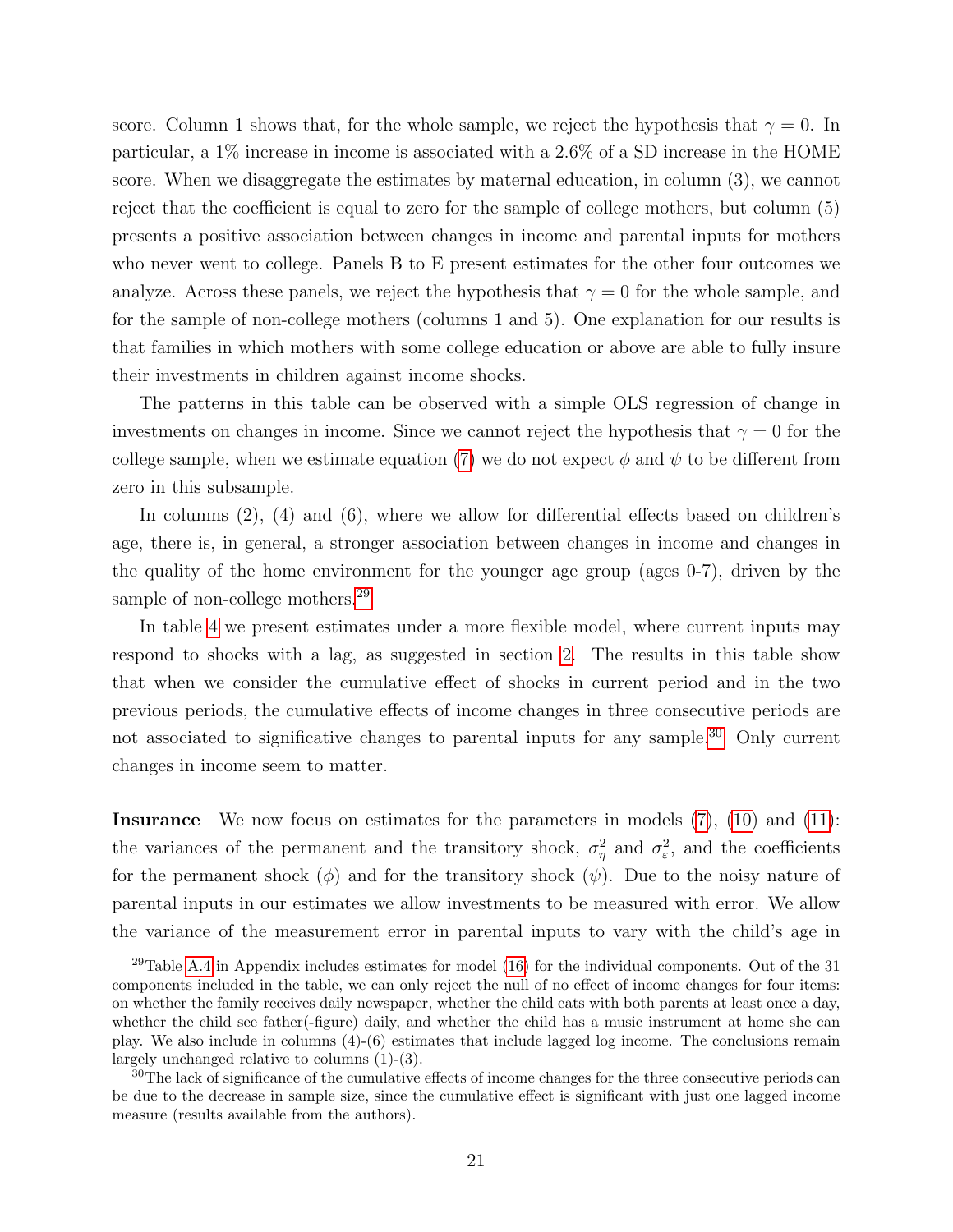score. Column 1 shows that, for the whole sample, we reject the hypothesis that $\gamma = 0$. In particular, a 1% increase in income is associated with a 2.6% of a SD increase in the HOME score. When we disaggregate the estimates by maternal education, in column (3), we cannot reject that the coefficient is equal to zero for the sample of college mothers, but column (5) presents a positive association between changes in income and parental inputs for mothers who never went to college. Panels B to E present estimates for the other four outcomes we analyze. Across these panels, we reject the hypothesis that $\gamma = 0$ for the whole sample, and for the sample of non-college mothers (columns 1 and 5). One explanation for our results is that families in which mothers with some college education or above are able to fully insure their investments in children against income shocks.

The patterns in this table can be observed with a simple OLS regression of change in investments on changes in income. Since we cannot reject the hypothesis that $\gamma = 0$ for the college sample, when we estimate equation (7) we do not expect $\phi$ and $\psi$ to be different from zero in this subsample.

In columns (2), (4) and (6), where we allow for differential effects based on children's age, there is, in general, a stronger association between changes in income and changes in the quality of the home environment for the younger age group (ages 0-7), driven by the sample of non-college mothers.[29]

In table 4 we present estimates under a more flexible model, where current inputs may respond to shocks with a lag, as suggested in section 2. The results in this table show that when we consider the cumulative effect of shocks in current period and in the two previous periods, the cumulative effects of income changes in three consecutive periods are not associated to significative changes to parental inputs for any sample.[30] Only current changes in income seem to matter.

**Insurance** We now focus on estimates for the parameters in models (7), (10) and (11): the variances of the permanent and the transitory shock, $\sigma^2_\eta$ and $\sigma^2_\varepsilon$, and the coefficients for the permanent shock ($\phi$) and for the transitory shock ($\psi$). Due to the noisy nature of parental inputs in our estimates we allow investments to be measured with error. We allow the variance of the measurement error in parental inputs to vary with the child's age in

[29] Table A.4 in Appendix includes estimates for model (16) for the individual components. Out of the 31 components included in the table, we can only reject the null of no effect of income changes for four items: on whether the family receives daily newspaper, whether the child eats with both parents at least once a day, whether the child see father(-figure) daily, and whether the child has a music instrument at home she can play. We also include in columns (4)-(6) estimates that include lagged log income. The conclusions remain largely unchanged relative to columns (1)-(3).

[30] The lack of significance of the cumulative effects of income changes for the three consecutive periods can be due to the decrease in sample size, since the cumulative effect is significant with just one lagged income measure (results available from the authors).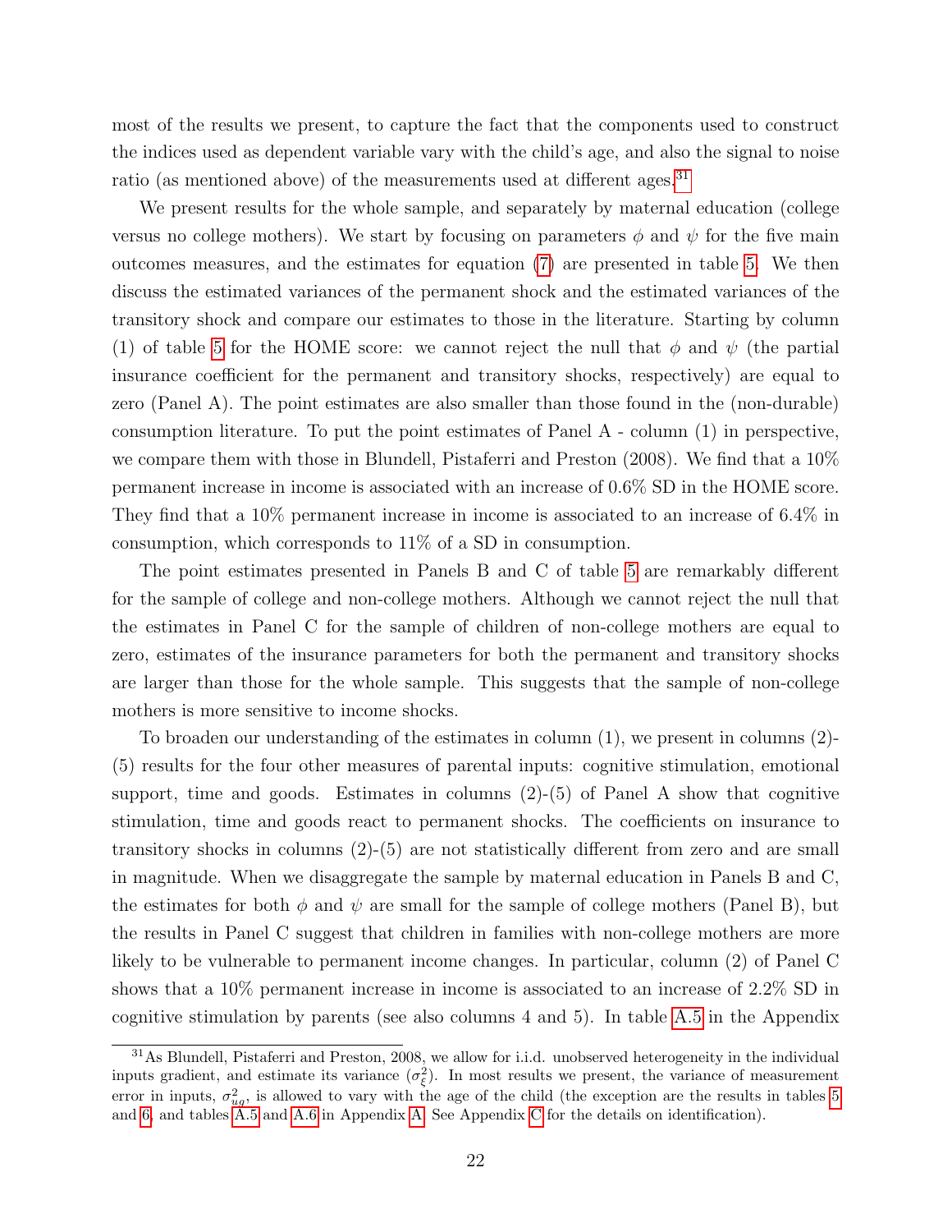most of the results we present, to capture the fact that the components used to construct the indices used as dependent variable vary with the child's age, and also the signal to noise ratio (as mentioned above) of the measurements used at different ages.[31]

We present results for the whole sample, and separately by maternal education (college versus no college mothers). We start by focusing on parameters $\phi$ and $\psi$ for the five main outcomes measures, and the estimates for equation (7) are presented in table 5. We then discuss the estimated variances of the permanent shock and the estimated variances of the transitory shock and compare our estimates to those in the literature. Starting by column (1) of table 5 for the HOME score: we cannot reject the null that $\phi$ and $\psi$ (the partial insurance coefficient for the permanent and transitory shocks, respectively) are equal to zero (Panel A). The point estimates are also smaller than those found in the (non-durable) consumption literature. To put the point estimates of Panel A - column (1) in perspective, we compare them with those in Blundell, Pistaferri and Preston (2008). We find that a 10% permanent increase in income is associated with an increase of 0.6% SD in the HOME score. They find that a 10% permanent increase in income is associated to an increase of 6.4% in consumption, which corresponds to 11% of a SD in consumption.

The point estimates presented in Panels B and C of table 5 are remarkably different for the sample of college and non-college mothers. Although we cannot reject the null that the estimates in Panel C for the sample of children of non-college mothers are equal to zero, estimates of the insurance parameters for both the permanent and transitory shocks are larger than those for the whole sample. This suggests that the sample of non-college mothers is more sensitive to income shocks.

To broaden our understanding of the estimates in column (1), we present in columns (2)-(5) results for the four other measures of parental inputs: cognitive stimulation, emotional support, time and goods. Estimates in columns (2)-(5) of Panel A show that cognitive stimulation, time and goods react to permanent shocks. The coefficients on insurance to transitory shocks in columns (2)-(5) are not statistically different from zero and are small in magnitude. When we disaggregate the sample by maternal education in Panels B and C, the estimates for both $\phi$ and $\psi$ are small for the sample of college mothers (Panel B), but the results in Panel C suggest that children in families with non-college mothers are more likely to be vulnerable to permanent income changes. In particular, column (2) of Panel C shows that a 10% permanent increase in income is associated to an increase of 2.2% SD in cognitive stimulation by parents (see also columns 4 and 5). In table A.5 in the Appendix

[31] As Blundell, Pistaferri and Preston, 2008, we allow for i.i.d. unobserved heterogeneity in the individual inputs gradient, and estimate its variance ($\sigma^2_\xi$). In most results we present, the variance of measurement error in inputs, $\sigma^2_{uq}$, is allowed to vary with the age of the child (the exception are the results in tables 5 and 6, and tables A.5 and A.6 in Appendix A. See Appendix C for the details on identification).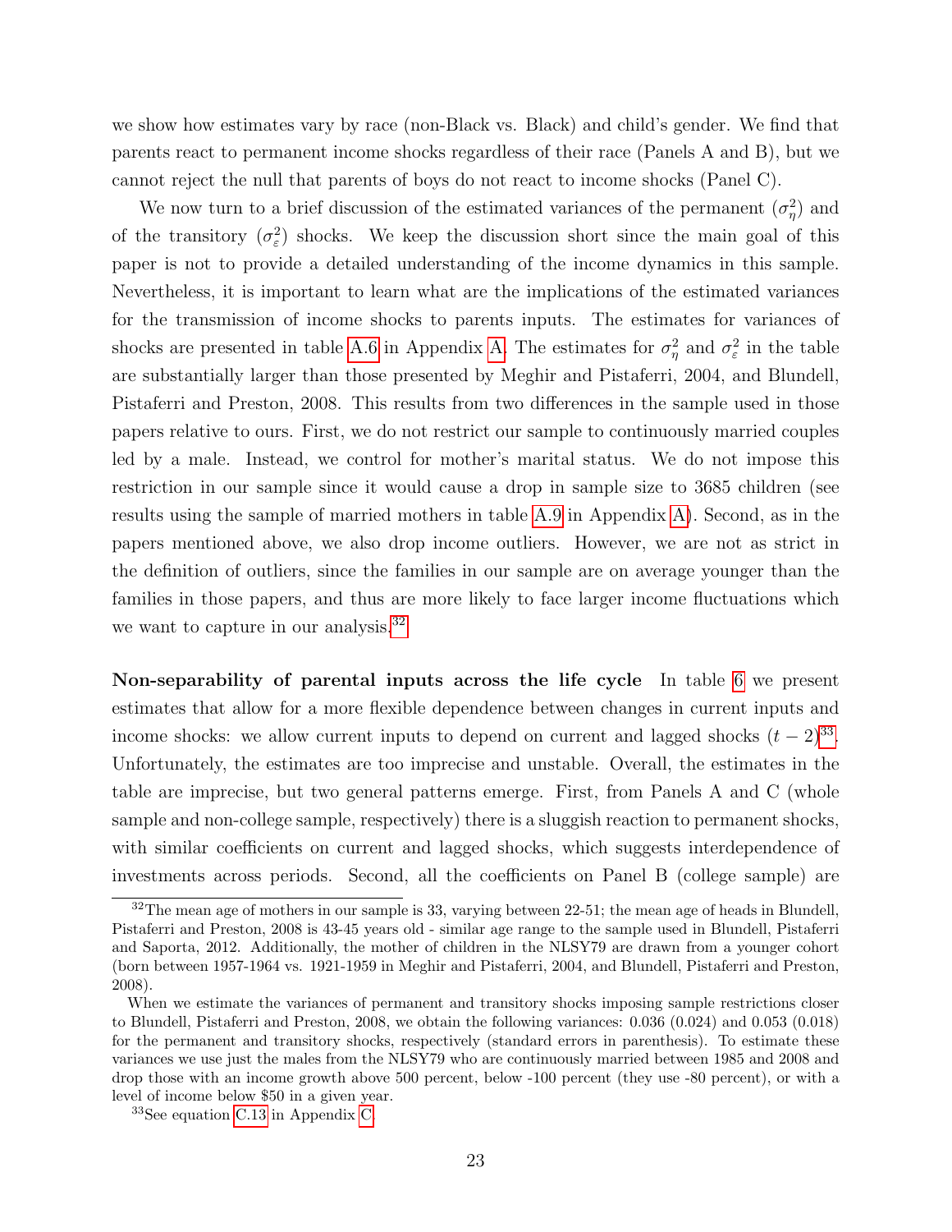we show how estimates vary by race (non-Black vs. Black) and child's gender. We find that parents react to permanent income shocks regardless of their race (Panels A and B), but we cannot reject the null that parents of boys do not react to income shocks (Panel C).

We now turn to a brief discussion of the estimated variances of the permanent ($\sigma_\eta^2$) and of the transitory ($\sigma_\varepsilon^2$) shocks. We keep the discussion short since the main goal of this paper is not to provide a detailed understanding of the income dynamics in this sample. Nevertheless, it is important to learn what are the implications of the estimated variances for the transmission of income shocks to parents inputs. The estimates for variances of shocks are presented in table A.6 in Appendix A. The estimates for $\sigma_\eta^2$ and $\sigma_\varepsilon^2$ in the table are substantially larger than those presented by Meghir and Pistaferri, 2004, and Blundell, Pistaferri and Preston, 2008. This results from two differences in the sample used in those papers relative to ours. First, we do not restrict our sample to continuously married couples led by a male. Instead, we control for mother's marital status. We do not impose this restriction in our sample since it would cause a drop in sample size to 3685 children (see results using the sample of married mothers in table A.9 in Appendix A). Second, as in the papers mentioned above, we also drop income outliers. However, we are not as strict in the definition of outliers, since the families in our sample are on average younger than the families in those papers, and thus are more likely to face larger income fluctuations which we want to capture in our analysis.[32]

**Non-separability of parental inputs across the life cycle** In table 6 we present estimates that allow for a more flexible dependence between changes in current inputs and income shocks: we allow current inputs to depend on current and lagged shocks ($t-2$)[33]. Unfortunately, the estimates are too imprecise and unstable. Overall, the estimates in the table are imprecise, but two general patterns emerge. First, from Panels A and C (whole sample and non-college sample, respectively) there is a sluggish reaction to permanent shocks, with similar coefficients on current and lagged shocks, which suggests interdependence of investments across periods. Second, all the coefficients on Panel B (college sample) are

[32] The mean age of mothers in our sample is 33, varying between 22-51; the mean age of heads in Blundell, Pistaferri and Preston, 2008 is 43-45 years old - similar age range to the sample used in Blundell, Pistaferri and Saporta, 2012. Additionally, the mother of children in the NLSY79 are drawn from a younger cohort (born between 1957-1964 vs. 1921-1959 in Meghir and Pistaferri, 2004, and Blundell, Pistaferri and Preston, 2008).

When we estimate the variances of permanent and transitory shocks imposing sample restrictions closer to Blundell, Pistaferri and Preston, 2008, we obtain the following variances: 0.036 (0.024) and 0.053 (0.018) for the permanent and transitory shocks, respectively (standard errors in parenthesis). To estimate these variances we use just the males from the NLSY79 who are continuously married between 1985 and 2008 and drop those with an income growth above 500 percent, below -100 percent (they use -80 percent), or with a level of income below $50 in a given year.

[33] See equation C.13 in Appendix C.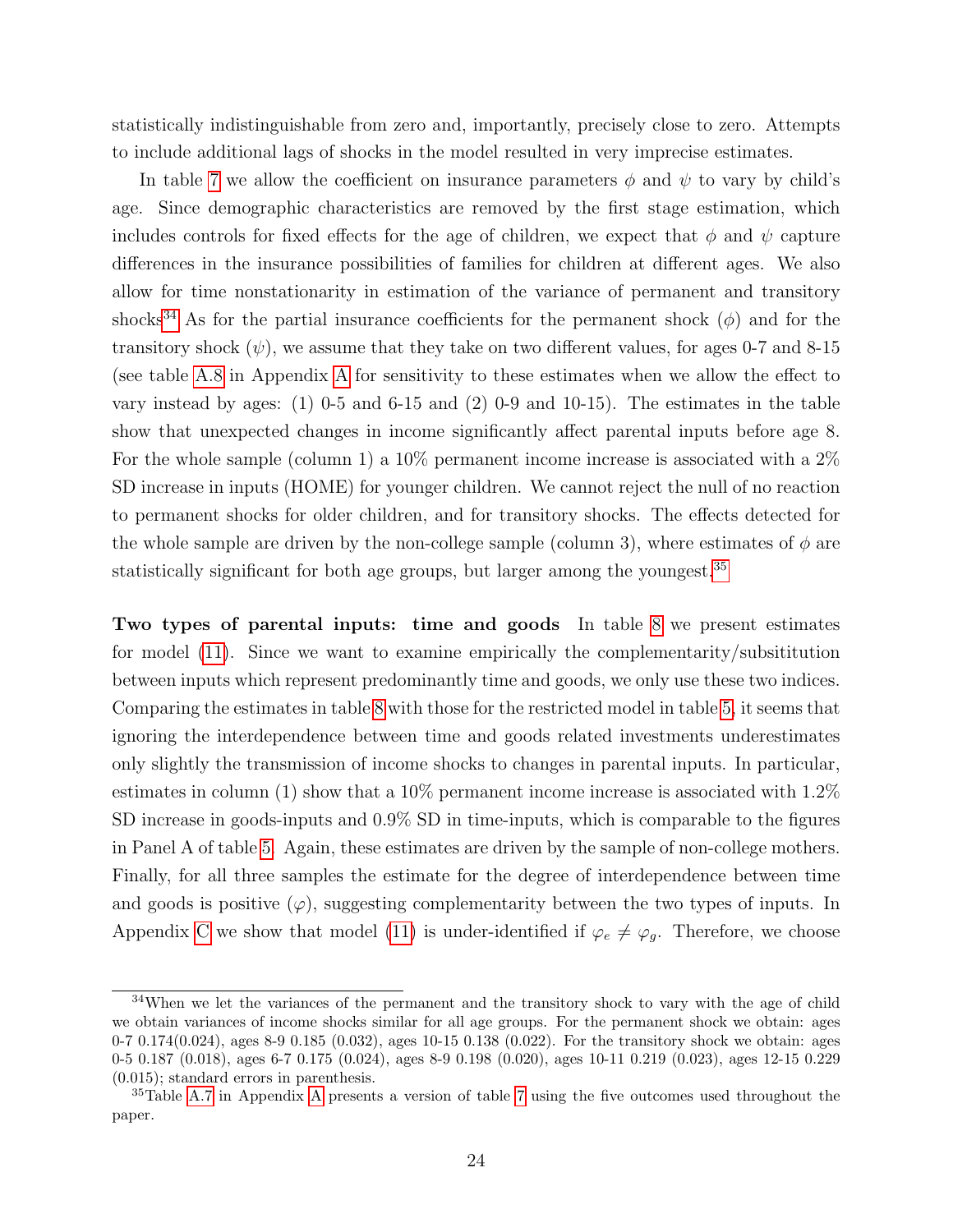statistically indistinguishable from zero and, importantly, precisely close to zero. Attempts to include additional lags of shocks in the model resulted in very imprecise estimates.

In table 7 we allow the coefficient on insurance parameters $\phi$ and $\psi$ to vary by child's age. Since demographic characteristics are removed by the first stage estimation, which includes controls for fixed effects for the age of children, we expect that $\phi$ and $\psi$ capture differences in the insurance possibilities of families for children at different ages. We also allow for time nonstationarity in estimation of the variance of permanent and transitory shocks[34] As for the partial insurance coefficients for the permanent shock ($\phi$) and for the transitory shock ($\psi$), we assume that they take on two different values, for ages 0-7 and 8-15 (see table A.8 in Appendix A for sensitivity to these estimates when we allow the effect to vary instead by ages: (1) 0-5 and 6-15 and (2) 0-9 and 10-15). The estimates in the table show that unexpected changes in income significantly affect parental inputs before age 8. For the whole sample (column 1) a 10% permanent income increase is associated with a 2% SD increase in inputs (HOME) for younger children. We cannot reject the null of no reaction to permanent shocks for older children, and for transitory shocks. The effects detected for the whole sample are driven by the non-college sample (column 3), where estimates of $\phi$ are statistically significant for both age groups, but larger among the youngest.[35]

**Two types of parental inputs: time and goods** In table 8 we present estimates for model (11). Since we want to examine empirically the complementarity/subsititution between inputs which represent predominantly time and goods, we only use these two indices. Comparing the estimates in table 8 with those for the restricted model in table 5, it seems that ignoring the interdependence between time and goods related investments underestimates only slightly the transmission of income shocks to changes in parental inputs. In particular, estimates in column (1) show that a 10% permanent income increase is associated with 1.2% SD increase in goods-inputs and 0.9% SD in time-inputs, which is comparable to the figures in Panel A of table 5. Again, these estimates are driven by the sample of non-college mothers. Finally, for all three samples the estimate for the degree of interdependence between time and goods is positive ($\varphi$), suggesting complementarity between the two types of inputs. In Appendix C we show that model (11) is under-identified if $\varphi_e \neq \varphi_g$. Therefore, we choose

---

[34]When we let the variances of the permanent and the transitory shock to vary with the age of child we obtain variances of income shocks similar for all age groups. For the permanent shock we obtain: ages 0-7 0.174(0.024), ages 8-9 0.185 (0.032), ages 10-15 0.138 (0.022). For the transitory shock we obtain: ages 0-5 0.187 (0.018), ages 6-7 0.175 (0.024), ages 8-9 0.198 (0.020), ages 10-11 0.219 (0.023), ages 12-15 0.229 (0.015); standard errors in parenthesis.

[35]Table A.7 in Appendix A presents a version of table 7 using the five outcomes used throughout the paper.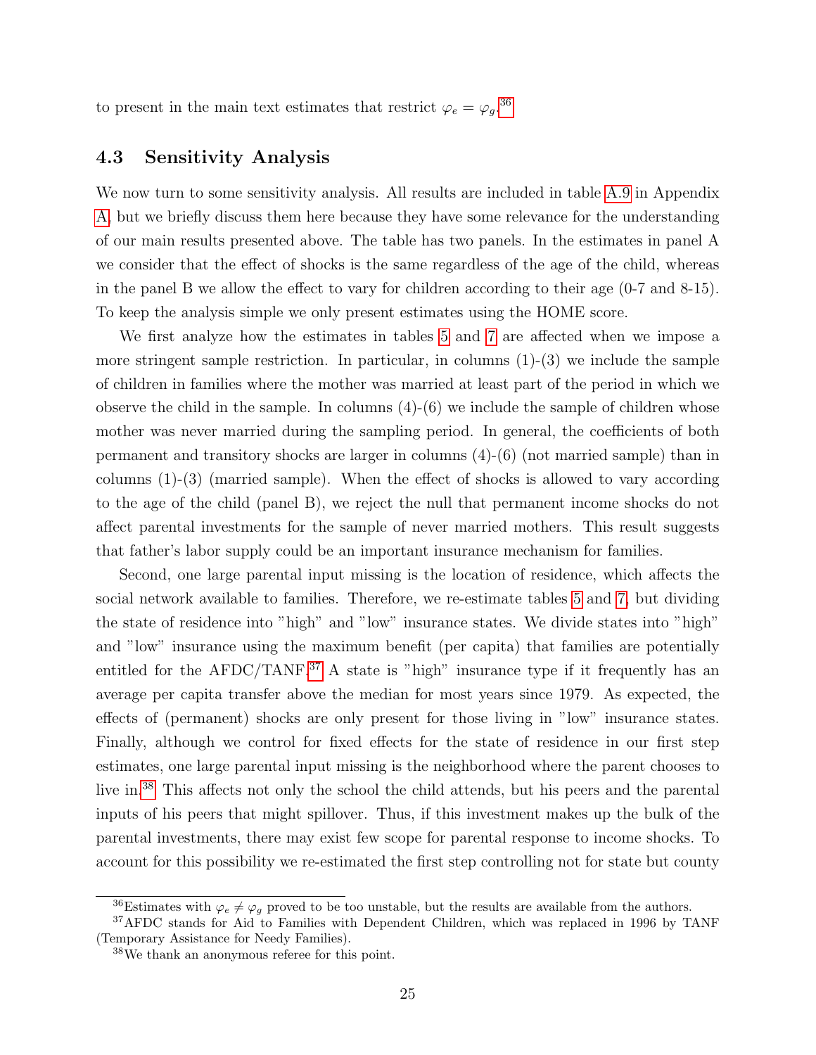to present in the main text estimates that restrict $\varphi_e = \varphi_g$.[36]

### 4.3 Sensitivity Analysis

We now turn to some sensitivity analysis. All results are included in table A.9 in Appendix A, but we briefly discuss them here because they have some relevance for the understanding of our main results presented above. The table has two panels. In the estimates in panel A we consider that the effect of shocks is the same regardless of the age of the child, whereas in the panel B we allow the effect to vary for children according to their age (0-7 and 8-15). To keep the analysis simple we only present estimates using the HOME score.

We first analyze how the estimates in tables 5 and 7 are affected when we impose a more stringent sample restriction. In particular, in columns (1)-(3) we include the sample of children in families where the mother was married at least part of the period in which we observe the child in the sample. In columns (4)-(6) we include the sample of children whose mother was never married during the sampling period. In general, the coefficients of both permanent and transitory shocks are larger in columns (4)-(6) (not married sample) than in columns (1)-(3) (married sample). When the effect of shocks is allowed to vary according to the age of the child (panel B), we reject the null that permanent income shocks do not affect parental investments for the sample of never married mothers. This result suggests that father's labor supply could be an important insurance mechanism for families.

Second, one large parental input missing is the location of residence, which affects the social network available to families. Therefore, we re-estimate tables 5 and 7, but dividing the state of residence into "high" and "low" insurance states. We divide states into "high" and "low" insurance using the maximum benefit (per capita) that families are potentially entitled for the AFDC/TANF.[37] A state is "high" insurance type if it frequently has an average per capita transfer above the median for most years since 1979. As expected, the effects of (permanent) shocks are only present for those living in "low" insurance states. Finally, although we control for fixed effects for the state of residence in our first step estimates, one large parental input missing is the neighborhood where the parent chooses to live in.[38] This affects not only the school the child attends, but his peers and the parental inputs of his peers that might spillover. Thus, if this investment makes up the bulk of the parental investments, there may exist few scope for parental response to income shocks. To account for this possibility we re-estimated the first step controlling not for state but county

[36] Estimates with $\varphi_e \neq \varphi_g$ proved to be too unstable, but the results are available from the authors.

[37] AFDC stands for Aid to Families with Dependent Children, which was replaced in 1996 by TANF (Temporary Assistance for Needy Families).

[38] We thank an anonymous referee for this point.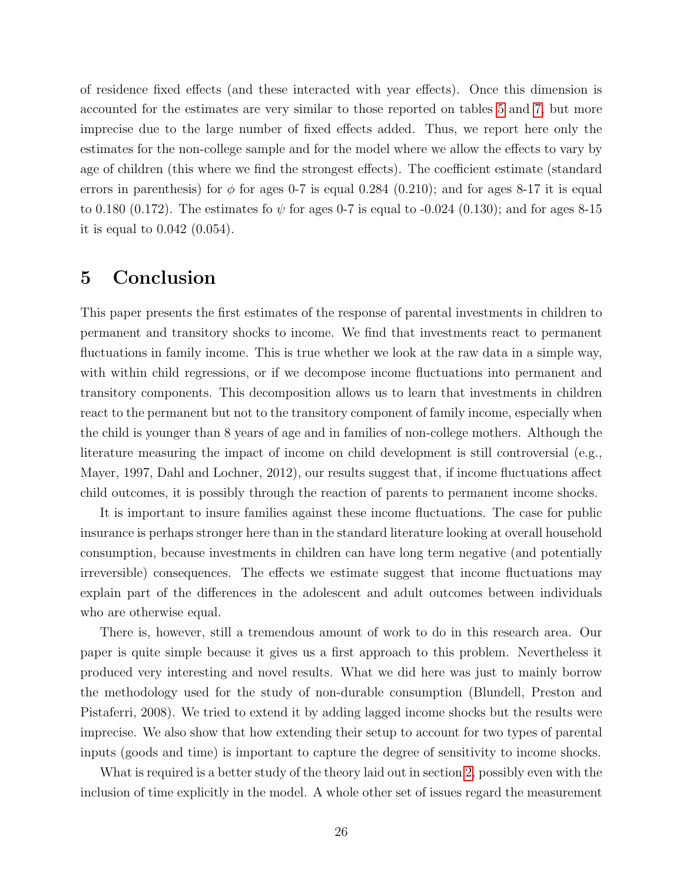of residence fixed effects (and these interacted with year effects). Once this dimension is accounted for the estimates are very similar to those reported on tables 5 and 7, but more imprecise due to the large number of fixed effects added. Thus, we report here only the estimates for the non-college sample and for the model where we allow the effects to vary by age of children (this where we find the strongest effects). The coefficient estimate (standard errors in parenthesis) for $\phi$ for ages 0-7 is equal 0.284 (0.210); and for ages 8-17 it is equal to 0.180 (0.172). The estimates fo $\psi$ for ages 0-7 is equal to -0.024 (0.130); and for ages 8-15 it is equal to 0.042 (0.054).

# 5 Conclusion

This paper presents the first estimates of the response of parental investments in children to permanent and transitory shocks to income. We find that investments react to permanent fluctuations in family income. This is true whether we look at the raw data in a simple way, with within child regressions, or if we decompose income fluctuations into permanent and transitory components. This decomposition allows us to learn that investments in children react to the permanent but not to the transitory component of family income, especially when the child is younger than 8 years of age and in families of non-college mothers. Although the literature measuring the impact of income on child development is still controversial (e.g., Mayer, 1997, Dahl and Lochner, 2012), our results suggest that, if income fluctuations affect child outcomes, it is possibly through the reaction of parents to permanent income shocks.

It is important to insure families against these income fluctuations. The case for public insurance is perhaps stronger here than in the standard literature looking at overall household consumption, because investments in children can have long term negative (and potentially irreversible) consequences. The effects we estimate suggest that income fluctuations may explain part of the differences in the adolescent and adult outcomes between individuals who are otherwise equal.

There is, however, still a tremendous amount of work to do in this research area. Our paper is quite simple because it gives us a first approach to this problem. Nevertheless it produced very interesting and novel results. What we did here was just to mainly borrow the methodology used for the study of non-durable consumption (Blundell, Preston and Pistaferri, 2008). We tried to extend it by adding lagged income shocks but the results were imprecise. We also show that how extending their setup to account for two types of parental inputs (goods and time) is important to capture the degree of sensitivity to income shocks.

What is required is a better study of the theory laid out in section 2, possibly even with the inclusion of time explicitly in the model. A whole other set of issues regard the measurement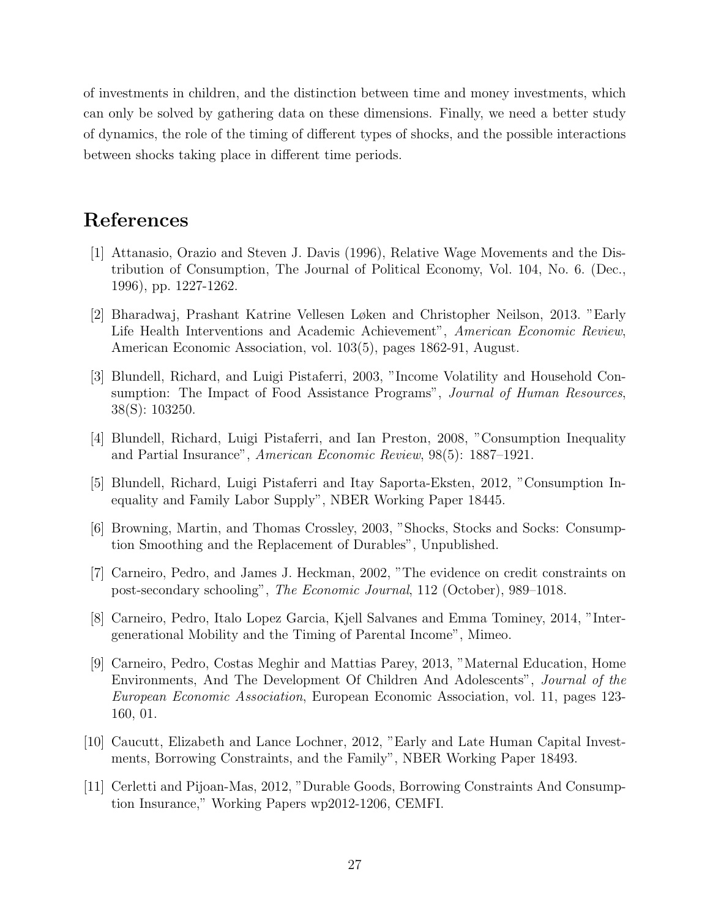of investments in children, and the distinction between time and money investments, which can only be solved by gathering data on these dimensions. Finally, we need a better study of dynamics, the role of the timing of different types of shocks, and the possible interactions between shocks taking place in different time periods.

# References

[1] Attanasio, Orazio and Steven J. Davis (1996), Relative Wage Movements and the Distribution of Consumption, The Journal of Political Economy, Vol. 104, No. 6. (Dec., 1996), pp. 1227-1262.

[2] Bharadwaj, Prashant Katrine Vellesen Løken and Christopher Neilson, 2013. "Early Life Health Interventions and Academic Achievement", *American Economic Review*, American Economic Association, vol. 103(5), pages 1862-91, August.

[3] Blundell, Richard, and Luigi Pistaferri, 2003, "Income Volatility and Household Consumption: The Impact of Food Assistance Programs", *Journal of Human Resources*, 38(S): 103250.

[4] Blundell, Richard, Luigi Pistaferri, and Ian Preston, 2008, "Consumption Inequality and Partial Insurance", *American Economic Review*, 98(5): 1887–1921.

[5] Blundell, Richard, Luigi Pistaferri and Itay Saporta-Eksten, 2012, "Consumption Inequality and Family Labor Supply", NBER Working Paper 18445.

[6] Browning, Martin, and Thomas Crossley, 2003, "Shocks, Stocks and Socks: Consumption Smoothing and the Replacement of Durables", Unpublished.

[7] Carneiro, Pedro, and James J. Heckman, 2002, "The evidence on credit constraints on post-secondary schooling", *The Economic Journal*, 112 (October), 989–1018.

[8] Carneiro, Pedro, Italo Lopez Garcia, Kjell Salvanes and Emma Tominey, 2014, "Intergenerational Mobility and the Timing of Parental Income", Mimeo.

[9] Carneiro, Pedro, Costas Meghir and Mattias Parey, 2013, "Maternal Education, Home Environments, And The Development Of Children And Adolescents", *Journal of the European Economic Association*, European Economic Association, vol. 11, pages 123-160, 01.

[10] Caucutt, Elizabeth and Lance Lochner, 2012, "Early and Late Human Capital Investments, Borrowing Constraints, and the Family", NBER Working Paper 18493.

[11] Cerletti and Pijoan-Mas, 2012, "Durable Goods, Borrowing Constraints And Consumption Insurance," Working Papers wp2012-1206, CEMFI.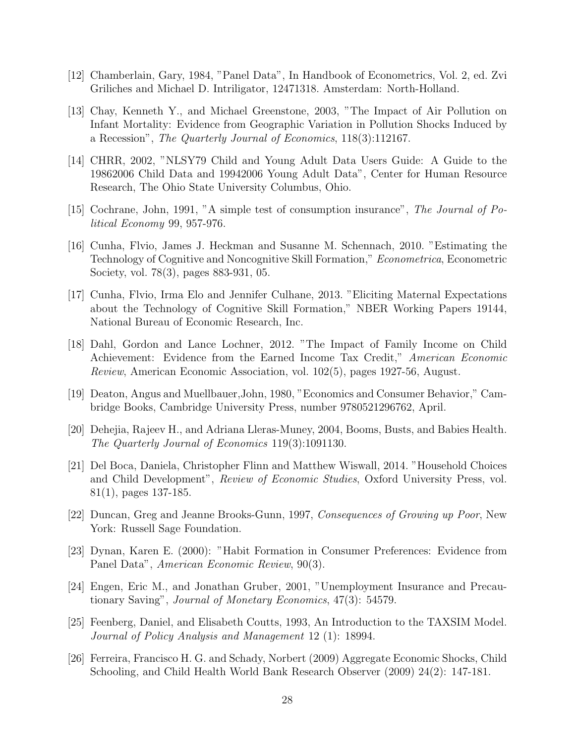[12] Chamberlain, Gary, 1984, "Panel Data", In Handbook of Econometrics, Vol. 2, ed. Zvi Griliches and Michael D. Intriligator, 12471318. Amsterdam: North-Holland.

[13] Chay, Kenneth Y., and Michael Greenstone, 2003, "The Impact of Air Pollution on Infant Mortality: Evidence from Geographic Variation in Pollution Shocks Induced by a Recession", *The Quarterly Journal of Economics*, 118(3):112167.

[14] CHRR, 2002, "NLSY79 Child and Young Adult Data Users Guide: A Guide to the 19862006 Child Data and 19942006 Young Adult Data", Center for Human Resource Research, The Ohio State University Columbus, Ohio.

[15] Cochrane, John, 1991, "A simple test of consumption insurance", *The Journal of Political Economy* 99, 957-976.

[16] Cunha, Flvio, James J. Heckman and Susanne M. Schennach, 2010. "Estimating the Technology of Cognitive and Noncognitive Skill Formation," *Econometrica*, Econometric Society, vol. 78(3), pages 883-931, 05.

[17] Cunha, Flvio, Irma Elo and Jennifer Culhane, 2013. "Eliciting Maternal Expectations about the Technology of Cognitive Skill Formation," NBER Working Papers 19144, National Bureau of Economic Research, Inc.

[18] Dahl, Gordon and Lance Lochner, 2012. "The Impact of Family Income on Child Achievement: Evidence from the Earned Income Tax Credit," *American Economic Review*, American Economic Association, vol. 102(5), pages 1927-56, August.

[19] Deaton, Angus and Muellbauer,John, 1980, "Economics and Consumer Behavior," Cambridge Books, Cambridge University Press, number 9780521296762, April.

[20] Dehejia, Rajeev H., and Adriana Lleras-Muney, 2004, Booms, Busts, and Babies Health. *The Quarterly Journal of Economics* 119(3):1091130.

[21] Del Boca, Daniela, Christopher Flinn and Matthew Wiswall, 2014. "Household Choices and Child Development", *Review of Economic Studies*, Oxford University Press, vol. 81(1), pages 137-185.

[22] Duncan, Greg and Jeanne Brooks-Gunn, 1997, *Consequences of Growing up Poor*, New York: Russell Sage Foundation.

[23] Dynan, Karen E. (2000): "Habit Formation in Consumer Preferences: Evidence from Panel Data", *American Economic Review*, 90(3).

[24] Engen, Eric M., and Jonathan Gruber, 2001, "Unemployment Insurance and Precautionary Saving", *Journal of Monetary Economics*, 47(3): 54579.

[25] Feenberg, Daniel, and Elisabeth Coutts, 1993, An Introduction to the TAXSIM Model. *Journal of Policy Analysis and Management* 12 (1): 18994.

[26] Ferreira, Francisco H. G. and Schady, Norbert (2009) Aggregate Economic Shocks, Child Schooling, and Child Health World Bank Research Observer (2009) 24(2): 147-181.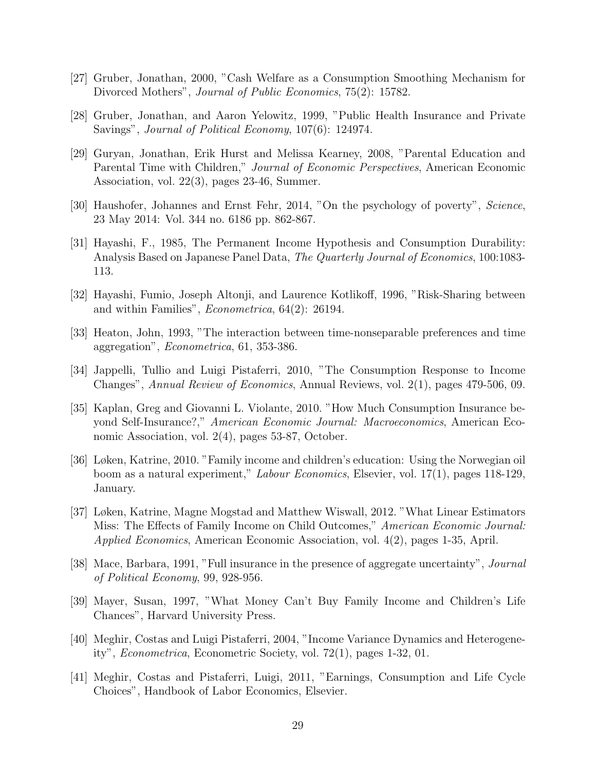[27] Gruber, Jonathan, 2000, "Cash Welfare as a Consumption Smoothing Mechanism for Divorced Mothers", *Journal of Public Economics*, 75(2): 15782.

[28] Gruber, Jonathan, and Aaron Yelowitz, 1999, "Public Health Insurance and Private Savings", *Journal of Political Economy*, 107(6): 124974.

[29] Guryan, Jonathan, Erik Hurst and Melissa Kearney, 2008, "Parental Education and Parental Time with Children," *Journal of Economic Perspectives*, American Economic Association, vol. 22(3), pages 23-46, Summer.

[30] Haushofer, Johannes and Ernst Fehr, 2014, "On the psychology of poverty", *Science*, 23 May 2014: Vol. 344 no. 6186 pp. 862-867.

[31] Hayashi, F., 1985, The Permanent Income Hypothesis and Consumption Durability: Analysis Based on Japanese Panel Data, *The Quarterly Journal of Economics*, 100:1083-113.

[32] Hayashi, Fumio, Joseph Altonji, and Laurence Kotlikoff, 1996, "Risk-Sharing between and within Families", *Econometrica*, 64(2): 26194.

[33] Heaton, John, 1993, "The interaction between time-nonseparable preferences and time aggregation", *Econometrica*, 61, 353-386.

[34] Jappelli, Tullio and Luigi Pistaferri, 2010, "The Consumption Response to Income Changes", *Annual Review of Economics*, Annual Reviews, vol. 2(1), pages 479-506, 09.

[35] Kaplan, Greg and Giovanni L. Violante, 2010. "How Much Consumption Insurance beyond Self-Insurance?," *American Economic Journal: Macroeconomics*, American Economic Association, vol. 2(4), pages 53-87, October.

[36] Løken, Katrine, 2010. "Family income and children's education: Using the Norwegian oil boom as a natural experiment," *Labour Economics*, Elsevier, vol. 17(1), pages 118-129, January.

[37] Løken, Katrine, Magne Mogstad and Matthew Wiswall, 2012. "What Linear Estimators Miss: The Effects of Family Income on Child Outcomes," *American Economic Journal: Applied Economics*, American Economic Association, vol. 4(2), pages 1-35, April.

[38] Mace, Barbara, 1991, "Full insurance in the presence of aggregate uncertainty", *Journal of Political Economy*, 99, 928-956.

[39] Mayer, Susan, 1997, "What Money Can't Buy Family Income and Children's Life Chances", Harvard University Press.

[40] Meghir, Costas and Luigi Pistaferri, 2004, "Income Variance Dynamics and Heterogeneity", *Econometrica*, Econometric Society, vol. 72(1), pages 1-32, 01.

[41] Meghir, Costas and Pistaferri, Luigi, 2011, "Earnings, Consumption and Life Cycle Choices", Handbook of Labor Economics, Elsevier.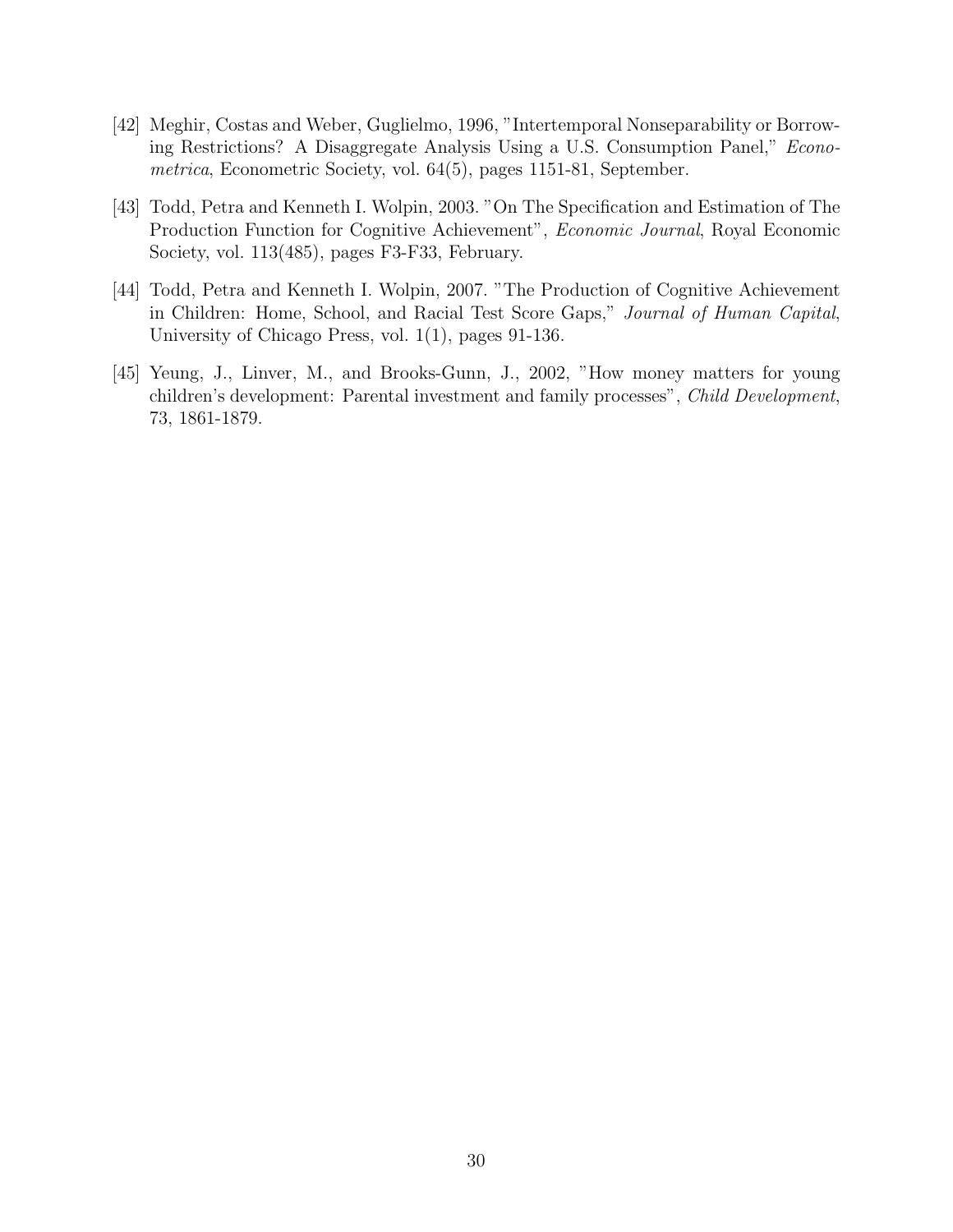[42] Meghir, Costas and Weber, Guglielmo, 1996, "Intertemporal Nonseparability or Borrowing Restrictions? A Disaggregate Analysis Using a U.S. Consumption Panel," *Econometrica*, Econometric Society, vol. 64(5), pages 1151-81, September.

[43] Todd, Petra and Kenneth I. Wolpin, 2003. "On The Specification and Estimation of The Production Function for Cognitive Achievement", *Economic Journal*, Royal Economic Society, vol. 113(485), pages F3-F33, February.

[44] Todd, Petra and Kenneth I. Wolpin, 2007. "The Production of Cognitive Achievement in Children: Home, School, and Racial Test Score Gaps," *Journal of Human Capital*, University of Chicago Press, vol. 1(1), pages 91-136.

[45] Yeung, J., Linver, M., and Brooks-Gunn, J., 2002, "How money matters for young children's development: Parental investment and family processes", *Child Development*, 73, 1861-1879.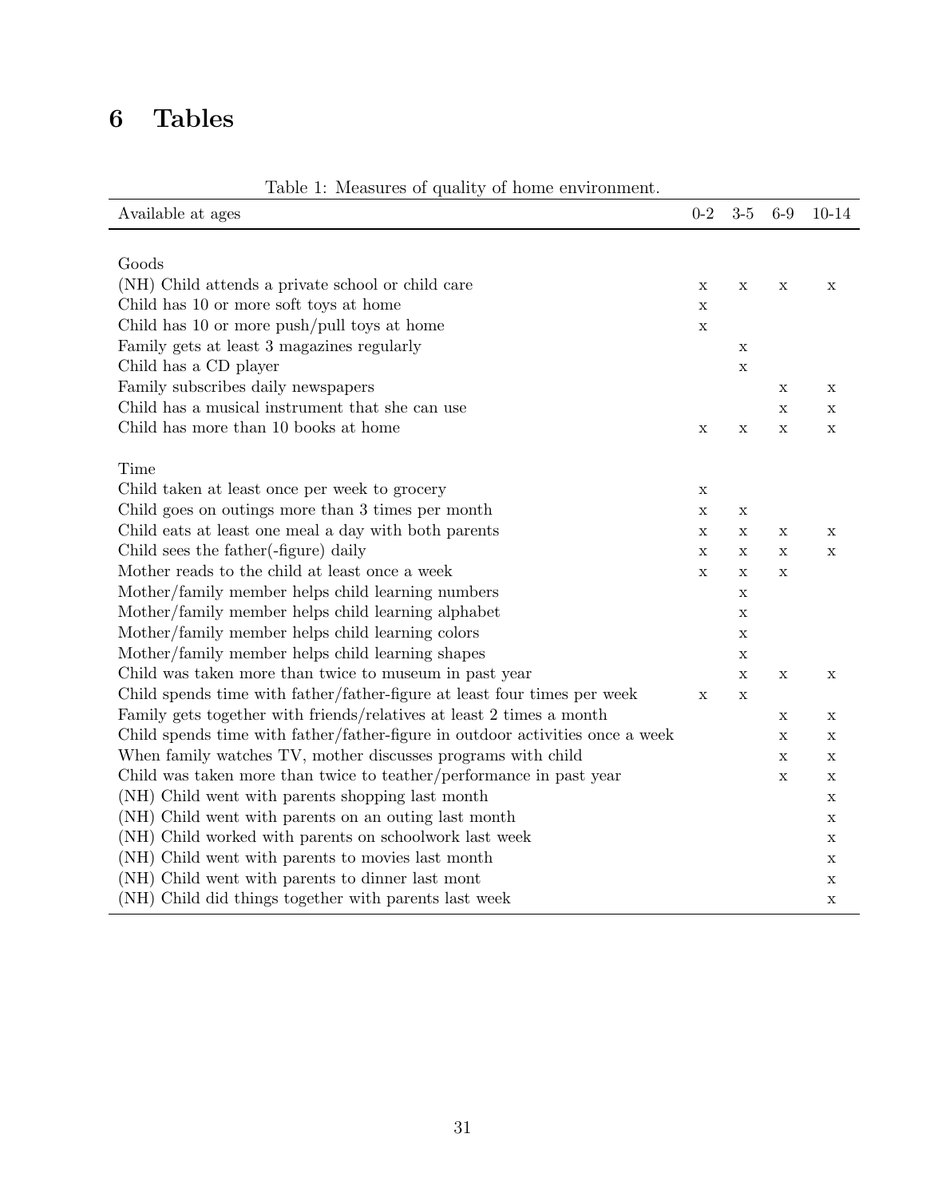## 6 Tables

Table 1: Measures of quality of home environment.

| Available at ages | 0-2 | 3-5 | 6-9 | 10-14 |
|---|---|---|---|---|
| Goods | | | | |
| (NH) Child attends a private school or child care | x | x | x | x |
| Child has 10 or more soft toys at home | x | | | |
| Child has 10 or more push/pull toys at home | x | | | |
| Family gets at least 3 magazines regularly | | x | | |
| Child has a CD player | | x | | |
| Family subscribes daily newspapers | | | x | x |
| Child has a musical instrument that she can use | | | x | x |
| Child has more than 10 books at home | x | x | x | x |
| Time | | | | |
| Child taken at least once per week to grocery | x | | | |
| Child goes on outings more than 3 times per month | x | x | | |
| Child eats at least one meal a day with both parents | x | x | x | x |
| Child sees the father(-figure) daily | x | x | x | x |
| Mother reads to the child at least once a week | x | x | x | |
| Mother/family member helps child learning numbers | | x | | |
| Mother/family member helps child learning alphabet | | x | | |
| Mother/family member helps child learning colors | | x | | |
| Mother/family member helps child learning shapes | | x | | |
| Child was taken more than twice to museum in past year | | x | x | x |
| Child spends time with father/father-figure at least four times per week | x | x | | |
| Family gets together with friends/relatives at least 2 times a month | | | x | x |
| Child spends time with father/father-figure in outdoor activities once a week | | | x | x |
| When family watches TV, mother discusses programs with child | | | x | x |
| Child was taken more than twice to teather/performance in past year | | | x | x |
| (NH) Child went with parents shopping last month | | | | x |
| (NH) Child went with parents on an outing last month | | | | x |
| (NH) Child worked with parents on schoolwork last week | | | | x |
| (NH) Child went with parents to movies last month | | | | x |
| (NH) Child went with parents to dinner last mont | | | | x |
| (NH) Child did things together with parents last week | | | | x |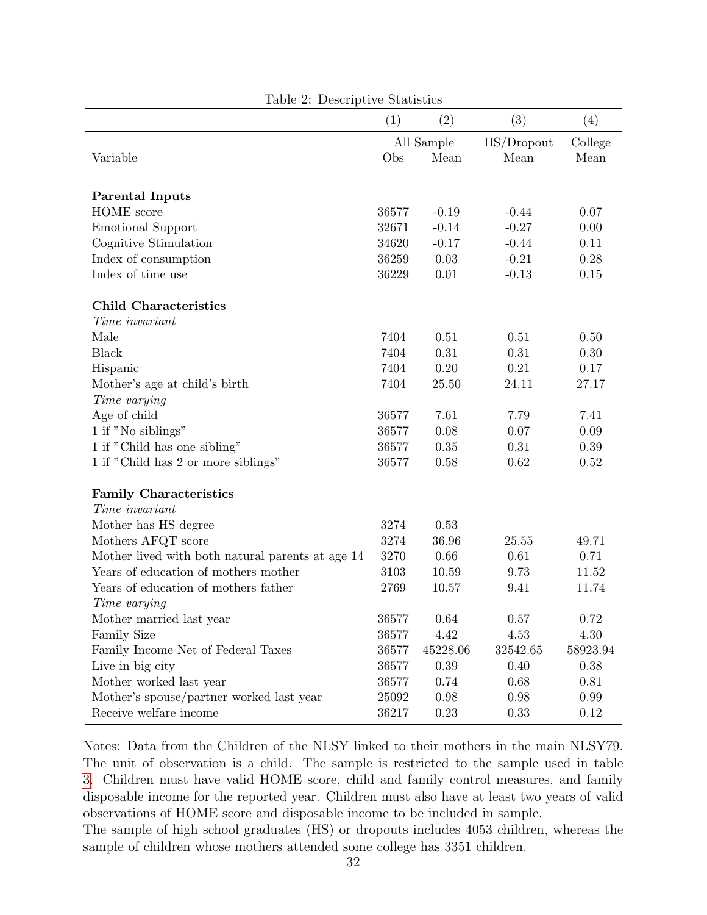Table 2: Descriptive Statistics

| Variable | (1) Obs | (2) Mean | (3) Mean | (4) Mean |
|---|---|---|---|---|
| | All Sample | | HS/Dropout | College |
| **Parental Inputs** | | | | |
| HOME score | 36577 | -0.19 | -0.44 | 0.07 |
| Emotional Support | 32671 | -0.14 | -0.27 | 0.00 |
| Cognitive Stimulation | 34620 | -0.17 | -0.44 | 0.11 |
| Index of consumption | 36259 | 0.03 | -0.21 | 0.28 |
| Index of time use | 36229 | 0.01 | -0.13 | 0.15 |
| **Child Characteristics** | | | | |
| *Time invariant* | | | | |
| Male | 7404 | 0.51 | 0.51 | 0.50 |
| Black | 7404 | 0.31 | 0.31 | 0.30 |
| Hispanic | 7404 | 0.20 | 0.21 | 0.17 |
| Mother's age at child's birth | 7404 | 25.50 | 24.11 | 27.17 |
| *Time varying* | | | | |
| Age of child | 36577 | 7.61 | 7.79 | 7.41 |
| 1 if "No siblings" | 36577 | 0.08 | 0.07 | 0.09 |
| 1 if "Child has one sibling" | 36577 | 0.35 | 0.31 | 0.39 |
| 1 if "Child has 2 or more siblings" | 36577 | 0.58 | 0.62 | 0.52 |
| **Family Characteristics** | | | | |
| *Time invariant* | | | | |
| Mother has HS degree | 3274 | 0.53 | | |
| Mothers AFQT score | 3274 | 36.96 | 25.55 | 49.71 |
| Mother lived with both natural parents at age 14 | 3270 | 0.66 | 0.61 | 0.71 |
| Years of education of mothers mother | 3103 | 10.59 | 9.73 | 11.52 |
| Years of education of mothers father | 2769 | 10.57 | 9.41 | 11.74 |
| *Time varying* | | | | |
| Mother married last year | 36577 | 0.64 | 0.57 | 0.72 |
| Family Size | 36577 | 4.42 | 4.53 | 4.30 |
| Family Income Net of Federal Taxes | 36577 | 45228.06 | 32542.65 | 58923.94 |
| Live in big city | 36577 | 0.39 | 0.40 | 0.38 |
| Mother worked last year | 36577 | 0.74 | 0.68 | 0.81 |
| Mother's spouse/partner worked last year | 25092 | 0.98 | 0.98 | 0.99 |
| Receive welfare income | 36217 | 0.23 | 0.33 | 0.12 |

Notes: Data from the Children of the NLSY linked to their mothers in the main NLSY79. The unit of observation is a child. The sample is restricted to the sample used in table 3. Children must have valid HOME score, child and family control measures, and family disposable income for the reported year. Children must also have at least two years of valid observations of HOME score and disposable income to be included in sample.
The sample of high school graduates (HS) or dropouts includes 4053 children, whereas the sample of children whose mothers attended some college has 3351 children.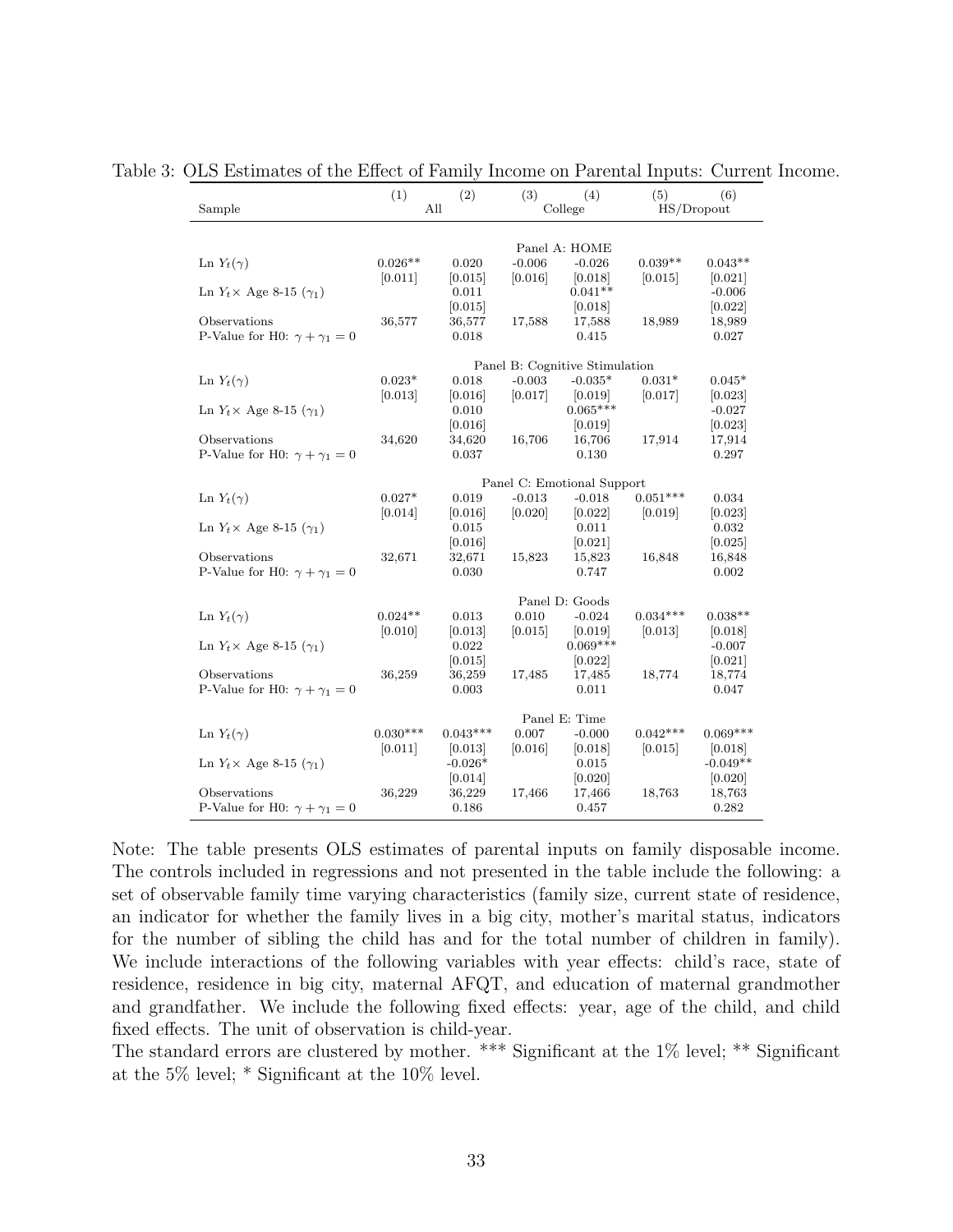Table 3: OLS Estimates of the Effect of Family Income on Parental Inputs: Current Income.

| Sample | (1) All | (2) | (3) College | (4) | (5) HS/Dropout | (6) |
|---|---|---|---|---|---|---|
| | | | Panel A: HOME | | | |
| Ln $Y_t(\gamma)$ | 0.026** | 0.020 | -0.006 | -0.026 | 0.039** | 0.043** |
| | [0.011] | [0.015] | [0.016] | [0.018] | [0.015] | [0.021] |
| Ln $Y_t\times$ Age 8-15 ($\gamma_1$) | | 0.011 | | 0.041** | | -0.006 |
| | | [0.015] | | [0.018] | | [0.022] |
| Observations | 36,577 | 36,577 | 17,588 | 17,588 | 18,989 | 18,989 |
| P-Value for H0: $\gamma + \gamma_1 = 0$ | | 0.018 | | 0.415 | | 0.027 |
| | | | Panel B: Cognitive Stimulation | | | |
| Ln $Y_t(\gamma)$ | 0.023* | 0.018 | -0.003 | -0.035* | 0.031* | 0.045* |
| | [0.013] | [0.016] | [0.017] | [0.019] | [0.017] | [0.023] |
| Ln $Y_t\times$ Age 8-15 ($\gamma_1$) | | 0.010 | | 0.065*** | | -0.027 |
| | | [0.016] | | [0.019] | | [0.023] |
| Observations | 34,620 | 34,620 | 16,706 | 16,706 | 17,914 | 17,914 |
| P-Value for H0: $\gamma + \gamma_1 = 0$ | | 0.037 | | 0.130 | | 0.297 |
| | | | Panel C: Emotional Support | | | |
| Ln $Y_t(\gamma)$ | 0.027* | 0.019 | -0.013 | -0.018 | 0.051*** | 0.034 |
| | [0.014] | [0.016] | [0.020] | [0.022] | [0.019] | [0.023] |
| Ln $Y_t\times$ Age 8-15 ($\gamma_1$) | | 0.015 | | 0.011 | | 0.032 |
| | | [0.016] | | [0.021] | | [0.025] |
| Observations | 32,671 | 32,671 | 15,823 | 15,823 | 16,848 | 16,848 |
| P-Value for H0: $\gamma + \gamma_1 = 0$ | | 0.030 | | 0.747 | | 0.002 |
| | | | Panel D: Goods | | | |
| Ln $Y_t(\gamma)$ | 0.024** | 0.013 | 0.010 | -0.024 | 0.034*** | 0.038** |
| | [0.010] | [0.013] | [0.015] | [0.019] | [0.013] | [0.018] |
| Ln $Y_t\times$ Age 8-15 ($\gamma_1$) | | 0.022 | | 0.069*** | | -0.007 |
| | | [0.015] | | [0.022] | | [0.021] |
| Observations | 36,259 | 36,259 | 17,485 | 17,485 | 18,774 | 18,774 |
| P-Value for H0: $\gamma + \gamma_1 = 0$ | | 0.003 | | 0.011 | | 0.047 |
| | | | Panel E: Time | | | |
| Ln $Y_t(\gamma)$ | 0.030*** | 0.043*** | 0.007 | -0.000 | 0.042*** | 0.069*** |
| | [0.011] | [0.013] | [0.016] | [0.018] | [0.015] | [0.018] |
| Ln $Y_t\times$ Age 8-15 ($\gamma_1$) | | -0.026* | | 0.015 | | -0.049** |
| | | [0.014] | | [0.020] | | [0.020] |
| Observations | 36,229 | 36,229 | 17,466 | 17,466 | 18,763 | 18,763 |
| P-Value for H0: $\gamma + \gamma_1 = 0$ | | 0.186 | | 0.457 | | 0.282 |

Note: The table presents OLS estimates of parental inputs on family disposable income. The controls included in regressions and not presented in the table include the following: a set of observable family time varying characteristics (family size, current state of residence, an indicator for whether the family lives in a big city, mother's marital status, indicators for the number of sibling the child has and for the total number of children in family). We include interactions of the following variables with year effects: child's race, state of residence, residence in big city, maternal AFQT, and education of maternal grandmother and grandfather. We include the following fixed effects: year, age of the child, and child fixed effects. The unit of observation is child-year.
The standard errors are clustered by mother. *** Significant at the 1% level; ** Significant at the 5% level; * Significant at the 10% level.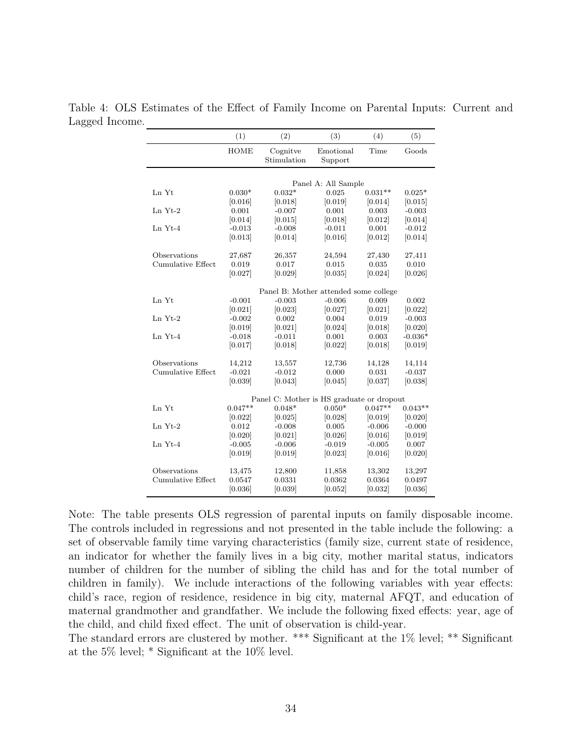Table 4: OLS Estimates of the Effect of Family Income on Parental Inputs: Current and Lagged Income.

| | (1) | (2) | (3) | (4) | (5) |
|---|---|---|---|---|---|
| | HOME | Cognitve Stimulation | Emotional Support | Time | Goods |
| | | | Panel A: All Sample | | |
| Ln Yt | 0.030* | 0.032* | 0.025 | 0.031** | 0.025* |
| | [0.016] | [0.018] | [0.019] | [0.014] | [0.015] |
| Ln Yt-2 | 0.001 | -0.007 | 0.001 | 0.003 | -0.003 |
| | [0.014] | [0.015] | [0.018] | [0.012] | [0.014] |
| Ln Yt-4 | -0.013 | -0.008 | -0.011 | 0.001 | -0.012 |
| | [0.013] | [0.014] | [0.016] | [0.012] | [0.014] |
| Observations | 27,687 | 26,357 | 24,594 | 27,430 | 27,411 |
| Cumulative Effect | 0.019 | 0.017 | 0.015 | 0.035 | 0.010 |
| | [0.027] | [0.029] | [0.035] | [0.024] | [0.026] |
| | | | Panel B: Mother attended some college | | |
| Ln Yt | -0.001 | -0.003 | -0.006 | 0.009 | 0.002 |
| | [0.021] | [0.023] | [0.027] | [0.021] | [0.022] |
| Ln Yt-2 | -0.002 | 0.002 | 0.004 | 0.019 | -0.003 |
| | [0.019] | [0.021] | [0.024] | [0.018] | [0.020] |
| Ln Yt-4 | -0.018 | -0.011 | 0.001 | 0.003 | -0.036* |
| | [0.017] | [0.018] | [0.022] | [0.018] | [0.019] |
| Observations | 14,212 | 13,557 | 12,736 | 14,128 | 14,114 |
| Cumulative Effect | -0.021 | -0.012 | 0.000 | 0.031 | -0.037 |
| | [0.039] | [0.043] | [0.045] | [0.037] | [0.038] |
| | | | Panel C: Mother is HS graduate or dropout | | |
| Ln Yt | 0.047** | 0.048* | 0.050* | 0.047** | 0.043** |
| | [0.022] | [0.025] | [0.028] | [0.019] | [0.020] |
| Ln Yt-2 | 0.012 | -0.008 | 0.005 | -0.006 | -0.000 |
| | [0.020] | [0.021] | [0.026] | [0.016] | [0.019] |
| Ln Yt-4 | -0.005 | -0.006 | -0.019 | -0.005 | 0.007 |
| | [0.019] | [0.019] | [0.023] | [0.016] | [0.020] |
| Observations | 13,475 | 12,800 | 11,858 | 13,302 | 13,297 |
| Cumulative Effect | 0.0547 | 0.0331 | 0.0362 | 0.0364 | 0.0497 |
| | [0.036] | [0.039] | [0.052] | [0.032] | [0.036] |

Note: The table presents OLS regression of parental inputs on family disposable income. The controls included in regressions and not presented in the table include the following: a set of observable family time varying characteristics (family size, current state of residence, an indicator for whether the family lives in a big city, mother marital status, indicators number of children for the number of sibling the child has and for the total number of children in family). We include interactions of the following variables with year effects: child's race, region of residence, residence in big city, maternal AFQT, and education of maternal grandmother and grandfather. We include the following fixed effects: year, age of the child, and child fixed effect. The unit of observation is child-year.

The standard errors are clustered by mother. *** Significant at the 1% level; ** Significant at the 5% level; * Significant at the 10% level.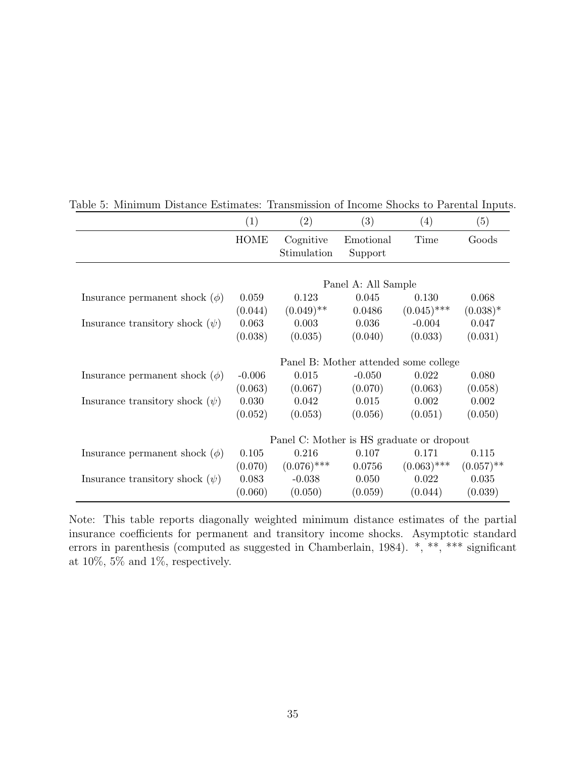Table 5: Minimum Distance Estimates: Transmission of Income Shocks to Parental Inputs.

| | (1) | (2) | (3) | (4) | (5) |
|---|---|---|---|---|---|
| | HOME | Cognitive Stimulation | Emotional Support | Time | Goods |
| | | | Panel A: All Sample | | |
| Insurance permanent shock ($\phi$) | 0.059 | 0.123 | 0.045 | 0.130 | 0.068 |
| | (0.044) | (0.049)** | 0.0486 | (0.045)*** | (0.038)* |
| Insurance transitory shock ($\psi$) | 0.063 | 0.003 | 0.036 | -0.004 | 0.047 |
| | (0.038) | (0.035) | (0.040) | (0.033) | (0.031) |
| | | | Panel B: Mother attended some college | | |
| Insurance permanent shock ($\phi$) | -0.006 | 0.015 | -0.050 | 0.022 | 0.080 |
| | (0.063) | (0.067) | (0.070) | (0.063) | (0.058) |
| Insurance transitory shock ($\psi$) | 0.030 | 0.042 | 0.015 | 0.002 | 0.002 |
| | (0.052) | (0.053) | (0.056) | (0.051) | (0.050) |
| | | | Panel C: Mother is HS graduate or dropout | | |
| Insurance permanent shock ($\phi$) | 0.105 | 0.216 | 0.107 | 0.171 | 0.115 |
| | (0.070) | (0.076)*** | 0.0756 | (0.063)*** | (0.057)** |
| Insurance transitory shock ($\psi$) | 0.083 | -0.038 | 0.050 | 0.022 | 0.035 |
| | (0.060) | (0.050) | (0.059) | (0.044) | (0.039) |

Note: This table reports diagonally weighted minimum distance estimates of the partial insurance coefficients for permanent and transitory income shocks. Asymptotic standard errors in parenthesis (computed as suggested in Chamberlain, 1984). *, **, *** significant at 10%, 5% and 1%, respectively.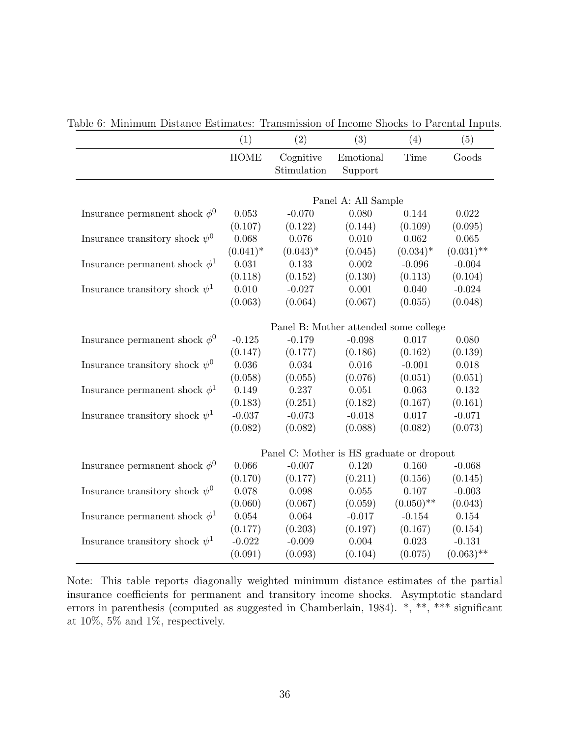Table 6: Minimum Distance Estimates: Transmission of Income Shocks to Parental Inputs.

| | (1) | (2) | (3) | (4) | (5) |
|---|---|---|---|---|---|
| | HOME | Cognitive Stimulation | Emotional Support | Time | Goods |
| | | | Panel A: All Sample | | |
| Insurance permanent shock $\phi^0$ | 0.053 | -0.070 | 0.080 | 0.144 | 0.022 |
| | (0.107) | (0.122) | (0.144) | (0.109) | (0.095) |
| Insurance transitory shock $\psi^0$ | 0.068 | 0.076 | 0.010 | 0.062 | 0.065 |
| | (0.041)* | (0.043)* | (0.045) | (0.034)* | (0.031)** |
| Insurance permanent shock $\phi^1$ | 0.031 | 0.133 | 0.002 | -0.096 | -0.004 |
| | (0.118) | (0.152) | (0.130) | (0.113) | (0.104) |
| Insurance transitory shock $\psi^1$ | 0.010 | -0.027 | 0.001 | 0.040 | -0.024 |
| | (0.063) | (0.064) | (0.067) | (0.055) | (0.048) |
| | | | Panel B: Mother attended some college | | |
| Insurance permanent shock $\phi^0$ | -0.125 | -0.179 | -0.098 | 0.017 | 0.080 |
| | (0.147) | (0.177) | (0.186) | (0.162) | (0.139) |
| Insurance transitory shock $\psi^0$ | 0.036 | 0.034 | 0.016 | -0.001 | 0.018 |
| | (0.058) | (0.055) | (0.076) | (0.051) | (0.051) |
| Insurance permanent shock $\phi^1$ | 0.149 | 0.237 | 0.051 | 0.063 | 0.132 |
| | (0.183) | (0.251) | (0.182) | (0.167) | (0.161) |
| Insurance transitory shock $\psi^1$ | -0.037 | -0.073 | -0.018 | 0.017 | -0.071 |
| | (0.082) | (0.082) | (0.088) | (0.082) | (0.073) |
| | | | Panel C: Mother is HS graduate or dropout | | |
| Insurance permanent shock $\phi^0$ | 0.066 | -0.007 | 0.120 | 0.160 | -0.068 |
| | (0.170) | (0.177) | (0.211) | (0.156) | (0.145) |
| Insurance transitory shock $\psi^0$ | 0.078 | 0.098 | 0.055 | 0.107 | -0.003 |
| | (0.060) | (0.067) | (0.059) | (0.050)** | (0.043) |
| Insurance permanent shock $\phi^1$ | 0.054 | 0.064 | -0.017 | -0.154 | 0.154 |
| | (0.177) | (0.203) | (0.197) | (0.167) | (0.154) |
| Insurance transitory shock $\psi^1$ | -0.022 | -0.009 | 0.004 | 0.023 | -0.131 |
| | (0.091) | (0.093) | (0.104) | (0.075) | (0.063)** |

Note: This table reports diagonally weighted minimum distance estimates of the partial insurance coefficients for permanent and transitory income shocks. Asymptotic standard errors in parenthesis (computed as suggested in Chamberlain, 1984). *, **, *** significant at 10%, 5% and 1%, respectively.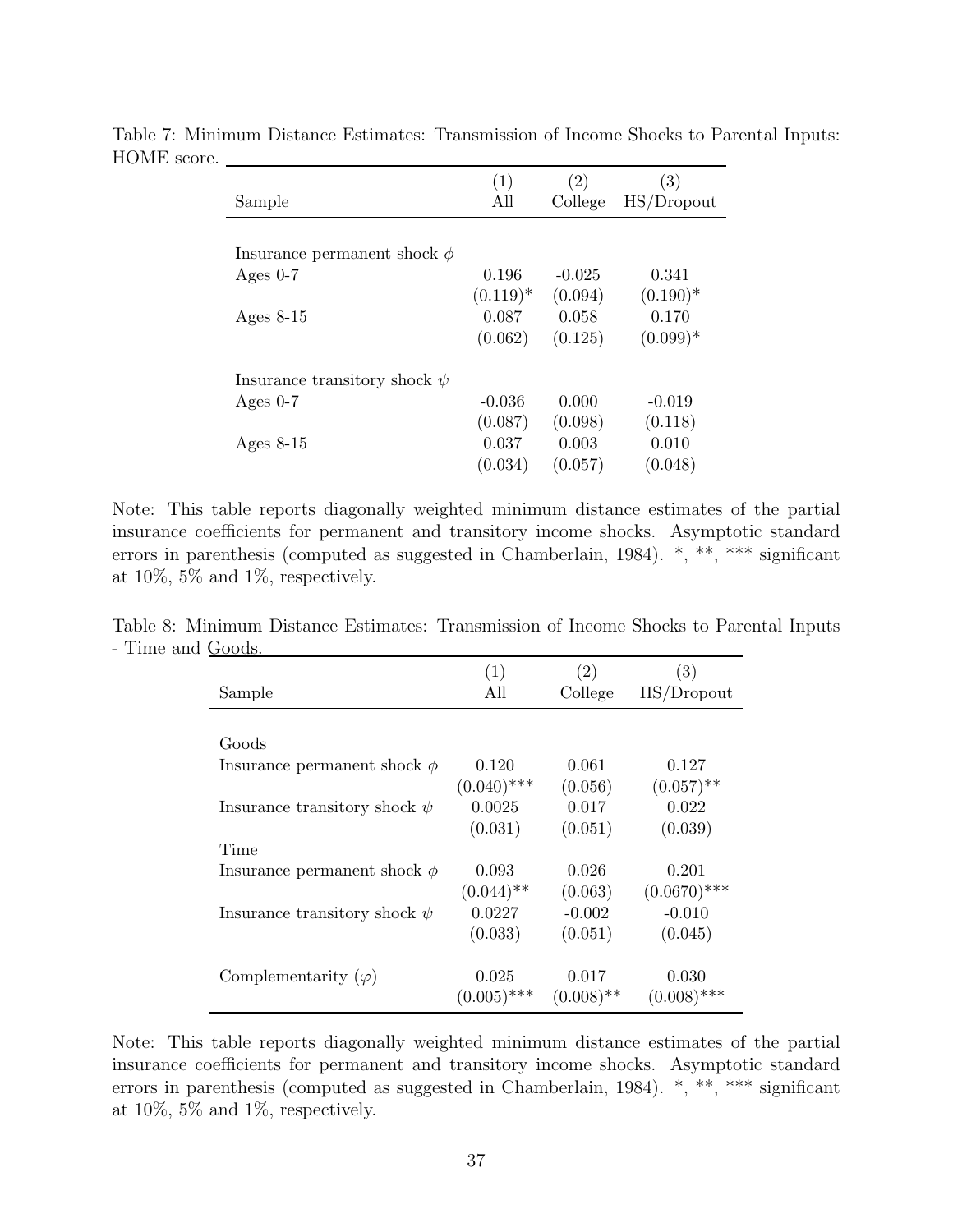Table 7: Minimum Distance Estimates: Transmission of Income Shocks to Parental Inputs: HOME score.

| Sample | (1) All | (2) College | (3) HS/Dropout |
|---|---|---|---|
| Insurance permanent shock $\phi$ | | | |
| Ages 0-7 | 0.196 | -0.025 | 0.341 |
| | (0.119)* | (0.094) | (0.190)* |
| Ages 8-15 | 0.087 | 0.058 | 0.170 |
| | (0.062) | (0.125) | (0.099)* |
| Insurance transitory shock $\psi$ | | | |
| Ages 0-7 | -0.036 | 0.000 | -0.019 |
| | (0.087) | (0.098) | (0.118) |
| Ages 8-15 | 0.037 | 0.003 | 0.010 |
| | (0.034) | (0.057) | (0.048) |

Note: This table reports diagonally weighted minimum distance estimates of the partial insurance coefficients for permanent and transitory income shocks. Asymptotic standard errors in parenthesis (computed as suggested in Chamberlain, 1984). *, **, *** significant at 10%, 5% and 1%, respectively.

Table 8: Minimum Distance Estimates: Transmission of Income Shocks to Parental Inputs - Time and Goods.

| Sample | (1) All | (2) College | (3) HS/Dropout |
|---|---|---|---|
| Goods | | | |
| Insurance permanent shock $\phi$ | 0.120 | 0.061 | 0.127 |
| | (0.040)*** | (0.056) | (0.057)** |
| Insurance transitory shock $\psi$ | 0.0025 | 0.017 | 0.022 |
| | (0.031) | (0.051) | (0.039) |
| Time | | | |
| Insurance permanent shock $\phi$ | 0.093 | 0.026 | 0.201 |
| | (0.044)** | (0.063) | (0.0670)*** |
| Insurance transitory shock $\psi$ | 0.0227 | -0.002 | -0.010 |
| | (0.033) | (0.051) | (0.045) |
| Complementarity ($\varphi$) | 0.025 | 0.017 | 0.030 |
| | (0.005)*** | (0.008)** | (0.008)*** |

Note: This table reports diagonally weighted minimum distance estimates of the partial insurance coefficients for permanent and transitory income shocks. Asymptotic standard errors in parenthesis (computed as suggested in Chamberlain, 1984). *, **, *** significant at 10%, 5% and 1%, respectively.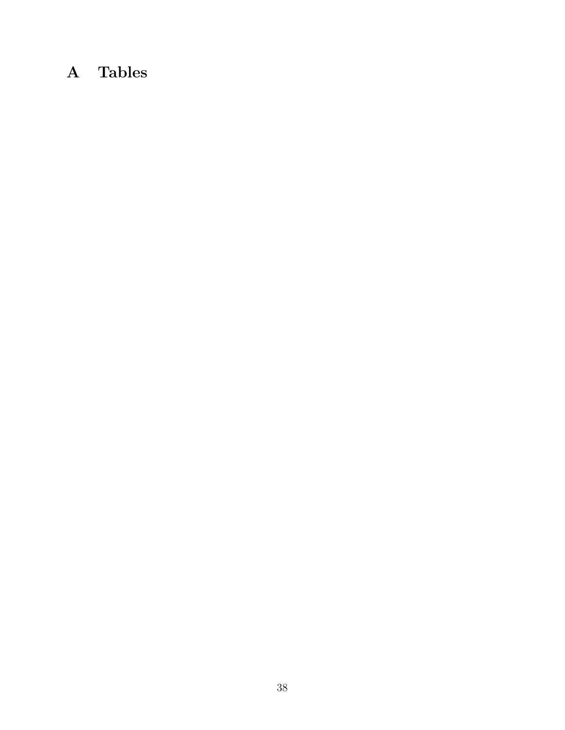# A Tables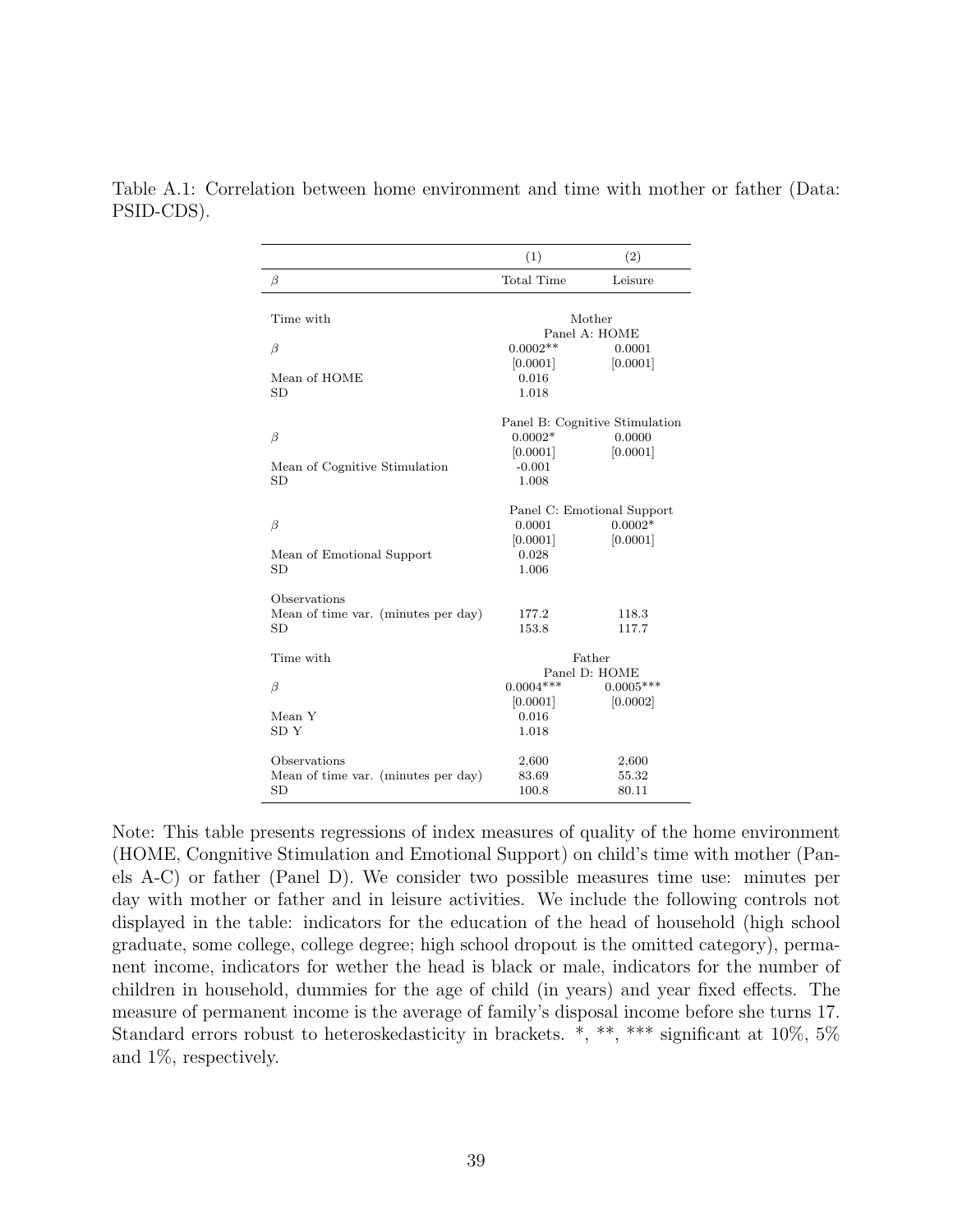Table A.1: Correlation between home environment and time with mother or father (Data: PSID-CDS).

| | (1) | (2) |
|---|---|---|
| $\beta$ | Total Time | Leisure |
| Time with | Mother | |
| | Panel A: HOME | |
| $\beta$ | 0.0002** | 0.0001 |
| | [0.0001] | [0.0001] |
| Mean of HOME | 0.016 | |
| SD | 1.018 | |
| | Panel B: Cognitive Stimulation | |
| $\beta$ | 0.0002* | 0.0000 |
| | [0.0001] | [0.0001] |
| Mean of Cognitive Stimulation | -0.001 | |
| SD | 1.008 | |
| | Panel C: Emotional Support | |
| $\beta$ | 0.0001 | 0.0002* |
| | [0.0001] | [0.0001] |
| Mean of Emotional Support | 0.028 | |
| SD | 1.006 | |
| Observations | | |
| Mean of time var. (minutes per day) | 177.2 | 118.3 |
| SD | 153.8 | 117.7 |
| Time with | Father | |
| | Panel D: HOME | |
| $\beta$ | 0.0004*** | 0.0005*** |
| | [0.0001] | [0.0002] |
| Mean Y | 0.016 | |
| SD Y | 1.018 | |
| Observations | 2,600 | 2,600 |
| Mean of time var. (minutes per day) | 83.69 | 55.32 |
| SD | 100.8 | 80.11 |

Note: This table presents regressions of index measures of quality of the home environment (HOME, Congnitive Stimulation and Emotional Support) on child's time with mother (Panels A-C) or father (Panel D). We consider two possible measures time use: minutes per day with mother or father and in leisure activities. We include the following controls not displayed in the table: indicators for the education of the head of household (high school graduate, some college, college degree; high school dropout is the omitted category), permanent income, indicators for wether the head is black or male, indicators for the number of children in household, dummies for the age of child (in years) and year fixed effects. The measure of permanent income is the average of family's disposal income before she turns 17. Standard errors robust to heteroskedasticity in brackets. *, **, *** significant at 10%, 5% and 1%, respectively.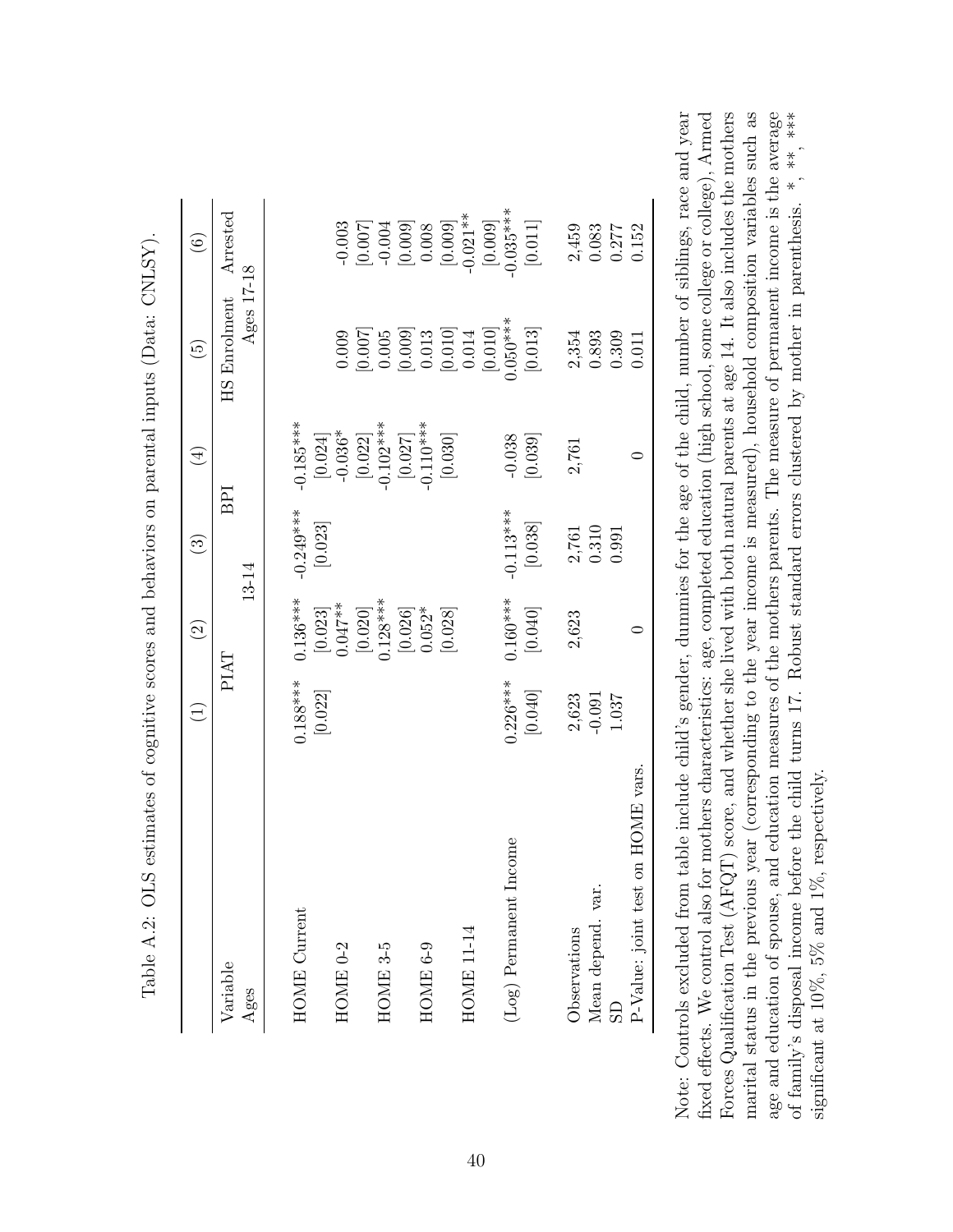Table A.2: OLS estimates of cognitive scores and behaviors on parental inputs (Data: CNLSY).

| | (1) | (2) | (3) | (4) | (5) | (6) |
|---|---|---|---|---|---|---|
| Variable | PIAT | | BPI | | HS Enrolment | Arrested |
| Ages | 13-14 | | | | Ages 17-18 | |
| HOME Current | 0.188*** | 0.136*** | -0.249*** | -0.185*** | | |
| | [0.022] | [0.023] | [0.023] | [0.024] | | |
| HOME 0-2 | | 0.047** | | -0.036* | 0.009 | -0.003 |
| | | [0.020] | | [0.022] | [0.007] | [0.007] |
| HOME 3-5 | | 0.128*** | | -0.102*** | 0.005 | -0.004 |
| | | [0.026] | | [0.027] | [0.009] | [0.009] |
| HOME 6-9 | | 0.052* | | -0.110*** | 0.013 | 0.008 |
| | | [0.028] | | [0.030] | [0.010] | [0.009] |
| HOME 11-14 | | | | | 0.014 | -0.021** |
| | | | | | [0.010] | [0.009] |
| (Log) Permanent Income | 0.226*** | 0.160*** | -0.113*** | -0.038 | 0.050*** | -0.035*** |
| | [0.040] | [0.040] | [0.038] | [0.039] | [0.013] | [0.011] |
| Observations | 2,623 | 2,623 | 2,761 | 2,761 | 2,354 | 2,459 |
| Mean depend. var. | -0.091 | | 0.310 | | 0.893 | 0.083 |
| SD | 1.037 | | 0.991 | | 0.309 | 0.277 |
| P-Value: joint test on HOME vars. | | 0 | | 0 | 0.011 | 0.152 |

Note: Controls excluded from table include child's gender, dummies for the age of the child, number of siblings, race and year fixed effects. We control also for mothers characteristics: age, completed education (high school, some college or college), Armed Forces Qualification Test (AFQT) score, and whether she lived with both natural parents at age 14. It also includes the mothers marital status in the previous year (corresponding to the year income is measured), household composition variables such as age and education of spouse, and education measures of the mothers parents. The measure of permanent income is the average of family's disposal income before the child turns 17. Robust standard errors clustered by mother in parenthesis. *, **, *** significant at 10%, 5% and 1%, respectively.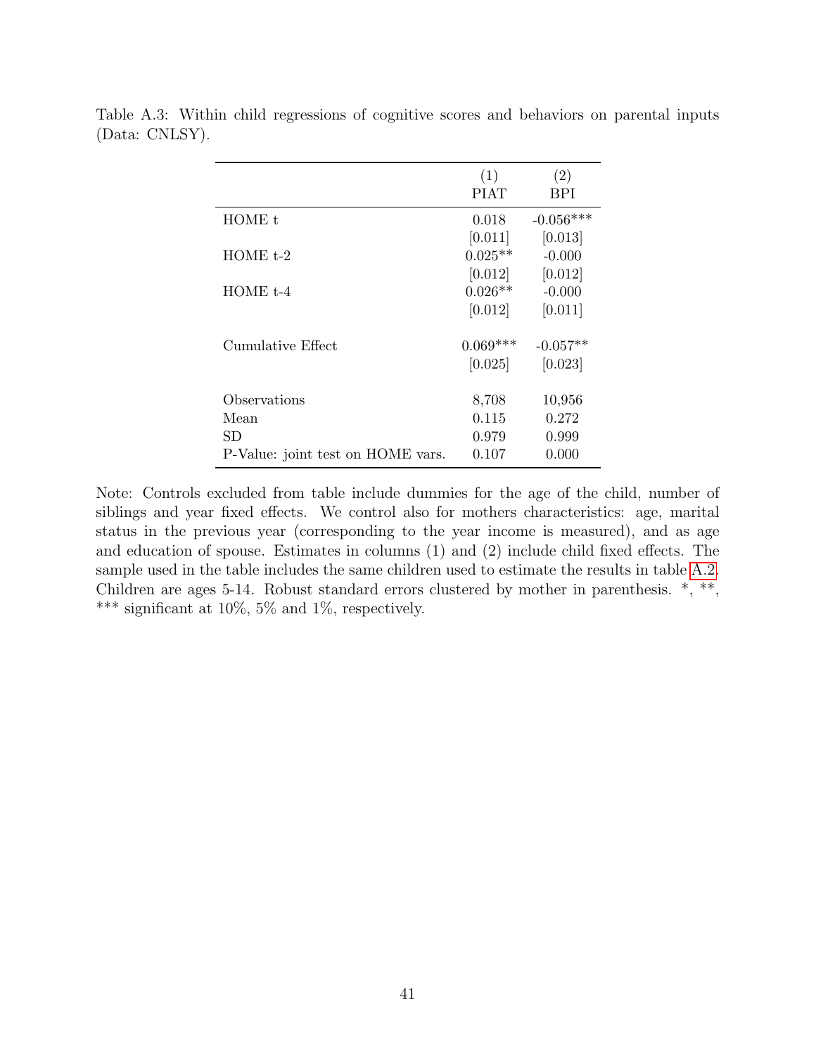Table A.3: Within child regressions of cognitive scores and behaviors on parental inputs (Data: CNLSY).

| | (1) PIAT | (2) BPI |
|---|---|---|
| HOME t | 0.018 | -0.056*** |
| | [0.011] | [0.013] |
| HOME t-2 | 0.025** | -0.000 |
| | [0.012] | [0.012] |
| HOME t-4 | 0.026** | -0.000 |
| | [0.012] | [0.011] |
| Cumulative Effect | 0.069*** | -0.057** |
| | [0.025] | [0.023] |
| Observations | 8,708 | 10,956 |
| Mean | 0.115 | 0.272 |
| SD | 0.979 | 0.999 |
| P-Value: joint test on HOME vars. | 0.107 | 0.000 |

Note: Controls excluded from table include dummies for the age of the child, number of siblings and year fixed effects. We control also for mothers characteristics: age, marital status in the previous year (corresponding to the year income is measured), and as age and education of spouse. Estimates in columns (1) and (2) include child fixed effects. The sample used in the table includes the same children used to estimate the results in table A.2. Children are ages 5-14. Robust standard errors clustered by mother in parenthesis. *, **, *** significant at 10%, 5% and 1%, respectively.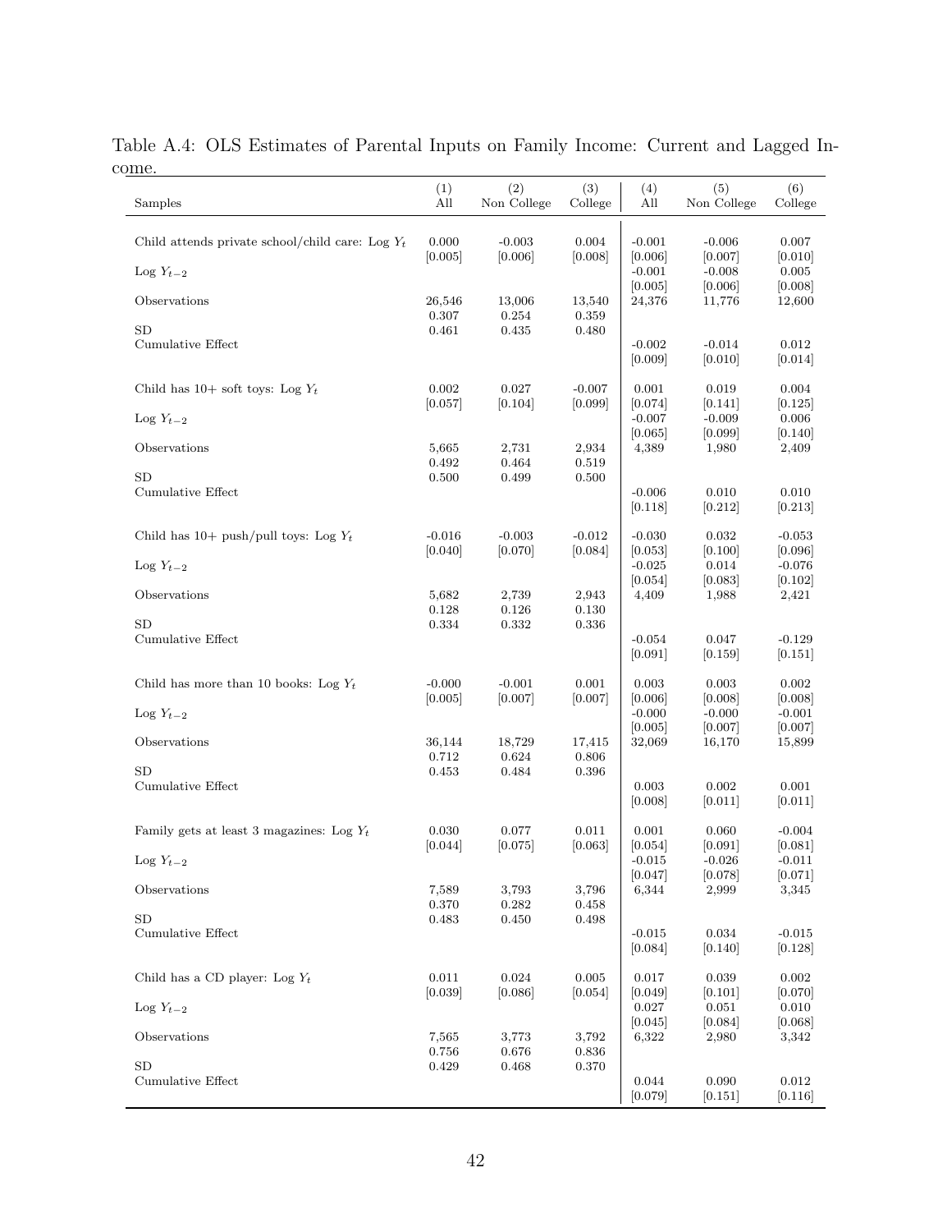Table A.4: OLS Estimates of Parental Inputs on Family Income: Current and Lagged Income.

| Samples | (1) All | (2) Non College | (3) College | (4) All | (5) Non College | (6) College |
|---|---|---|---|---|---|---|
| Child attends private school/child care: Log $Y_t$ | 0.000 | -0.003 | 0.004 | -0.001 | -0.006 | 0.007 |
| | [0.005] | [0.006] | [0.008] | [0.006] | [0.007] | [0.010] |
| Log $Y_{t-2}$ | | | | -0.001 | -0.008 | 0.005 |
| | | | | [0.005] | [0.006] | [0.008] |
| Observations | 26,546 | 13,006 | 13,540 | 24,376 | 11,776 | 12,600 |
| | 0.307 | 0.254 | 0.359 | | | |
| SD | 0.461 | 0.435 | 0.480 | | | |
| Cumulative Effect | | | | -0.002 | -0.014 | 0.012 |
| | | | | [0.009] | [0.010] | [0.014] |
| Child has 10+ soft toys: Log $Y_t$ | 0.002 | 0.027 | -0.007 | 0.001 | 0.019 | 0.004 |
| | [0.057] | [0.104] | [0.099] | [0.074] | [0.141] | [0.125] |
| Log $Y_{t-2}$ | | | | -0.007 | -0.009 | 0.006 |
| | | | | [0.065] | [0.099] | [0.140] |
| Observations | 5,665 | 2,731 | 2,934 | 4,389 | 1,980 | 2,409 |
| | 0.492 | 0.464 | 0.519 | | | |
| SD | 0.500 | 0.499 | 0.500 | | | |
| Cumulative Effect | | | | -0.006 | 0.010 | 0.010 |
| | | | | [0.118] | [0.212] | [0.213] |
| Child has 10+ push/pull toys: Log $Y_t$ | -0.016 | -0.003 | -0.012 | -0.030 | 0.032 | -0.053 |
| | [0.040] | [0.070] | [0.084] | [0.053] | [0.100] | [0.096] |
| Log $Y_{t-2}$ | | | | -0.025 | 0.014 | -0.076 |
| | | | | [0.054] | [0.083] | [0.102] |
| Observations | 5,682 | 2,739 | 2,943 | 4,409 | 1,988 | 2,421 |
| | 0.128 | 0.126 | 0.130 | | | |
| SD | 0.334 | 0.332 | 0.336 | | | |
| Cumulative Effect | | | | -0.054 | 0.047 | -0.129 |
| | | | | [0.091] | [0.159] | [0.151] |
| Child has more than 10 books: Log $Y_t$ | -0.000 | -0.001 | 0.001 | 0.003 | 0.003 | 0.002 |
| | [0.005] | [0.007] | [0.007] | [0.006] | [0.008] | [0.008] |
| Log $Y_{t-2}$ | | | | -0.000 | -0.000 | -0.001 |
| | | | | [0.005] | [0.007] | [0.007] |
| Observations | 36,144 | 18,729 | 17,415 | 32,069 | 16,170 | 15,899 |
| | 0.712 | 0.624 | 0.806 | | | |
| SD | 0.453 | 0.484 | 0.396 | | | |
| Cumulative Effect | | | | 0.003 | 0.002 | 0.001 |
| | | | | [0.008] | [0.011] | [0.011] |
| Family gets at least 3 magazines: Log $Y_t$ | 0.030 | 0.077 | 0.011 | 0.001 | 0.060 | -0.004 |
| | [0.044] | [0.075] | [0.063] | [0.054] | [0.091] | [0.081] |
| Log $Y_{t-2}$ | | | | -0.015 | -0.026 | -0.011 |
| | | | | [0.047] | [0.078] | [0.071] |
| Observations | 7,589 | 3,793 | 3,796 | 6,344 | 2,999 | 3,345 |
| | 0.370 | 0.282 | 0.458 | | | |
| SD | 0.483 | 0.450 | 0.498 | | | |
| Cumulative Effect | | | | -0.015 | 0.034 | -0.015 |
| | | | | [0.084] | [0.140] | [0.128] |
| Child has a CD player: Log $Y_t$ | 0.011 | 0.024 | 0.005 | 0.017 | 0.039 | 0.002 |
| | [0.039] | [0.086] | [0.054] | [0.049] | [0.101] | [0.070] |
| Log $Y_{t-2}$ | | | | 0.027 | 0.051 | 0.010 |
| | | | | [0.045] | [0.084] | [0.068] |
| Observations | 7,565 | 3,773 | 3,792 | 6,322 | 2,980 | 3,342 |
| | 0.756 | 0.676 | 0.836 | | | |
| SD | 0.429 | 0.468 | 0.370 | | | |
| Cumulative Effect | | | | 0.044 | 0.090 | 0.012 |
| | | | | [0.079] | [0.151] | [0.116] |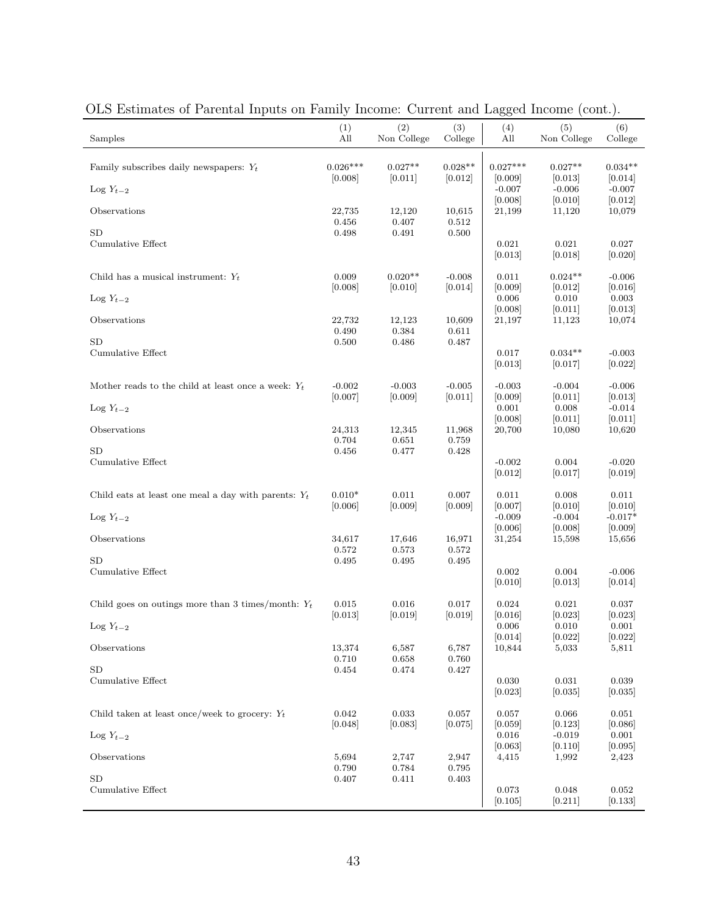OLS Estimates of Parental Inputs on Family Income: Current and Lagged Income (cont.).

| Samples | (1) All | (2) Non College | (3) College | (4) All | (5) Non College | (6) College |
|---|---|---|---|---|---|---|
| Family subscribes daily newspapers: $Y_t$ | 0.026*** | 0.027** | 0.028** | 0.027*** | 0.027** | 0.034** |
| | [0.008] | [0.011] | [0.012] | [0.009] | [0.013] | [0.014] |
| Log $Y_{t-2}$ | | | | -0.007 | -0.006 | -0.007 |
| | | | | [0.008] | [0.010] | [0.012] |
| Observations | 22,735 | 12,120 | 10,615 | 21,199 | 11,120 | 10,079 |
| | 0.456 | 0.407 | 0.512 | | | |
| SD | 0.498 | 0.491 | 0.500 | | | |
| Cumulative Effect | | | | 0.021 | 0.021 | 0.027 |
| | | | | [0.013] | [0.018] | [0.020] |
| Child has a musical instrument: $Y_t$ | 0.009 | 0.020** | -0.008 | 0.011 | 0.024** | -0.006 |
| | [0.008] | [0.010] | [0.014] | [0.009] | [0.012] | [0.016] |
| Log $Y_{t-2}$ | | | | 0.006 | 0.010 | 0.003 |
| | | | | [0.008] | [0.011] | [0.013] |
| Observations | 22,732 | 12,123 | 10,609 | 21,197 | 11,123 | 10,074 |
| | 0.490 | 0.384 | 0.611 | | | |
| SD | 0.500 | 0.486 | 0.487 | | | |
| Cumulative Effect | | | | 0.017 | 0.034** | -0.003 |
| | | | | [0.013] | [0.017] | [0.022] |
| Mother reads to the child at least once a week: $Y_t$ | -0.002 | -0.003 | -0.005 | -0.003 | -0.004 | -0.006 |
| | [0.007] | [0.009] | [0.011] | [0.009] | [0.011] | [0.013] |
| Log $Y_{t-2}$ | | | | 0.001 | 0.008 | -0.014 |
| | | | | [0.008] | [0.011] | [0.011] |
| Observations | 24,313 | 12,345 | 11,968 | 20,700 | 10,080 | 10,620 |
| | 0.704 | 0.651 | 0.759 | | | |
| SD | 0.456 | 0.477 | 0.428 | | | |
| Cumulative Effect | | | | -0.002 | 0.004 | -0.020 |
| | | | | [0.012] | [0.017] | [0.019] |
| Child eats at least one meal a day with parents: $Y_t$ | 0.010* | 0.011 | 0.007 | 0.011 | 0.008 | 0.011 |
| | [0.006] | [0.009] | [0.009] | [0.007] | [0.010] | [0.010] |
| Log $Y_{t-2}$ | | | | -0.009 | -0.004 | -0.017* |
| | | | | [0.006] | [0.008] | [0.009] |
| Observations | 34,617 | 17,646 | 16,971 | 31,254 | 15,598 | 15,656 |
| | 0.572 | 0.573 | 0.572 | | | |
| SD | 0.495 | 0.495 | 0.495 | | | |
| Cumulative Effect | | | | 0.002 | 0.004 | -0.006 |
| | | | | [0.010] | [0.013] | [0.014] |
| Child goes on outings more than 3 times/month: $Y_t$ | 0.015 | 0.016 | 0.017 | 0.024 | 0.021 | 0.037 |
| | [0.013] | [0.019] | [0.019] | [0.016] | [0.023] | [0.023] |
| Log $Y_{t-2}$ | | | | 0.006 | 0.010 | 0.001 |
| | | | | [0.014] | [0.022] | [0.022] |
| Observations | 13,374 | 6,587 | 6,787 | 10,844 | 5,033 | 5,811 |
| | 0.710 | 0.658 | 0.760 | | | |
| SD | 0.454 | 0.474 | 0.427 | | | |
| Cumulative Effect | | | | 0.030 | 0.031 | 0.039 |
| | | | | [0.023] | [0.035] | [0.035] |
| Child taken at least once/week to grocery: $Y_t$ | 0.042 | 0.033 | 0.057 | 0.057 | 0.066 | 0.051 |
| | [0.048] | [0.083] | [0.075] | [0.059] | [0.123] | [0.086] |
| Log $Y_{t-2}$ | | | | 0.016 | -0.019 | 0.001 |
| | | | | [0.063] | [0.110] | [0.095] |
| Observations | 5,694 | 2,747 | 2,947 | 4,415 | 1,992 | 2,423 |
| | 0.790 | 0.784 | 0.795 | | | |
| SD | 0.407 | 0.411 | 0.403 | | | |
| Cumulative Effect | | | | 0.073 | 0.048 | 0.052 |
| | | | | [0.105] | [0.211] | [0.133] |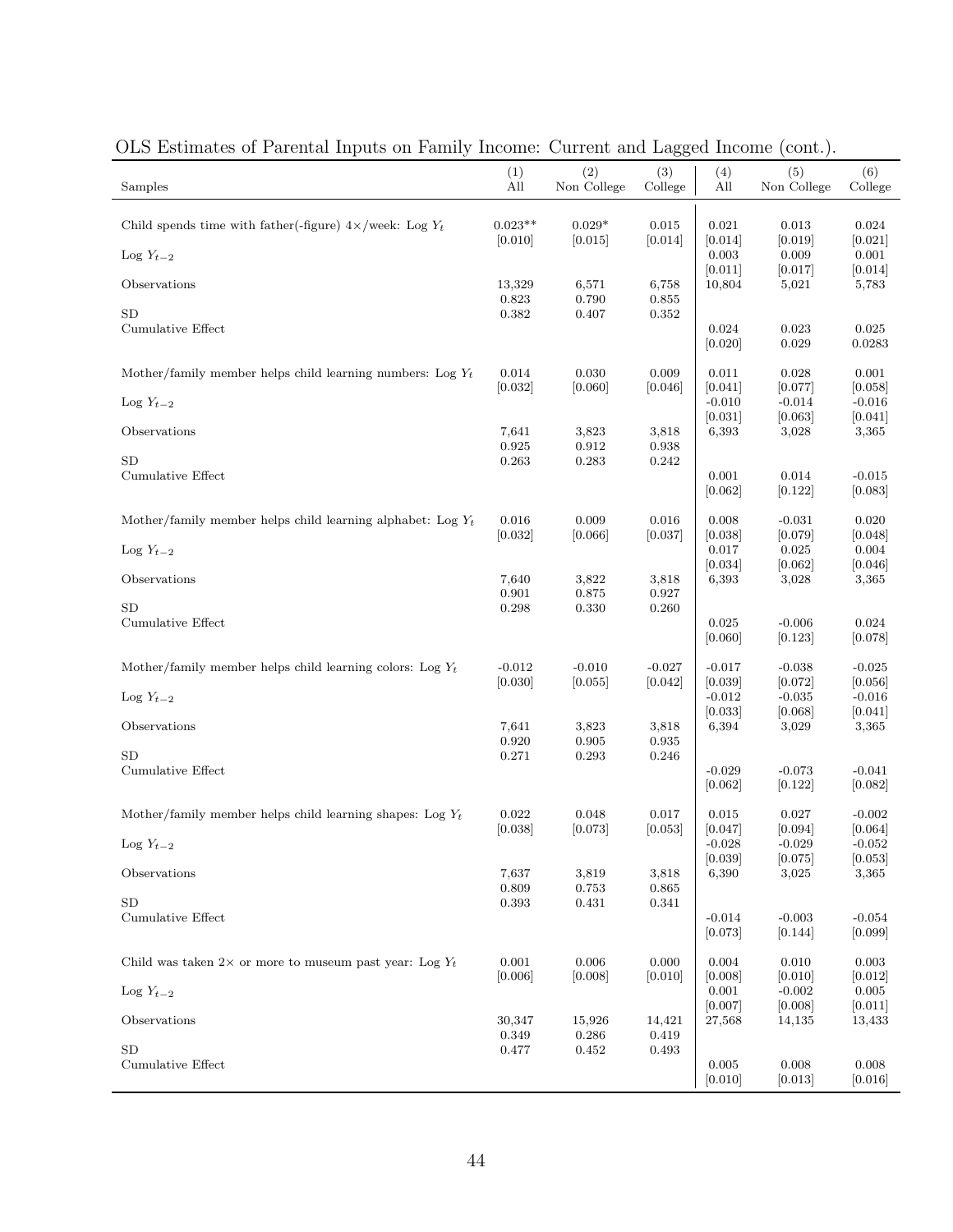OLS Estimates of Parental Inputs on Family Income: Current and Lagged Income (cont.).

| Samples | (1) All | (2) Non College | (3) College | (4) All | (5) Non College | (6) College |
|---|---|---|---|---|---|---|
| Child spends time with father(-figure) 4×/week: Log $Y_t$ | 0.023** | 0.029* | 0.015 | 0.021 | 0.013 | 0.024 |
| | [0.010] | [0.015] | [0.014] | [0.014] | [0.019] | [0.021] |
| Log $Y_{t-2}$ | | | | 0.003 | 0.009 | 0.001 |
| | | | | [0.011] | [0.017] | [0.014] |
| Observations | 13,329 | 6,571 | 6,758 | 10,804 | 5,021 | 5,783 |
| | 0.823 | 0.790 | 0.855 | | | |
| SD | 0.382 | 0.407 | 0.352 | | | |
| Cumulative Effect | | | | 0.024 | 0.023 | 0.025 |
| | | | | [0.020] | 0.029 | 0.0283 |
| Mother/family member helps child learning numbers: Log $Y_t$ | 0.014 | 0.030 | 0.009 | 0.011 | 0.028 | 0.001 |
| | [0.032] | [0.060] | [0.046] | [0.041] | [0.077] | [0.058] |
| Log $Y_{t-2}$ | | | | -0.010 | -0.014 | -0.016 |
| | | | | [0.031] | [0.063] | [0.041] |
| Observations | 7,641 | 3,823 | 3,818 | 6,393 | 3,028 | 3,365 |
| | 0.925 | 0.912 | 0.938 | | | |
| SD | 0.263 | 0.283 | 0.242 | | | |
| Cumulative Effect | | | | 0.001 | 0.014 | -0.015 |
| | | | | [0.062] | [0.122] | [0.083] |
| Mother/family member helps child learning alphabet: Log $Y_t$ | 0.016 | 0.009 | 0.016 | 0.008 | -0.031 | 0.020 |
| | [0.032] | [0.066] | [0.037] | [0.038] | [0.079] | [0.048] |
| Log $Y_{t-2}$ | | | | 0.017 | 0.025 | 0.004 |
| | | | | [0.034] | [0.062] | [0.046] |
| Observations | 7,640 | 3,822 | 3,818 | 6,393 | 3,028 | 3,365 |
| | 0.901 | 0.875 | 0.927 | | | |
| SD | 0.298 | 0.330 | 0.260 | | | |
| Cumulative Effect | | | | 0.025 | -0.006 | 0.024 |
| | | | | [0.060] | [0.123] | [0.078] |
| Mother/family member helps child learning colors: Log $Y_t$ | -0.012 | -0.010 | -0.027 | -0.017 | -0.038 | -0.025 |
| | [0.030] | [0.055] | [0.042] | [0.039] | [0.072] | [0.056] |
| Log $Y_{t-2}$ | | | | -0.012 | -0.035 | -0.016 |
| | | | | [0.033] | [0.068] | [0.041] |
| Observations | 7,641 | 3,823 | 3,818 | 6,394 | 3,029 | 3,365 |
| | 0.920 | 0.905 | 0.935 | | | |
| SD | 0.271 | 0.293 | 0.246 | | | |
| Cumulative Effect | | | | -0.029 | -0.073 | -0.041 |
| | | | | [0.062] | [0.122] | [0.082] |
| Mother/family member helps child learning shapes: Log $Y_t$ | 0.022 | 0.048 | 0.017 | 0.015 | 0.027 | -0.002 |
| | [0.038] | [0.073] | [0.053] | [0.047] | [0.094] | [0.064] |
| Log $Y_{t-2}$ | | | | -0.028 | -0.029 | -0.052 |
| | | | | [0.039] | [0.075] | [0.053] |
| Observations | 7,637 | 3,819 | 3,818 | 6,390 | 3,025 | 3,365 |
| | 0.809 | 0.753 | 0.865 | | | |
| SD | 0.393 | 0.431 | 0.341 | | | |
| Cumulative Effect | | | | -0.014 | -0.003 | -0.054 |
| | | | | [0.073] | [0.144] | [0.099] |
| Child was taken 2× or more to museum past year: Log $Y_t$ | 0.001 | 0.006 | 0.000 | 0.004 | 0.010 | 0.003 |
| | [0.006] | [0.008] | [0.010] | [0.008] | [0.010] | [0.012] |
| Log $Y_{t-2}$ | | | | 0.001 | -0.002 | 0.005 |
| | | | | [0.007] | [0.008] | [0.011] |
| Observations | 30,347 | 15,926 | 14,421 | 27,568 | 14,135 | 13,433 |
| | 0.349 | 0.286 | 0.419 | | | |
| SD | 0.477 | 0.452 | 0.493 | | | |
| Cumulative Effect | | | | 0.005 | 0.008 | 0.008 |
| | | | | [0.010] | [0.013] | [0.016] |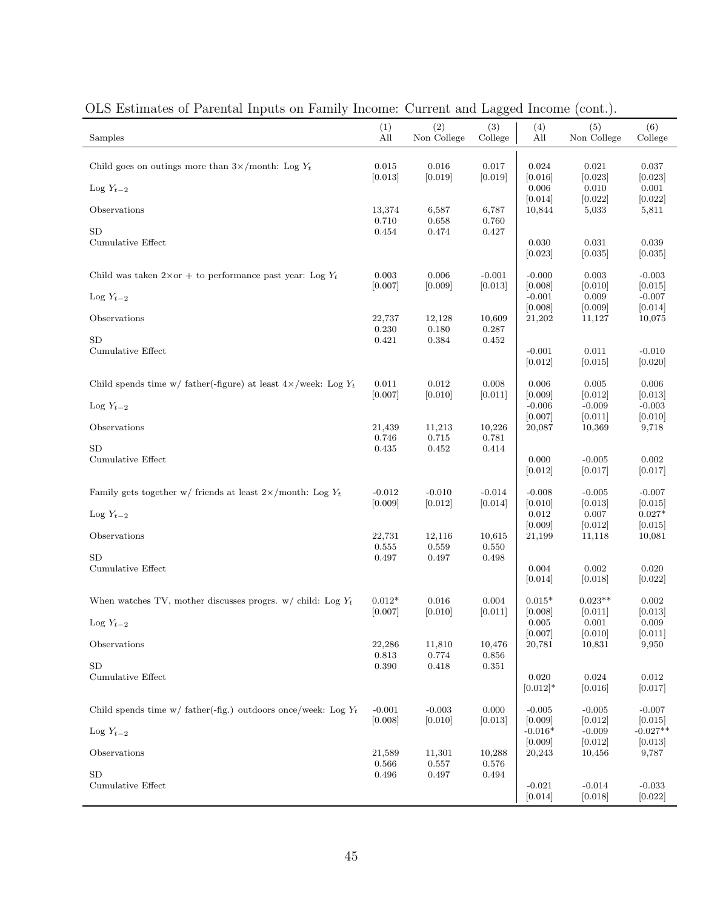OLS Estimates of Parental Inputs on Family Income: Current and Lagged Income (cont.).

| Samples | (1) All | (2) Non College | (3) College | (4) All | (5) Non College | (6) College |
|---|---|---|---|---|---|---|
| Child goes on outings more than 3×/month: Log $Y_t$ | 0.015 | 0.016 | 0.017 | 0.024 | 0.021 | 0.037 |
| | [0.013] | [0.019] | [0.019] | [0.016] | [0.023] | [0.023] |
| Log $Y_{t-2}$ | | | | 0.006 | 0.010 | 0.001 |
| | | | | [0.014] | [0.022] | [0.022] |
| Observations | 13,374 | 6,587 | 6,787 | 10,844 | 5,033 | 5,811 |
| | 0.710 | 0.658 | 0.760 | | | |
| SD | 0.454 | 0.474 | 0.427 | | | |
| Cumulative Effect | | | | 0.030 | 0.031 | 0.039 |
| | | | | [0.023] | [0.035] | [0.035] |
| Child was taken 2×or + to performance past year: Log $Y_t$ | 0.003 | 0.006 | -0.001 | -0.000 | 0.003 | -0.003 |
| | [0.007] | [0.009] | [0.013] | [0.008] | [0.010] | [0.015] |
| Log $Y_{t-2}$ | | | | -0.001 | 0.009 | -0.007 |
| | | | | [0.008] | [0.009] | [0.014] |
| Observations | 22,737 | 12,128 | 10,609 | 21,202 | 11,127 | 10,075 |
| | 0.230 | 0.180 | 0.287 | | | |
| SD | 0.421 | 0.384 | 0.452 | | | |
| Cumulative Effect | | | | -0.001 | 0.011 | -0.010 |
| | | | | [0.012] | [0.015] | [0.020] |
| Child spends time w/ father(-figure) at least 4×/week: Log $Y_t$ | 0.011 | 0.012 | 0.008 | 0.006 | 0.005 | 0.006 |
| | [0.007] | [0.010] | [0.011] | [0.009] | [0.012] | [0.013] |
| Log $Y_{t-2}$ | | | | -0.006 | -0.009 | -0.003 |
| | | | | [0.007] | [0.011] | [0.010] |
| Observations | 21,439 | 11,213 | 10,226 | 20,087 | 10,369 | 9,718 |
| | 0.746 | 0.715 | 0.781 | | | |
| SD | 0.435 | 0.452 | 0.414 | | | |
| Cumulative Effect | | | | 0.000 | -0.005 | 0.002 |
| | | | | [0.012] | [0.017] | [0.017] |
| Family gets together w/ friends at least 2×/month: Log $Y_t$ | -0.012 | -0.010 | -0.014 | -0.008 | -0.005 | -0.007 |
| | [0.009] | [0.012] | [0.014] | [0.010] | [0.013] | [0.015] |
| Log $Y_{t-2}$ | | | | 0.012 | 0.007 | 0.027* |
| | | | | [0.009] | [0.012] | [0.015] |
| Observations | 22,731 | 12,116 | 10,615 | 21,199 | 11,118 | 10,081 |
| | 0.555 | 0.559 | 0.550 | | | |
| SD | 0.497 | 0.497 | 0.498 | | | |
| Cumulative Effect | | | | 0.004 | 0.002 | 0.020 |
| | | | | [0.014] | [0.018] | [0.022] |
| When watches TV, mother discusses progrs. w/ child: Log $Y_t$ | 0.012* | 0.016 | 0.004 | 0.015* | 0.023** | 0.002 |
| | [0.007] | [0.010] | [0.011] | [0.008] | [0.011] | [0.013] |
| Log $Y_{t-2}$ | | | | 0.005 | 0.001 | 0.009 |
| | | | | [0.007] | [0.010] | [0.011] |
| Observations | 22,286 | 11,810 | 10,476 | 20,781 | 10,831 | 9,950 |
| | 0.813 | 0.774 | 0.856 | | | |
| SD | 0.390 | 0.418 | 0.351 | | | |
| Cumulative Effect | | | | 0.020 | 0.024 | 0.012 |
| | | | | [0.012]* | [0.016] | [0.017] |
| Child spends time w/ father(-fig.) outdoors once/week: Log $Y_t$ | -0.001 | -0.003 | 0.000 | -0.005 | -0.005 | -0.007 |
| | [0.008] | [0.010] | [0.013] | [0.009] | [0.012] | [0.015] |
| Log $Y_{t-2}$ | | | | -0.016* | -0.009 | -0.027** |
| | | | | [0.009] | [0.012] | [0.013] |
| Observations | 21,589 | 11,301 | 10,288 | 20,243 | 10,456 | 9,787 |
| | 0.566 | 0.557 | 0.576 | | | |
| SD | 0.496 | 0.497 | 0.494 | | | |
| Cumulative Effect | | | | -0.021 | -0.014 | -0.033 |
| | | | | [0.014] | [0.018] | [0.022] |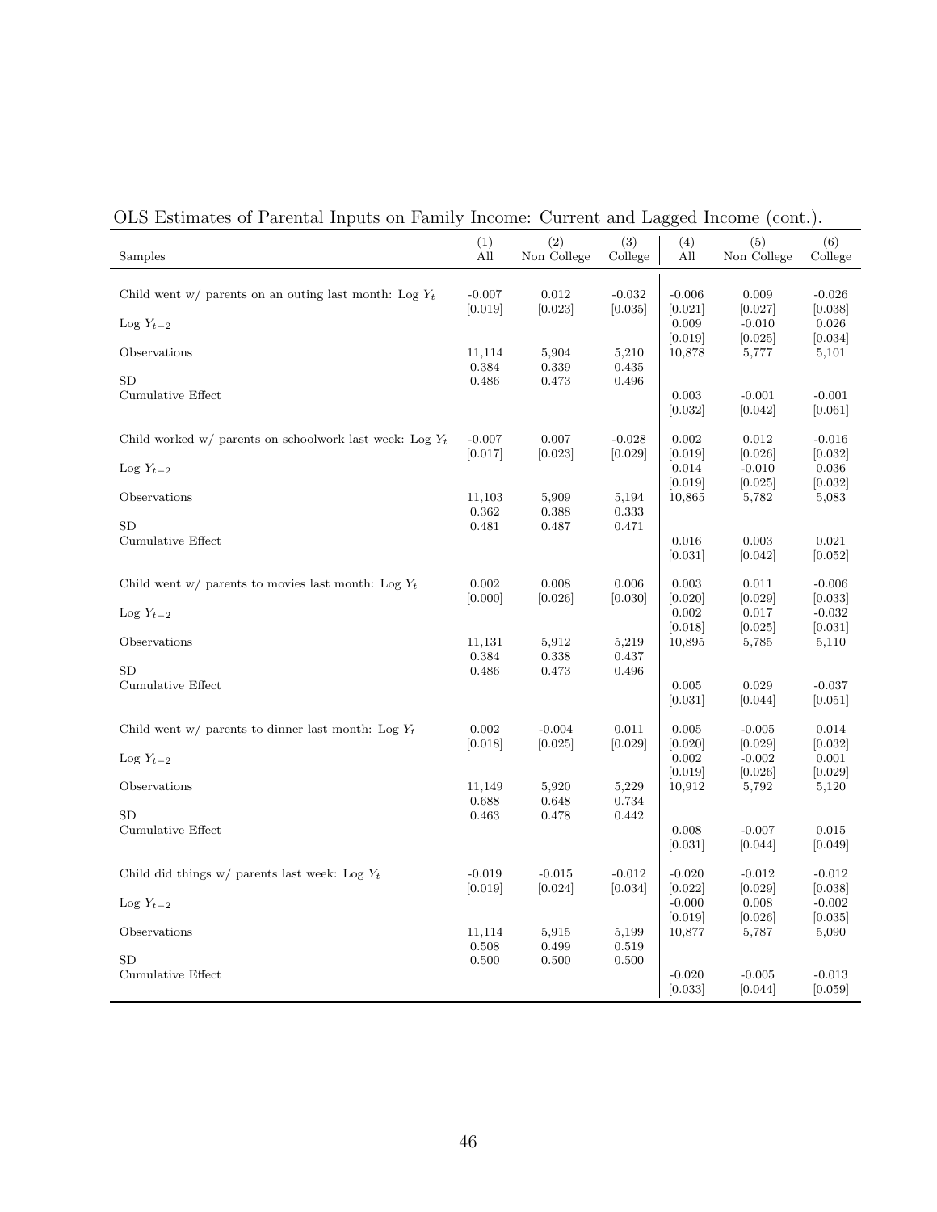OLS Estimates of Parental Inputs on Family Income: Current and Lagged Income (cont.).

| Samples | (1) All | (2) Non College | (3) College | (4) All | (5) Non College | (6) College |
|---|---|---|---|---|---|---|
| Child went w/ parents on an outing last month: Log $Y_t$ | -0.007 | 0.012 | -0.032 | -0.006 | 0.009 | -0.026 |
| | [0.019] | [0.023] | [0.035] | [0.021] | [0.027] | [0.038] |
| Log $Y_{t-2}$ | | | | 0.009 | -0.010 | 0.026 |
| | | | | [0.019] | [0.025] | [0.034] |
| Observations | 11,114 | 5,904 | 5,210 | 10,878 | 5,777 | 5,101 |
| | 0.384 | 0.339 | 0.435 | | | |
| SD | 0.486 | 0.473 | 0.496 | | | |
| Cumulative Effect | | | | 0.003 | -0.001 | -0.001 |
| | | | | [0.032] | [0.042] | [0.061] |
| Child worked w/ parents on schoolwork last week: Log $Y_t$ | -0.007 | 0.007 | -0.028 | 0.002 | 0.012 | -0.016 |
| | [0.017] | [0.023] | [0.029] | [0.019] | [0.026] | [0.032] |
| Log $Y_{t-2}$ | | | | 0.014 | -0.010 | 0.036 |
| | | | | [0.019] | [0.025] | [0.032] |
| Observations | 11,103 | 5,909 | 5,194 | 10,865 | 5,782 | 5,083 |
| | 0.362 | 0.388 | 0.333 | | | |
| SD | 0.481 | 0.487 | 0.471 | | | |
| Cumulative Effect | | | | 0.016 | 0.003 | 0.021 |
| | | | | [0.031] | [0.042] | [0.052] |
| Child went w/ parents to movies last month: Log $Y_t$ | 0.002 | 0.008 | 0.006 | 0.003 | 0.011 | -0.006 |
| | [0.000] | [0.026] | [0.030] | [0.020] | [0.029] | [0.033] |
| Log $Y_{t-2}$ | | | | 0.002 | 0.017 | -0.032 |
| | | | | [0.018] | [0.025] | [0.031] |
| Observations | 11,131 | 5,912 | 5,219 | 10,895 | 5,785 | 5,110 |
| | 0.384 | 0.338 | 0.437 | | | |
| SD | 0.486 | 0.473 | 0.496 | | | |
| Cumulative Effect | | | | 0.005 | 0.029 | -0.037 |
| | | | | [0.031] | [0.044] | [0.051] |
| Child went w/ parents to dinner last month: Log $Y_t$ | 0.002 | -0.004 | 0.011 | 0.005 | -0.005 | 0.014 |
| | [0.018] | [0.025] | [0.029] | [0.020] | [0.029] | [0.032] |
| Log $Y_{t-2}$ | | | | 0.002 | -0.002 | 0.001 |
| | | | | [0.019] | [0.026] | [0.029] |
| Observations | 11,149 | 5,920 | 5,229 | 10,912 | 5,792 | 5,120 |
| | 0.688 | 0.648 | 0.734 | | | |
| SD | 0.463 | 0.478 | 0.442 | | | |
| Cumulative Effect | | | | 0.008 | -0.007 | 0.015 |
| | | | | [0.031] | [0.044] | [0.049] |
| Child did things w/ parents last week: Log $Y_t$ | -0.019 | -0.015 | -0.012 | -0.020 | -0.012 | -0.012 |
| | [0.019] | [0.024] | [0.034] | [0.022] | [0.029] | [0.038] |
| Log $Y_{t-2}$ | | | | -0.000 | 0.008 | -0.002 |
| | | | | [0.019] | [0.026] | [0.035] |
| Observations | 11,114 | 5,915 | 5,199 | 10,877 | 5,787 | 5,090 |
| | 0.508 | 0.499 | 0.519 | | | |
| SD | 0.500 | 0.500 | 0.500 | | | |
| Cumulative Effect | | | | -0.020 | -0.005 | -0.013 |
| | | | | [0.033] | [0.044] | [0.059] |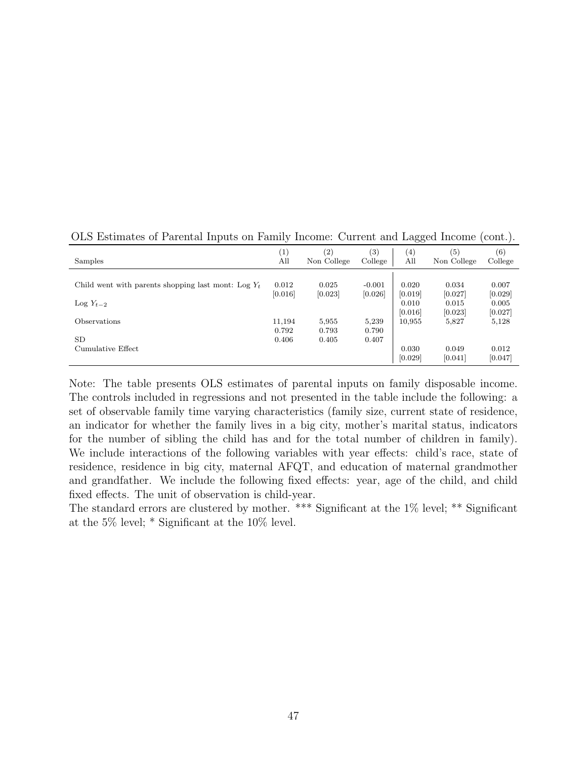OLS Estimates of Parental Inputs on Family Income: Current and Lagged Income (cont.).

| Samples | (1) All | (2) Non College | (3) College | (4) All | (5) Non College | (6) College |
|---|---|---|---|---|---|---|
| Child went with parents shopping last mont: Log $Y_t$ | 0.012 | 0.025 | -0.001 | 0.020 | 0.034 | 0.007 |
| | [0.016] | [0.023] | [0.026] | [0.019] | [0.027] | [0.029] |
| Log $Y_{t-2}$ | | | | 0.010 | 0.015 | 0.005 |
| | | | | [0.016] | [0.023] | [0.027] |
| Observations | 11,194 | 5,955 | 5,239 | 10,955 | 5,827 | 5,128 |
| | 0.792 | 0.793 | 0.790 | | | |
| SD | 0.406 | 0.405 | 0.407 | | | |
| Cumulative Effect | | | | 0.030 | 0.049 | 0.012 |
| | | | | [0.029] | [0.041] | [0.047] |

Note: The table presents OLS estimates of parental inputs on family disposable income. The controls included in regressions and not presented in the table include the following: a set of observable family time varying characteristics (family size, current state of residence, an indicator for whether the family lives in a big city, mother's marital status, indicators for the number of sibling the child has and for the total number of children in family). We include interactions of the following variables with year effects: child's race, state of residence, residence in big city, maternal AFQT, and education of maternal grandmother and grandfather. We include the following fixed effects: year, age of the child, and child fixed effects. The unit of observation is child-year.

The standard errors are clustered by mother. *** Significant at the 1% level; ** Significant at the 5% level; * Significant at the 10% level.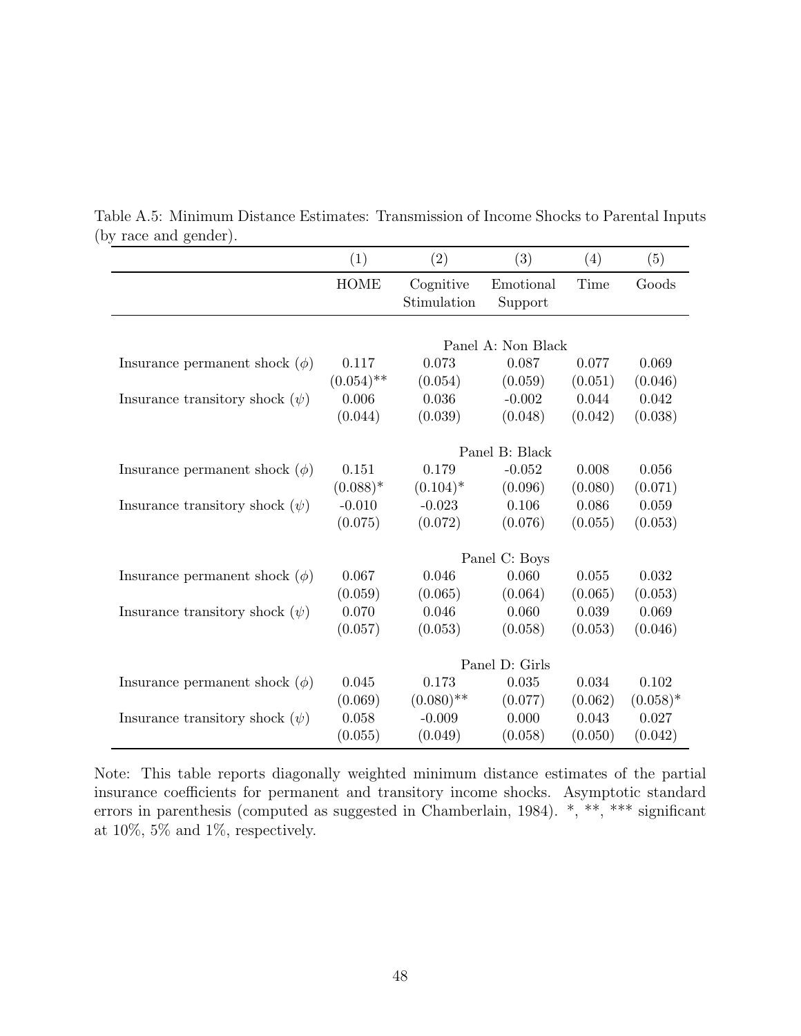Table A.5: Minimum Distance Estimates: Transmission of Income Shocks to Parental Inputs (by race and gender).

| | (1) | (2) | (3) | (4) | (5) |
|---|---|---|---|---|---|
| | HOME | Cognitive Stimulation | Emotional Support | Time | Goods |
| | | | Panel A: Non Black | | |
| Insurance permanent shock ($\phi$) | 0.117 | 0.073 | 0.087 | 0.077 | 0.069 |
| | (0.054)** | (0.054) | (0.059) | (0.051) | (0.046) |
| Insurance transitory shock ($\psi$) | 0.006 | 0.036 | -0.002 | 0.044 | 0.042 |
| | (0.044) | (0.039) | (0.048) | (0.042) | (0.038) |
| | | | Panel B: Black | | |
| Insurance permanent shock ($\phi$) | 0.151 | 0.179 | -0.052 | 0.008 | 0.056 |
| | (0.088)* | (0.104)* | (0.096) | (0.080) | (0.071) |
| Insurance transitory shock ($\psi$) | -0.010 | -0.023 | 0.106 | 0.086 | 0.059 |
| | (0.075) | (0.072) | (0.076) | (0.055) | (0.053) |
| | | | Panel C: Boys | | |
| Insurance permanent shock ($\phi$) | 0.067 | 0.046 | 0.060 | 0.055 | 0.032 |
| | (0.059) | (0.065) | (0.064) | (0.065) | (0.053) |
| Insurance transitory shock ($\psi$) | 0.070 | 0.046 | 0.060 | 0.039 | 0.069 |
| | (0.057) | (0.053) | (0.058) | (0.053) | (0.046) |
| | | | Panel D: Girls | | |
| Insurance permanent shock ($\phi$) | 0.045 | 0.173 | 0.035 | 0.034 | 0.102 |
| | (0.069) | (0.080)** | (0.077) | (0.062) | (0.058)* |
| Insurance transitory shock ($\psi$) | 0.058 | -0.009 | 0.000 | 0.043 | 0.027 |
| | (0.055) | (0.049) | (0.058) | (0.050) | (0.042) |

Note: This table reports diagonally weighted minimum distance estimates of the partial insurance coefficients for permanent and transitory income shocks. Asymptotic standard errors in parenthesis (computed as suggested in Chamberlain, 1984). *, **, *** significant at 10%, 5% and 1%, respectively.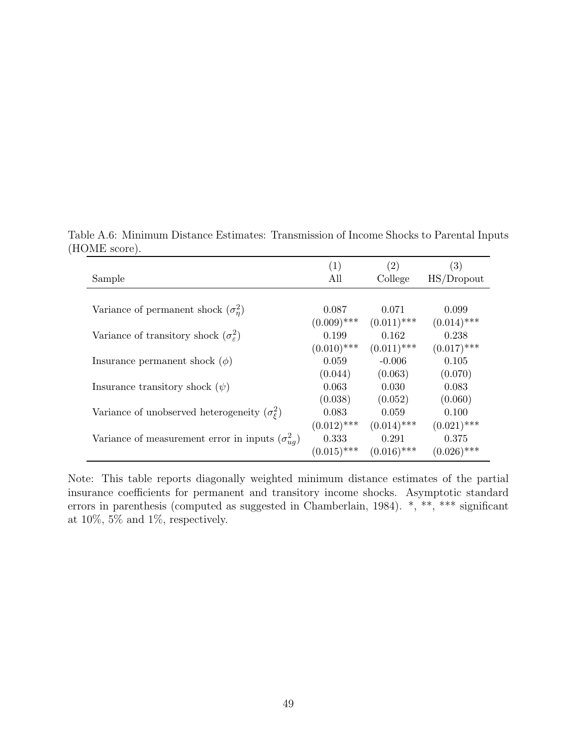Table A.6: Minimum Distance Estimates: Transmission of Income Shocks to Parental Inputs (HOME score).

| Sample | (1) All | (2) College | (3) HS/Dropout |
|---|---|---|---|
| Variance of permanent shock ($\sigma_\eta^2$) | 0.087 | 0.071 | 0.099 |
| | (0.009)*** | (0.011)*** | (0.014)*** |
| Variance of transitory shock ($\sigma_\varepsilon^2$) | 0.199 | 0.162 | 0.238 |
| | (0.010)*** | (0.011)*** | (0.017)*** |
| Insurance permanent shock ($\phi$) | 0.059 | -0.006 | 0.105 |
| | (0.044) | (0.063) | (0.070) |
| Insurance transitory shock ($\psi$) | 0.063 | 0.030 | 0.083 |
| | (0.038) | (0.052) | (0.060) |
| Variance of unobserved heterogeneity ($\sigma_\xi^2$) | 0.083 | 0.059 | 0.100 |
| | (0.012)*** | (0.014)*** | (0.021)*** |
| Variance of measurement error in inputs ($\sigma_{ug}^2$) | 0.333 | 0.291 | 0.375 |
| | (0.015)*** | (0.016)*** | (0.026)*** |

Note: This table reports diagonally weighted minimum distance estimates of the partial insurance coefficients for permanent and transitory income shocks. Asymptotic standard errors in parenthesis (computed as suggested in Chamberlain, 1984). *, **, *** significant at 10%, 5% and 1%, respectively.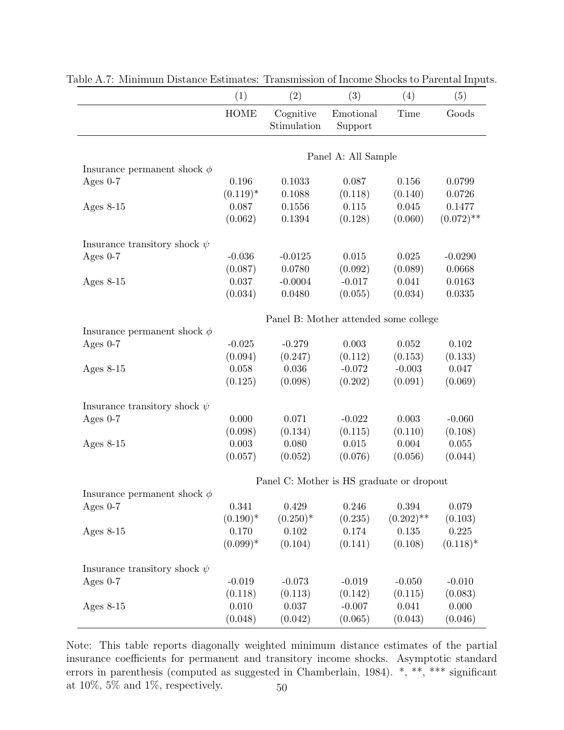Table A.7: Minimum Distance Estimates: Transmission of Income Shocks to Parental Inputs.

| | (1) | (2) | (3) | (4) | (5) |
|---|---|---|---|---|---|
| | HOME | Cognitive Stimulation | Emotional Support | Time | Goods |
| | | | Panel A: All Sample | | |
| Insurance permanent shock $\phi$ | | | | | |
| Ages 0-7 | 0.196 | 0.1033 | 0.087 | 0.156 | 0.0799 |
| | (0.119)* | 0.1088 | (0.118) | (0.140) | 0.0726 |
| Ages 8-15 | 0.087 | 0.1556 | 0.115 | 0.045 | 0.1477 |
| | (0.062) | 0.1394 | (0.128) | (0.060) | (0.072)** |
| Insurance transitory shock $\psi$ | | | | | |
| Ages 0-7 | -0.036 | -0.0125 | 0.015 | 0.025 | -0.0290 |
| | (0.087) | 0.0780 | (0.092) | (0.089) | 0.0668 |
| Ages 8-15 | 0.037 | -0.0004 | -0.017 | 0.041 | 0.0163 |
| | (0.034) | 0.0480 | (0.055) | (0.034) | 0.0335 |
| | | | Panel B: Mother attended some college | | |
| Insurance permanent shock $\phi$ | | | | | |
| Ages 0-7 | -0.025 | -0.279 | 0.003 | 0.052 | 0.102 |
| | (0.094) | (0.247) | (0.112) | (0.153) | (0.133) |
| Ages 8-15 | 0.058 | 0.036 | -0.072 | -0.003 | 0.047 |
| | (0.125) | (0.098) | (0.202) | (0.091) | (0.069) |
| Insurance transitory shock $\psi$ | | | | | |
| Ages 0-7 | 0.000 | 0.071 | -0.022 | 0.003 | -0.060 |
| | (0.098) | (0.134) | (0.115) | (0.110) | (0.108) |
| Ages 8-15 | 0.003 | 0.080 | 0.015 | 0.004 | 0.055 |
| | (0.057) | (0.052) | (0.076) | (0.056) | (0.044) |
| | | | Panel C: Mother is HS graduate or dropout | | |
| Insurance permanent shock $\phi$ | | | | | |
| Ages 0-7 | 0.341 | 0.429 | 0.246 | 0.394 | 0.079 |
| | (0.190)* | (0.250)* | (0.235) | (0.202)** | (0.103) |
| Ages 8-15 | 0.170 | 0.102 | 0.174 | 0.135 | 0.225 |
| | (0.099)* | (0.104) | (0.141) | (0.108) | (0.118)* |
| Insurance transitory shock $\psi$ | | | | | |
| Ages 0-7 | -0.019 | -0.073 | -0.019 | -0.050 | -0.010 |
| | (0.118) | (0.113) | (0.142) | (0.115) | (0.083) |
| Ages 8-15 | 0.010 | 0.037 | -0.007 | 0.041 | 0.000 |
| | (0.048) | (0.042) | (0.065) | (0.043) | (0.046) |

Note: This table reports diagonally weighted minimum distance estimates of the partial insurance coefficients for permanent and transitory income shocks. Asymptotic standard errors in parenthesis (computed as suggested in Chamberlain, 1984). *, **, *** significant at 10%, 5% and 1%, respectively.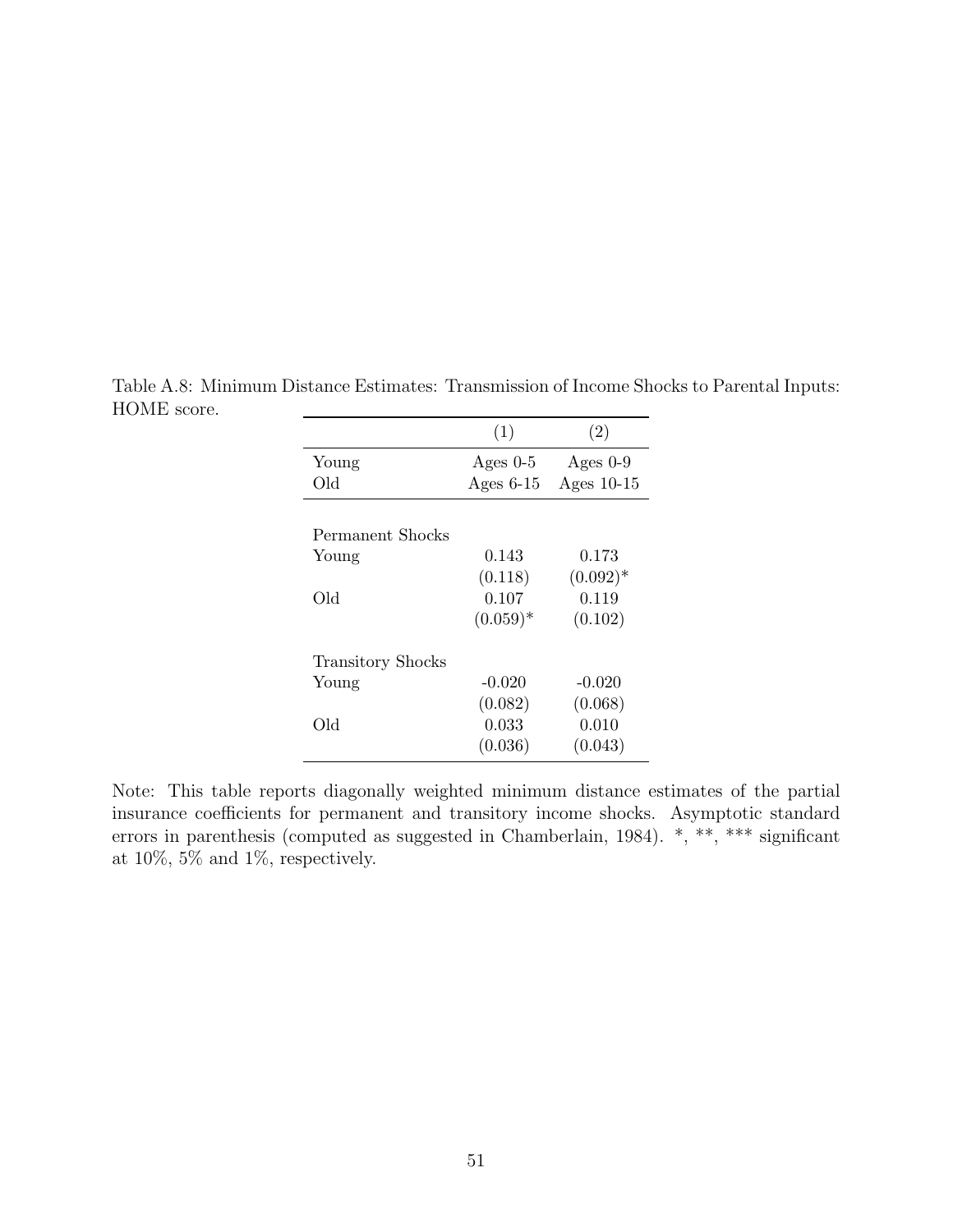Table A.8: Minimum Distance Estimates: Transmission of Income Shocks to Parental Inputs: HOME score.

| | (1) | (2) |
|---|---|---|
| Young | Ages 0-5 | Ages 0-9 |
| Old | Ages 6-15 | Ages 10-15 |
| | | |
| Permanent Shocks | | |
| Young | 0.143 | 0.173 |
| | (0.118) | (0.092)* |
| Old | 0.107 | 0.119 |
| | (0.059)* | (0.102) |
| | | |
| Transitory Shocks | | |
| Young | -0.020 | -0.020 |
| | (0.082) | (0.068) |
| Old | 0.033 | 0.010 |
| | (0.036) | (0.043) |

Note: This table reports diagonally weighted minimum distance estimates of the partial insurance coefficients for permanent and transitory income shocks. Asymptotic standard errors in parenthesis (computed as suggested in Chamberlain, 1984). *, **, *** significant at 10%, 5% and 1%, respectively.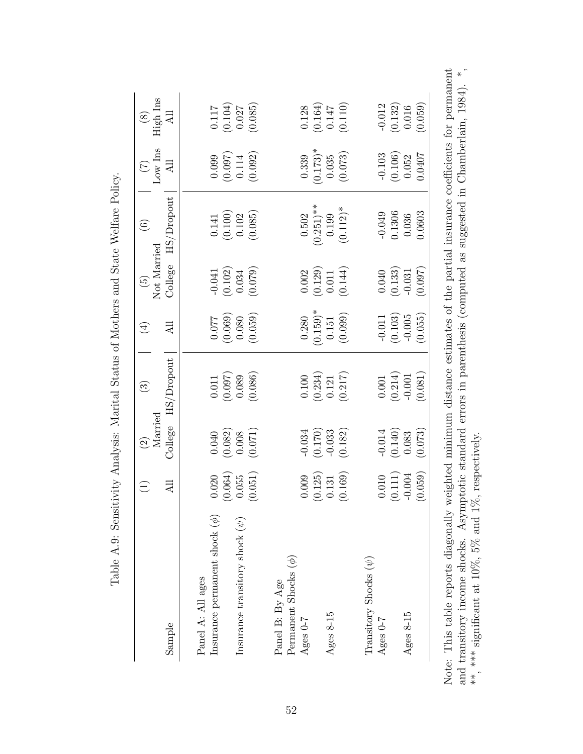Table A.9: Sensitivity Analysis: Marital Status of Mothers and State Welfare Policy.

| | (1) | (2) | (3) | (4) | (5) | (6) | (7) | (8) |
|---|---|---|---|---|---|---|---|---|
| | | Married | | | Not Married | | Low Ins | High Ins |
| Sample | All | College | HS/Dropout | All | College | HS/Dropout | All | All |
| Panel A: All ages | | | | | | | | |
| Insurance permanent shock ($\phi$) | 0.020 | 0.040 | 0.011 | 0.077 | -0.041 | 0.141 | 0.099 | 0.117 |
| | (0.064) | (0.082) | (0.097) | (0.069) | (0.102) | (0.100) | (0.097) | (0.104) |
| Insurance transitory shock ($\psi$) | 0.055 | 0.008 | 0.089 | 0.080 | 0.034 | 0.102 | 0.114 | 0.027 |
| | (0.051) | (0.071) | (0.086) | (0.059) | (0.079) | (0.085) | (0.092) | (0.085) |
| Panel B: By Age | | | | | | | | |
| Permanent Shocks ($\phi$) | | | | | | | | |
| Ages 0-7 | 0.009 | -0.034 | 0.100 | 0.280 | 0.002 | 0.502 | 0.339 | 0.128 |
| | (0.125) | (0.170) | (0.234) | (0.159)* | (0.129) | (0.251)** | (0.173)* | (0.164) |
| Ages 8-15 | 0.131 | -0.033 | 0.121 | 0.151 | 0.011 | 0.199 | 0.035 | 0.147 |
| | (0.169) | (0.182) | (0.217) | (0.099) | (0.144) | (0.112)* | (0.073) | (0.110) |
| Transitory Shocks ($\psi$) | | | | | | | | |
| Ages 0-7 | 0.010 | -0.014 | 0.001 | -0.011 | 0.040 | -0.049 | -0.103 | -0.012 |
| | (0.111) | (0.140) | (0.214) | (0.103) | (0.133) | 0.1306 | (0.106) | (0.132) |
| Ages 8-15 | -0.004 | 0.083 | -0.001 | -0.005 | -0.031 | 0.036 | 0.052 | 0.016 |
| | (0.059) | (0.073) | (0.081) | (0.055) | (0.097) | 0.0603 | 0.0407 | (0.059) |

Note: This table reports diagonally weighted minimum distance estimates of the partial insurance coefficients for permanent and transitory income shocks. Asymptotic standard errors in parenthesis (computed as suggested in Chamberlain, 1984). *, **, *** significant at 10%, 5% and 1%, respectively.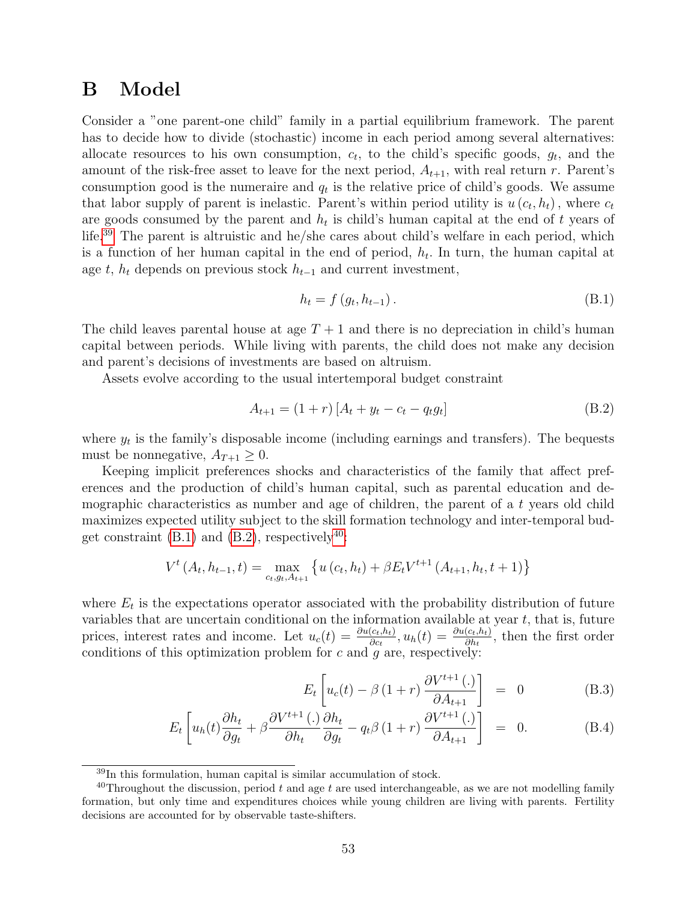# B Model

Consider a "one parent-one child" family in a partial equilibrium framework. The parent has to decide how to divide (stochastic) income in each period among several alternatives: allocate resources to his own consumption, $c_t$, to the child's specific goods, $g_t$, and the amount of the risk-free asset to leave for the next period, $A_{t+1}$, with real return $r$. Parent's consumption good is the numeraire and $q_t$ is the relative price of child's goods. We assume that labor supply of parent is inelastic. Parent's within period utility is $u(c_t, h_t)$, where $c_t$ are goods consumed by the parent and $h_t$ is child's human capital at the end of $t$ years of life.[39] The parent is altruistic and he/she cares about child's welfare in each period, which is a function of her human capital in the end of period, $h_t$. In turn, the human capital at age $t$, $h_t$ depends on previous stock $h_{t-1}$ and current investment,

$$h_t = f(g_t, h_{t-1}). \tag{B.1}$$

The child leaves parental house at age $T+1$ and there is no depreciation in child's human capital between periods. While living with parents, the child does not make any decision and parent's decisions of investments are based on altruism.

Assets evolve according to the usual intertemporal budget constraint

$$A_{t+1} = (1+r)\left[A_t + y_t - c_t - q_t g_t\right] \tag{B.2}$$

where $y_t$ is the family's disposable income (including earnings and transfers). The bequests must be nonnegative, $A_{T+1} \geq 0$.

Keeping implicit preferences shocks and characteristics of the family that affect preferences and the production of child's human capital, such as parental education and demographic characteristics as number and age of children, the parent of a $t$ years old child maximizes expected utility subject to the skill formation technology and inter-temporal budget constraint (B.1) and (B.2), respectively[40]:

$$V^t(A_t, h_{t-1}, t) = \max_{c_t, g_t, A_{t+1}} \left\{ u(c_t, h_t) + \beta E_t V^{t+1}(A_{t+1}, h_t, t+1) \right\}$$

where $E_t$ is the expectations operator associated with the probability distribution of future variables that are uncertain conditional on the information available at year $t$, that is, future prices, interest rates and income. Let $u_c(t) = \frac{\partial u(c_t, h_t)}{\partial c_t}$, $u_h(t) = \frac{\partial u(c_t, h_t)}{\partial h_t}$, then the first order conditions of this optimization problem for $c$ and $g$ are, respectively:

$$E_t\left[u_c(t) - \beta(1+r)\frac{\partial V^{t+1}(.)}{\partial A_{t+1}}\right] = 0 \tag{B.3}$$

$$E_t\left[u_h(t)\frac{\partial h_t}{\partial g_t} + \beta\frac{\partial V^{t+1}(.)}{\partial h_t}\frac{\partial h_t}{\partial g_t} - q_t\beta(1+r)\frac{\partial V^{t+1}(.)}{\partial A_{t+1}}\right] = 0. \tag{B.4}$$

---

[39] In this formulation, human capital is similar accumulation of stock.

[40] Throughout the discussion, period $t$ and age $t$ are used interchangeable, as we are not modelling family formation, but only time and expenditures choices while young children are living with parents. Fertility decisions are accounted for by observable taste-shifters.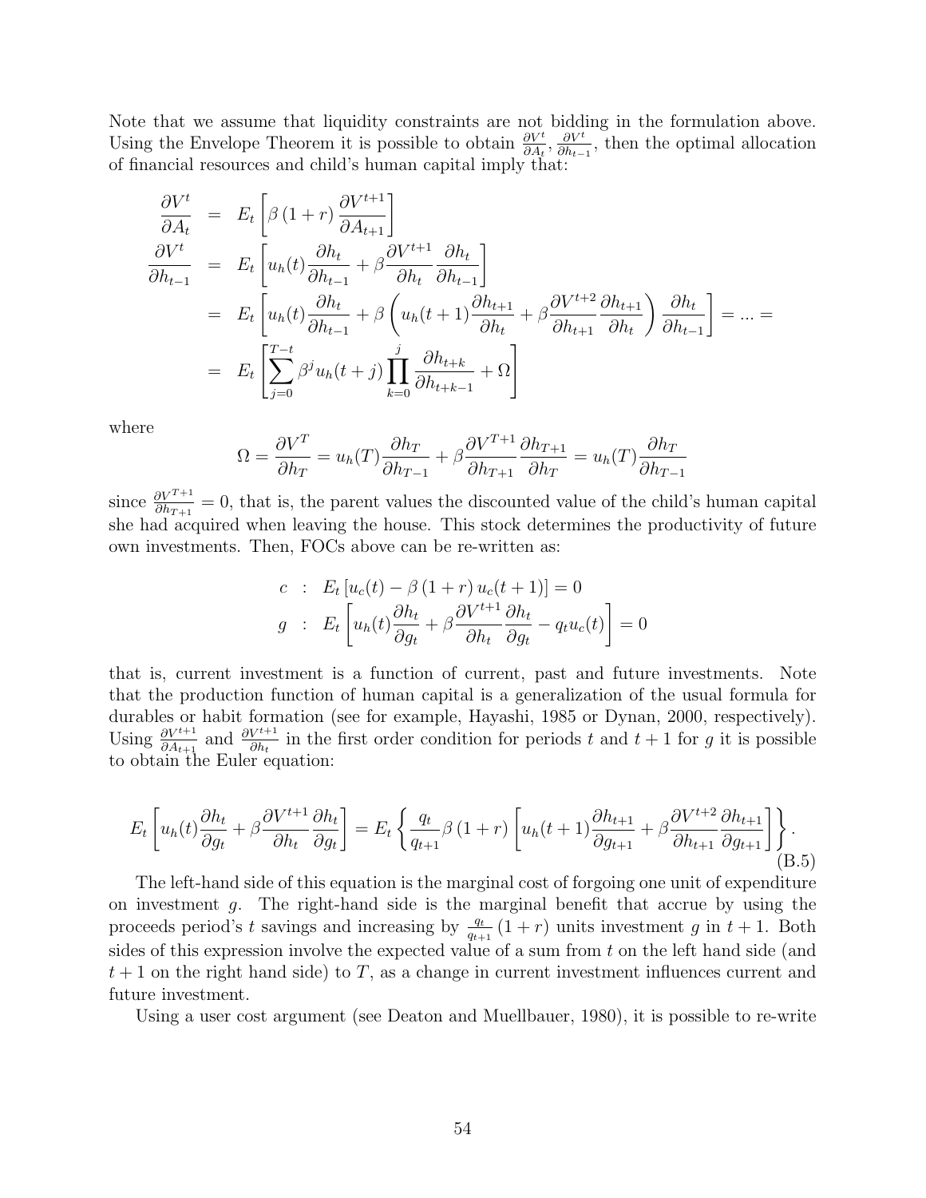Note that we assume that liquidity constraints are not bidding in the formulation above. Using the Envelope Theorem it is possible to obtain $\frac{\partial V^t}{\partial A_t}, \frac{\partial V^t}{\partial h_{t-1}}$, then the optimal allocation of financial resources and child's human capital imply that:

$$
\begin{aligned}
\frac{\partial V^t}{\partial A_t} &= E_t\left[\beta\left(1+r\right)\frac{\partial V^{t+1}}{\partial A_{t+1}}\right] \\
\frac{\partial V^t}{\partial h_{t-1}} &= E_t\left[u_h(t)\frac{\partial h_t}{\partial h_{t-1}} + \beta\frac{\partial V^{t+1}}{\partial h_t}\frac{\partial h_t}{\partial h_{t-1}}\right] \\
&= E_t\left[u_h(t)\frac{\partial h_t}{\partial h_{t-1}} + \beta\left(u_h(t+1)\frac{\partial h_{t+1}}{\partial h_t} + \beta\frac{\partial V^{t+2}}{\partial h_{t+1}}\frac{\partial h_{t+1}}{\partial h_t}\right)\frac{\partial h_t}{\partial h_{t-1}}\right] = \ldots = \\
&= E_t\left[\sum_{j=0}^{T-t}\beta^j u_h(t+j)\prod_{k=0}^{j}\frac{\partial h_{t+k}}{\partial h_{t+k-1}} + \Omega\right]
\end{aligned}
$$

where

$$
\Omega = \frac{\partial V^T}{\partial h_T} = u_h(T)\frac{\partial h_T}{\partial h_{T-1}} + \beta\frac{\partial V^{T+1}}{\partial h_{T+1}}\frac{\partial h_{T+1}}{\partial h_T} = u_h(T)\frac{\partial h_T}{\partial h_{T-1}}
$$

since $\frac{\partial V^{T+1}}{\partial h_{T+1}} = 0$, that is, the parent values the discounted value of the child's human capital she had acquired when leaving the house. This stock determines the productivity of future own investments. Then, FOCs above can be re-written as:

$$
\begin{aligned}
c &: \; E_t\left[u_c(t) - \beta\left(1+r\right)u_c(t+1)\right] = 0 \\
g &: \; E_t\left[u_h(t)\frac{\partial h_t}{\partial g_t} + \beta\frac{\partial V^{t+1}}{\partial h_t}\frac{\partial h_t}{\partial g_t} - q_t u_c(t)\right] = 0
\end{aligned}
$$

that is, current investment is a function of current, past and future investments. Note that the production function of human capital is a generalization of the usual formula for durables or habit formation (see for example, Hayashi, 1985 or Dynan, 2000, respectively). Using $\frac{\partial V^{t+1}}{\partial A_{t+1}}$ and $\frac{\partial V^{t+1}}{\partial h_t}$ in the first order condition for periods $t$ and $t+1$ for $g$ it is possible to obtain the Euler equation:

$$
E_t\left[u_h(t)\frac{\partial h_t}{\partial g_t} + \beta\frac{\partial V^{t+1}}{\partial h_t}\frac{\partial h_t}{\partial g_t}\right] = E_t\left\{\frac{q_t}{q_{t+1}}\beta\left(1+r\right)\left[u_h(t+1)\frac{\partial h_{t+1}}{\partial g_{t+1}} + \beta\frac{\partial V^{t+2}}{\partial h_{t+1}}\frac{\partial h_{t+1}}{\partial g_{t+1}}\right]\right\}. \tag{B.5}
$$

The left-hand side of this equation is the marginal cost of forgoing one unit of expenditure on investment $g$. The right-hand side is the marginal benefit that accrue by using the proceeds period's $t$ savings and increasing by $\frac{q_t}{q_{t+1}}\left(1+r\right)$ units investment $g$ in $t+1$. Both sides of this expression involve the expected value of a sum from $t$ on the left hand side (and $t+1$ on the right hand side) to $T$, as a change in current investment influences current and future investment.

Using a user cost argument (see Deaton and Muellbauer, 1980), it is possible to re-write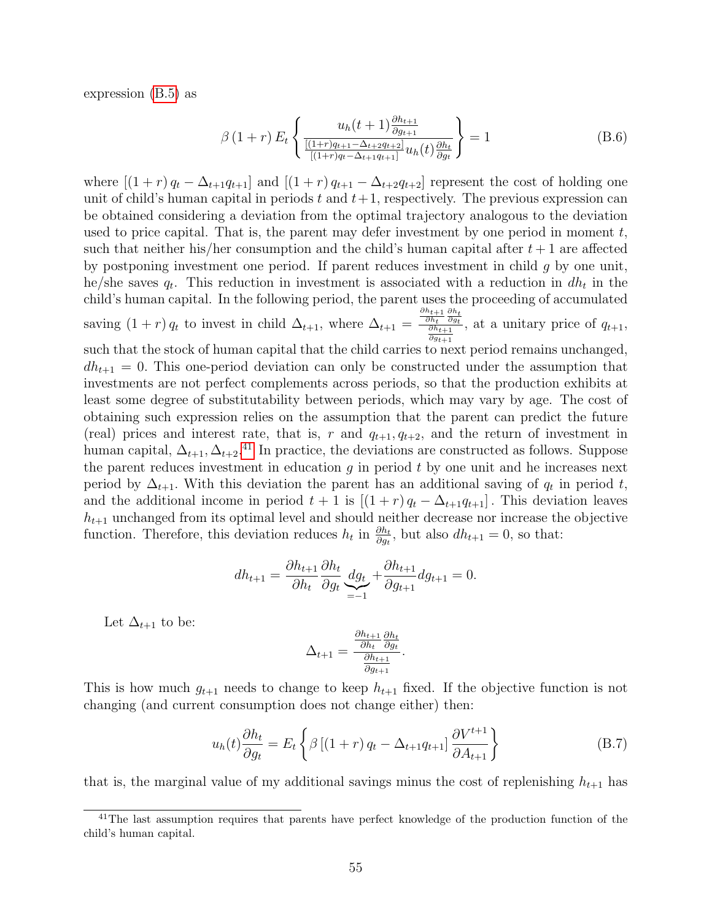expression (B.5) as

$$\beta\left(1+r\right)E_t\left\{\frac{u_h(t+1)\frac{\partial h_{t+1}}{\partial g_{t+1}}}{\frac{\left[(1+r)q_{t+1}-\Delta_{t+2}q_{t+2}\right]}{\left[(1+r)q_t-\Delta_{t+1}q_{t+1}\right]}u_h(t)\frac{\partial h_t}{\partial g_t}}\right\}=1 \tag{B.6}$$

where $\left[(1+r)\,q_t-\Delta_{t+1}q_{t+1}\right]$ and $\left[(1+r)\,q_{t+1}-\Delta_{t+2}q_{t+2}\right]$ represent the cost of holding one unit of child's human capital in periods $t$ and $t+1$, respectively. The previous expression can be obtained considering a deviation from the optimal trajectory analogous to the deviation used to price capital. That is, the parent may defer investment by one period in moment $t$, such that neither his/her consumption and the child's human capital after $t+1$ are affected by postponing investment one period. If parent reduces investment in child $g$ by one unit, he/she saves $q_t$. This reduction in investment is associated with a reduction in $dh_t$ in the child's human capital. In the following period, the parent uses the proceeding of accumulated saving $(1+r)\,q_t$ to invest in child $\Delta_{t+1}$, where $\Delta_{t+1}=\frac{\frac{\partial h_{t+1}}{\partial h_t}\frac{\partial h_t}{\partial g_t}}{\frac{\partial h_{t+1}}{\partial g_{t+1}}}$, at a unitary price of $q_{t+1}$, such that the stock of human capital that the child carries to next period remains unchanged, $dh_{t+1}=0$. This one-period deviation can only be constructed under the assumption that investments are not perfect complements across periods, so that the production exhibits at least some degree of substitutability between periods, which may vary by age. The cost of obtaining such expression relies on the assumption that the parent can predict the future (real) prices and interest rate, that is, $r$ and $q_{t+1},q_{t+2}$, and the return of investment in human capital, $\Delta_{t+1},\Delta_{t+2}$.[41] In practice, the deviations are constructed as follows. Suppose the parent reduces investment in education $g$ in period $t$ by one unit and he increases next period by $\Delta_{t+1}$. With this deviation the parent has an additional saving of $q_t$ in period $t$, and the additional income in period $t+1$ is $\left[(1+r)\,q_t-\Delta_{t+1}q_{t+1}\right]$. This deviation leaves $h_{t+1}$ unchanged from its optimal level and should neither decrease nor increase the objective function. Therefore, this deviation reduces $h_t$ in $\frac{\partial h_t}{\partial g_t}$, but also $dh_{t+1}=0$, so that:

$$dh_{t+1}=\frac{\partial h_{t+1}}{\partial h_t}\frac{\partial h_t}{\partial g_t}\underbrace{dg_t}_{=-1}+\frac{\partial h_{t+1}}{\partial g_{t+1}}dg_{t+1}=0.$$

Let $\Delta_{t+1}$ to be:

$$\Delta_{t+1}=\frac{\frac{\partial h_{t+1}}{\partial h_t}\frac{\partial h_t}{\partial g_t}}{\frac{\partial h_{t+1}}{\partial g_{t+1}}}.$$

This is how much $g_{t+1}$ needs to change to keep $h_{t+1}$ fixed. If the objective function is not changing (and current consumption does not change either) then:

$$u_h(t)\frac{\partial h_t}{\partial g_t}=E_t\left\{\beta\left[(1+r)\,q_t-\Delta_{t+1}q_{t+1}\right]\frac{\partial V^{t+1}}{\partial A_{t+1}}\right\} \tag{B.7}$$

that is, the marginal value of my additional savings minus the cost of replenishing $h_{t+1}$ has

[41] The last assumption requires that parents have perfect knowledge of the production function of the child's human capital.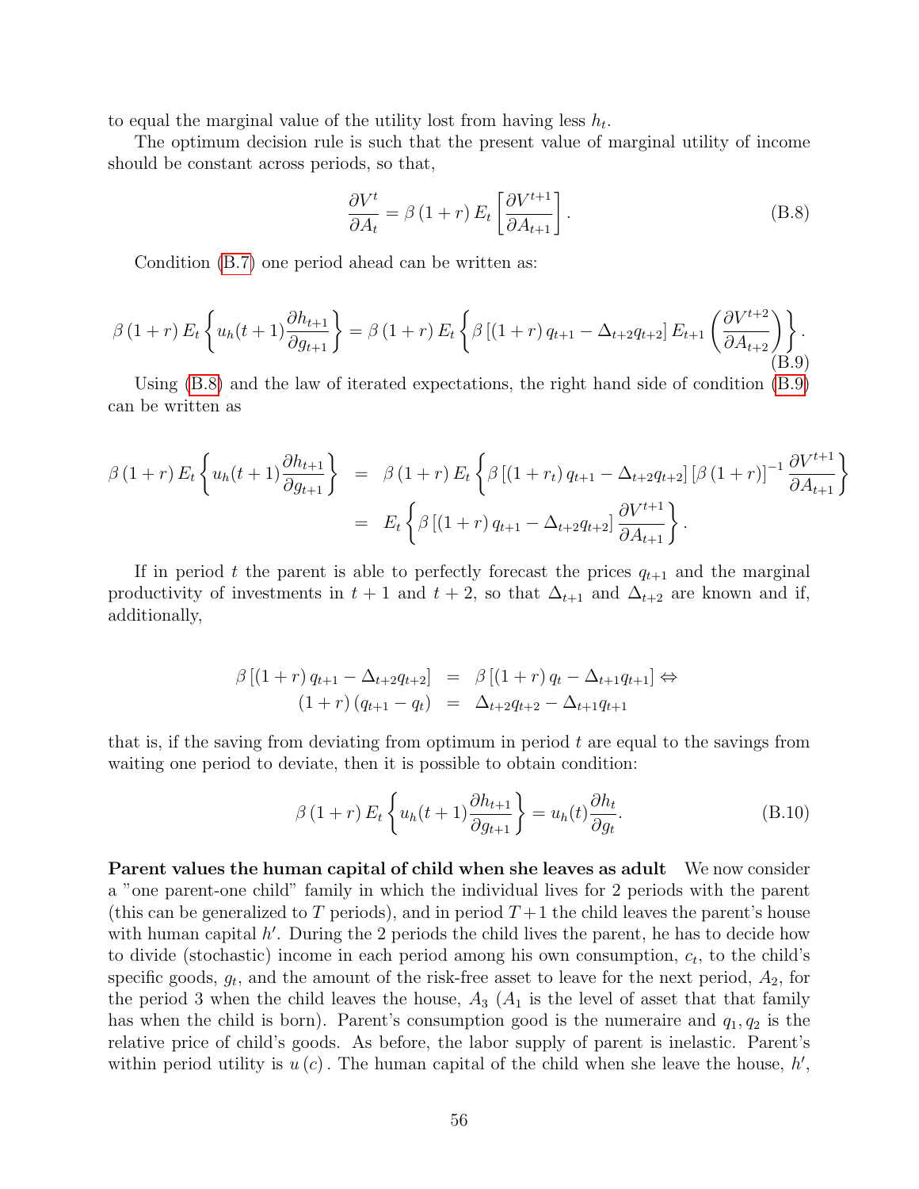to equal the marginal value of the utility lost from having less $h_t$.

The optimum decision rule is such that the present value of marginal utility of income should be constant across periods, so that,

$$\frac{\partial V^t}{\partial A_t} = \beta\left(1+r\right)E_t\left[\frac{\partial V^{t+1}}{\partial A_{t+1}}\right]. \tag{B.8}$$

Condition (B.7) one period ahead can be written as:

$$\beta\left(1+r\right)E_t\left\{u_h(t+1)\frac{\partial h_{t+1}}{\partial g_{t+1}}\right\} = \beta\left(1+r\right)E_t\left\{\beta\left[\left(1+r\right)q_{t+1} - \Delta_{t+2}q_{t+2}\right]E_{t+1}\left(\frac{\partial V^{t+2}}{\partial A_{t+2}}\right)\right\}. \tag{B.9}$$

Using (B.8) and the law of iterated expectations, the right hand side of condition (B.9) can be written as

$$\begin{aligned}
\beta\left(1+r\right)E_t\left\{u_h(t+1)\frac{\partial h_{t+1}}{\partial g_{t+1}}\right\} &= \beta\left(1+r\right)E_t\left\{\beta\left[\left(1+r_t\right)q_{t+1} - \Delta_{t+2}q_{t+2}\right]\left[\beta\left(1+r\right)\right]^{-1}\frac{\partial V^{t+1}}{\partial A_{t+1}}\right\} \\
&= E_t\left\{\beta\left[\left(1+r\right)q_{t+1} - \Delta_{t+2}q_{t+2}\right]\frac{\partial V^{t+1}}{\partial A_{t+1}}\right\}.
\end{aligned}$$

If in period $t$ the parent is able to perfectly forecast the prices $q_{t+1}$ and the marginal productivity of investments in $t+1$ and $t+2$, so that $\Delta_{t+1}$ and $\Delta_{t+2}$ are known and if, additionally,

$$\begin{aligned}
\beta\left[\left(1+r\right)q_{t+1} - \Delta_{t+2}q_{t+2}\right] &= \beta\left[\left(1+r\right)q_t - \Delta_{t+1}q_{t+1}\right] \Leftrightarrow \\
\left(1+r\right)\left(q_{t+1} - q_t\right) &= \Delta_{t+2}q_{t+2} - \Delta_{t+1}q_{t+1}
\end{aligned}$$

that is, if the saving from deviating from optimum in period $t$ are equal to the savings from waiting one period to deviate, then it is possible to obtain condition:

$$\beta\left(1+r\right)E_t\left\{u_h(t+1)\frac{\partial h_{t+1}}{\partial g_{t+1}}\right\} = u_h(t)\frac{\partial h_t}{\partial g_t}. \tag{B.10}$$

**Parent values the human capital of child when she leaves as adult** We now consider a "one parent-one child" family in which the individual lives for 2 periods with the parent (this can be generalized to $T$ periods), and in period $T+1$ the child leaves the parent's house with human capital $h'$. During the 2 periods the child lives the parent, he has to decide how to divide (stochastic) income in each period among his own consumption, $c_t$, to the child's specific goods, $g_t$, and the amount of the risk-free asset to leave for the next period, $A_2$, for the period 3 when the child leaves the house, $A_3$ ($A_1$ is the level of asset that that family has when the child is born). Parent's consumption good is the numeraire and $q_1, q_2$ is the relative price of child's goods. As before, the labor supply of parent is inelastic. Parent's within period utility is $u\left(c\right)$. The human capital of the child when she leave the house, $h'$,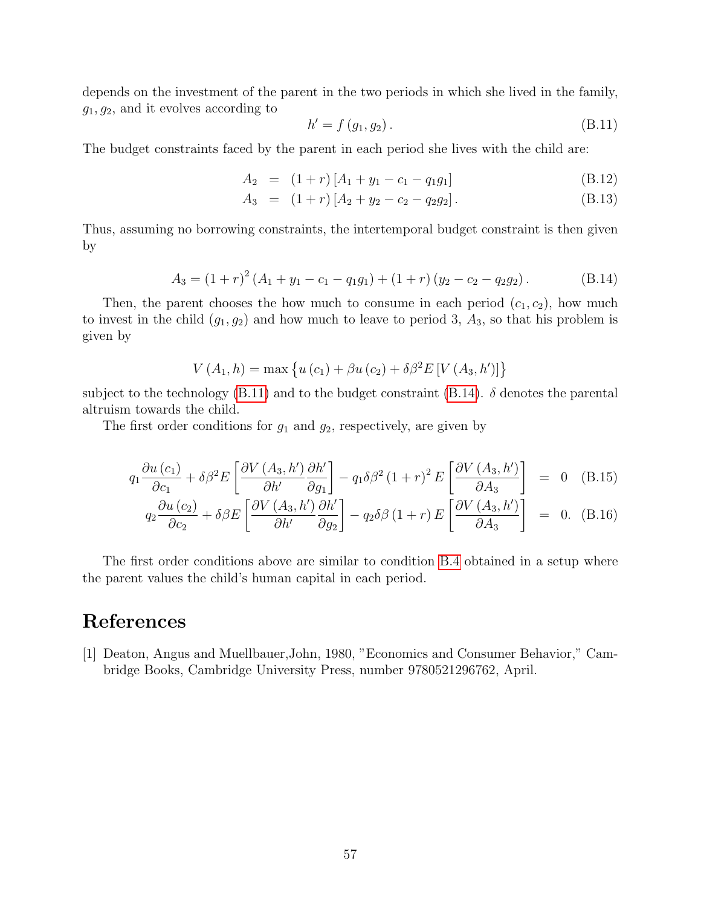depends on the investment of the parent in the two periods in which she lived in the family, $g_1, g_2$, and it evolves according to

$$h' = f(g_1, g_2). \tag{B.11}$$

The budget constraints faced by the parent in each period she lives with the child are:

$$\begin{aligned} A_2 &= (1+r)\left[A_1 + y_1 - c_1 - q_1 g_1\right] & \text{(B.12)} \\ A_3 &= (1+r)\left[A_2 + y_2 - c_2 - q_2 g_2\right]. & \text{(B.13)} \end{aligned}$$

Thus, assuming no borrowing constraints, the intertemporal budget constraint is then given by

$$A_3 = (1+r)^2 (A_1 + y_1 - c_1 - q_1 g_1) + (1+r)(y_2 - c_2 - q_2 g_2). \tag{B.14}$$

Then, the parent chooses the how much to consume in each period $(c_1, c_2)$, how much to invest in the child $(g_1, g_2)$ and how much to leave to period 3, $A_3$, so that his problem is given by

$$V(A_1, h) = \max\left\{u(c_1) + \beta u(c_2) + \delta \beta^2 E\left[V(A_3, h')\right]\right\}$$

subject to the technology (B.11) and to the budget constraint (B.14). $\delta$ denotes the parental altruism towards the child.

The first order conditions for $g_1$ and $g_2$, respectively, are given by

$$\begin{aligned} q_1 \frac{\partial u(c_1)}{\partial c_1} + \delta \beta^2 E\left[\frac{\partial V(A_3, h')}{\partial h'} \frac{\partial h'}{\partial g_1}\right] - q_1 \delta \beta^2 (1+r)^2 E\left[\frac{\partial V(A_3, h')}{\partial A_3}\right] &= 0 & \text{(B.15)} \\ q_2 \frac{\partial u(c_2)}{\partial c_2} + \delta \beta E\left[\frac{\partial V(A_3, h')}{\partial h'} \frac{\partial h'}{\partial g_2}\right] - q_2 \delta \beta (1+r) E\left[\frac{\partial V(A_3, h')}{\partial A_3}\right] &= 0. & \text{(B.16)} \end{aligned}$$

The first order conditions above are similar to condition B.4 obtained in a setup where the parent values the child's human capital in each period.

# References

[1] Deaton, Angus and Muellbauer,John, 1980, "Economics and Consumer Behavior," Cambridge Books, Cambridge University Press, number 9780521296762, April.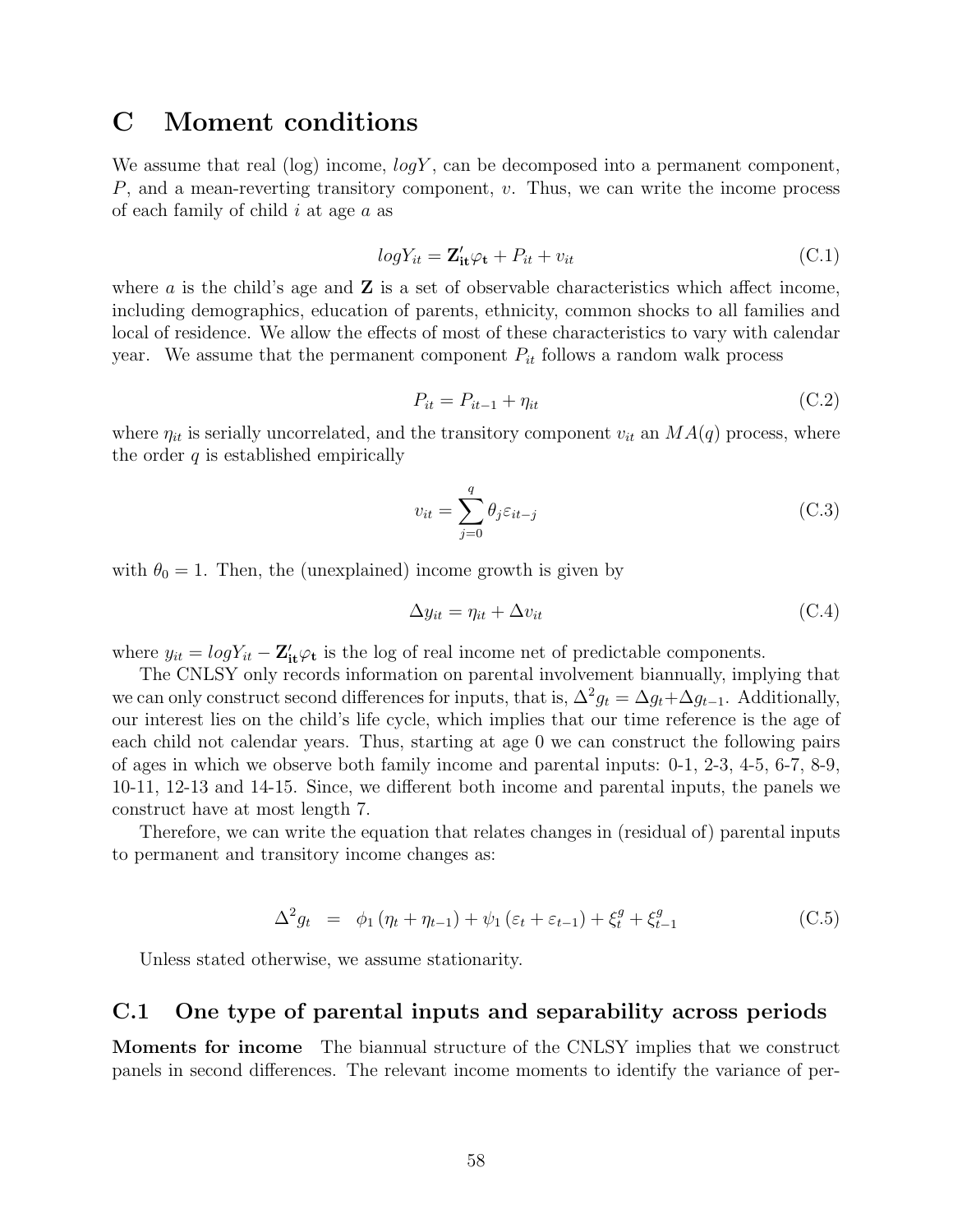# C Moment conditions

We assume that real (log) income, $logY$, can be decomposed into a permanent component, $P$, and a mean-reverting transitory component, $v$. Thus, we can write the income process of each family of child $i$ at age $a$ as

$$logY_{it} = \mathbf{Z}'_{\mathbf{it}}\varphi_{\mathbf{t}} + P_{it} + v_{it} \tag{C.1}$$

where $a$ is the child's age and $\mathbf{Z}$ is a set of observable characteristics which affect income, including demographics, education of parents, ethnicity, common shocks to all families and local of residence. We allow the effects of most of these characteristics to vary with calendar year. We assume that the permanent component $P_{it}$ follows a random walk process

$$P_{it} = P_{it-1} + \eta_{it} \tag{C.2}$$

where $\eta_{it}$ is serially uncorrelated, and the transitory component $v_{it}$ an $MA(q)$ process, where the order $q$ is established empirically

$$v_{it} = \sum_{j=0}^{q} \theta_j \varepsilon_{it-j} \tag{C.3}$$

with $\theta_0 = 1$. Then, the (unexplained) income growth is given by

$$\Delta y_{it} = \eta_{it} + \Delta v_{it} \tag{C.4}$$

where $y_{it} = logY_{it} - \mathbf{Z}'_{\mathbf{it}}\varphi_{\mathbf{t}}$ is the log of real income net of predictable components.

The CNLSY only records information on parental involvement biannually, implying that we can only construct second differences for inputs, that is, $\Delta^2 g_t = \Delta g_t + \Delta g_{t-1}$. Additionally, our interest lies on the child's life cycle, which implies that our time reference is the age of each child not calendar years. Thus, starting at age 0 we can construct the following pairs of ages in which we observe both family income and parental inputs: 0-1, 2-3, 4-5, 6-7, 8-9, 10-11, 12-13 and 14-15. Since, we different both income and parental inputs, the panels we construct have at most length 7.

Therefore, we can write the equation that relates changes in (residual of) parental inputs to permanent and transitory income changes as:

$$\Delta^2 g_t \quad = \quad \phi_1 \left(\eta_t + \eta_{t-1}\right) + \psi_1 \left(\varepsilon_t + \varepsilon_{t-1}\right) + \xi_t^g + \xi_{t-1}^g \tag{C.5}$$

Unless stated otherwise, we assume stationarity.

## C.1 One type of parental inputs and separability across periods

**Moments for income** The biannual structure of the CNLSY implies that we construct panels in second differences. The relevant income moments to identify the variance of per-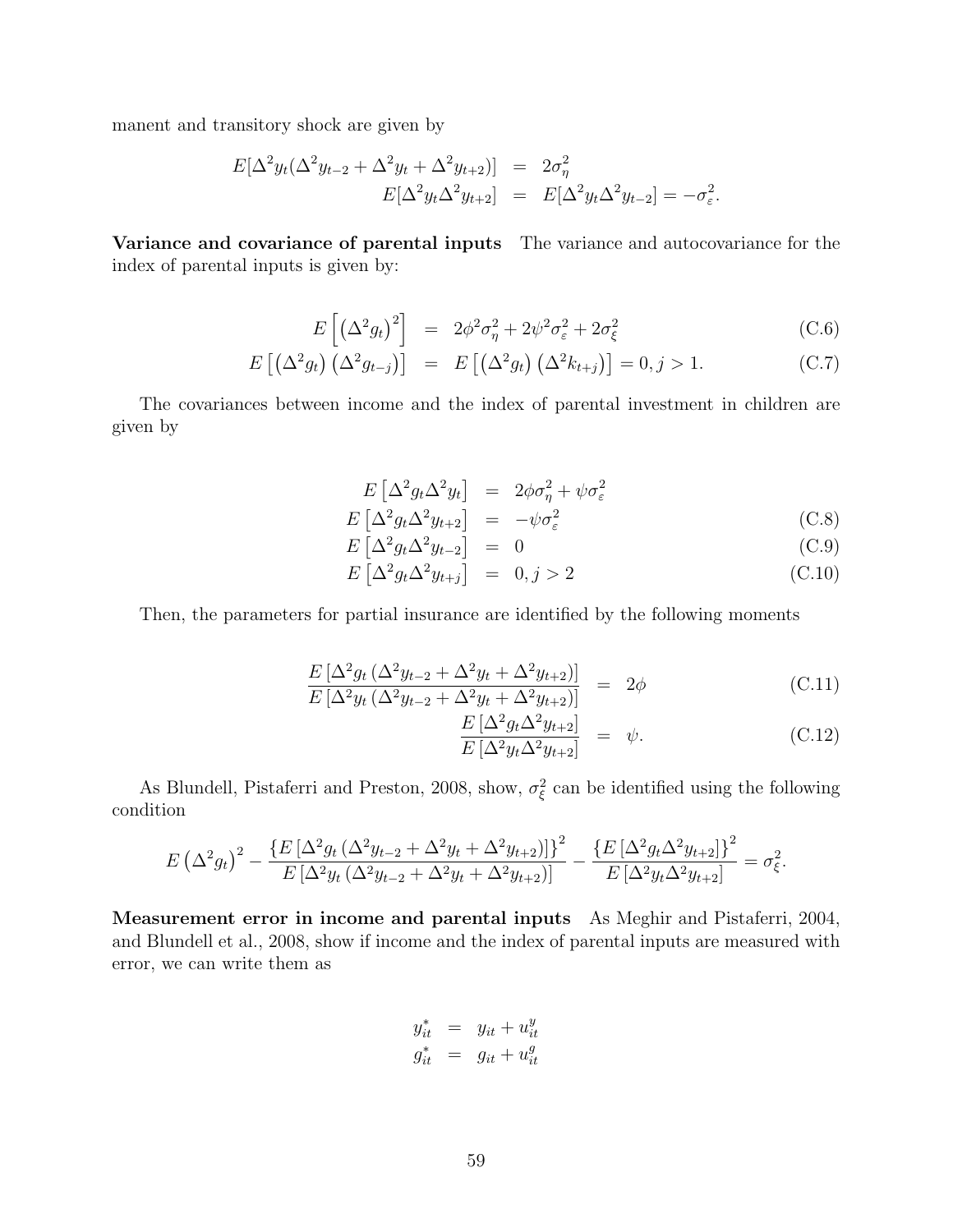manent and transitory shock are given by

$$
\begin{aligned}
E[\Delta^2 y_t(\Delta^2 y_{t-2} + \Delta^2 y_t + \Delta^2 y_{t+2})] &= 2\sigma_\eta^2 \\
E[\Delta^2 y_t \Delta^2 y_{t+2}] &= E[\Delta^2 y_t \Delta^2 y_{t-2}] = -\sigma_\varepsilon^2.
\end{aligned}
$$

**Variance and covariance of parental inputs** The variance and autocovariance for the index of parental inputs is given by:

$$
E\left[\left(\Delta^2 g_t\right)^2\right] = 2\phi^2\sigma_\eta^2 + 2\psi^2\sigma_\varepsilon^2 + 2\sigma_\xi^2 \tag{C.6}
$$

$$
E\left[\left(\Delta^2 g_t\right)\left(\Delta^2 g_{t-j}\right)\right] = E\left[\left(\Delta^2 g_t\right)\left(\Delta^2 k_{t+j}\right)\right] = 0, j > 1. \tag{C.7}
$$

The covariances between income and the index of parental investment in children are given by

$$
E\left[\Delta^2 g_t \Delta^2 y_t\right] = 2\phi\sigma_\eta^2 + \psi\sigma_\varepsilon^2
$$

$$
E\left[\Delta^2 g_t \Delta^2 y_{t+2}\right] = -\psi\sigma_\varepsilon^2 \tag{C.8}
$$

$$
E\left[\Delta^2 g_t \Delta^2 y_{t-2}\right] = 0 \tag{C.9}
$$

$$
E\left[\Delta^2 g_t \Delta^2 y_{t+j}\right] = 0, j > 2 \tag{C.10}
$$

Then, the parameters for partial insurance are identified by the following moments

$$
\frac{E\left[\Delta^2 g_t\left(\Delta^2 y_{t-2} + \Delta^2 y_t + \Delta^2 y_{t+2}\right)\right]}{E\left[\Delta^2 y_t\left(\Delta^2 y_{t-2} + \Delta^2 y_t + \Delta^2 y_{t+2}\right)\right]} = 2\phi \tag{C.11}
$$

$$
\frac{E\left[\Delta^2 g_t \Delta^2 y_{t+2}\right]}{E\left[\Delta^2 y_t \Delta^2 y_{t+2}\right]} = \psi. \tag{C.12}
$$

As Blundell, Pistaferri and Preston, 2008, show, $\sigma_\xi^2$ can be identified using the following condition

$$
E\left(\Delta^2 g_t\right)^2 - \frac{\left\{E\left[\Delta^2 g_t\left(\Delta^2 y_{t-2} + \Delta^2 y_t + \Delta^2 y_{t+2}\right)\right]\right\}^2}{E\left[\Delta^2 y_t\left(\Delta^2 y_{t-2} + \Delta^2 y_t + \Delta^2 y_{t+2}\right)\right]} - \frac{\left\{E\left[\Delta^2 g_t \Delta^2 y_{t+2}\right]\right\}^2}{E\left[\Delta^2 y_t \Delta^2 y_{t+2}\right]} = \sigma_\xi^2.
$$

**Measurement error in income and parental inputs** As Meghir and Pistaferri, 2004, and Blundell et al., 2008, show if income and the index of parental inputs are measured with error, we can write them as

$$
\begin{aligned}
y_{it}^* &= y_{it} + u_{it}^y \\
g_{it}^* &= g_{it} + u_{it}^g
\end{aligned}
$$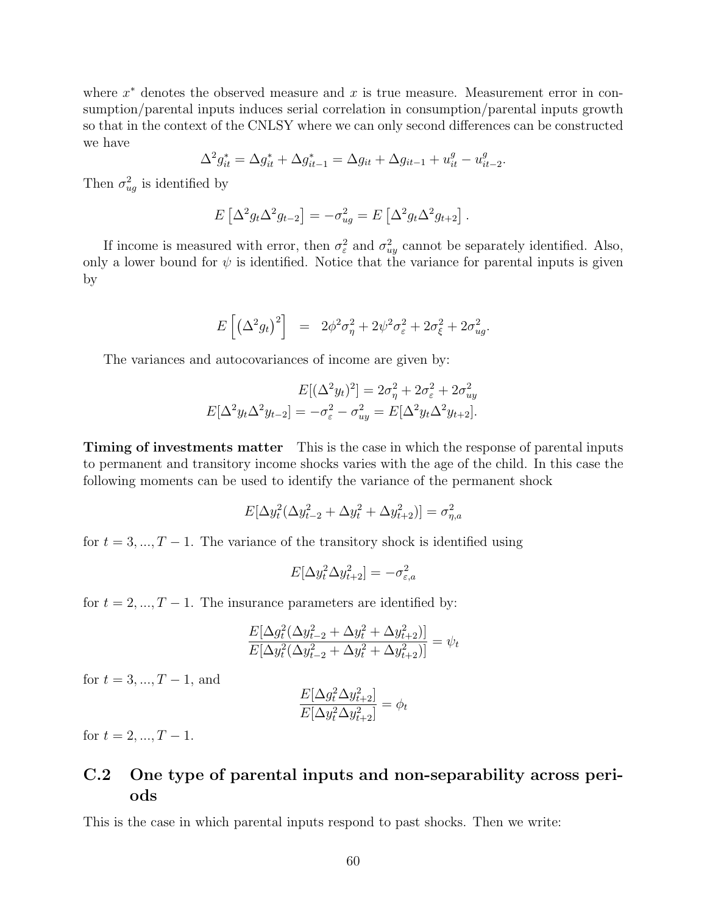where $x^*$ denotes the observed measure and $x$ is true measure. Measurement error in consumption/parental inputs induces serial correlation in consumption/parental inputs growth so that in the context of the CNLSY where we can only second differences can be constructed we have

$$\Delta^2 g^*_{it} = \Delta g^*_{it} + \Delta g^*_{it-1} = \Delta g_{it} + \Delta g_{it-1} + u^g_{it} - u^g_{it-2}.$$

Then $\sigma^2_{ug}$ is identified by

$$E\left[\Delta^2 g_t \Delta^2 g_{t-2}\right] = -\sigma^2_{ug} = E\left[\Delta^2 g_t \Delta^2 g_{t+2}\right].$$

If income is measured with error, then $\sigma^2_\varepsilon$ and $\sigma^2_{uy}$ cannot be separately identified. Also, only a lower bound for $\psi$ is identified. Notice that the variance for parental inputs is given by

$$E\left[\left(\Delta^2 g_t\right)^2\right] \;\;=\;\; 2\phi^2\sigma^2_\eta + 2\psi^2\sigma^2_\varepsilon + 2\sigma^2_\xi + 2\sigma^2_{ug}.$$

The variances and autocovariances of income are given by:

$$E[(\Delta^2 y_t)^2] = 2\sigma^2_\eta + 2\sigma^2_\varepsilon + 2\sigma^2_{uy}$$
$$E[\Delta^2 y_t \Delta^2 y_{t-2}] = -\sigma^2_\varepsilon - \sigma^2_{uy} = E[\Delta^2 y_t \Delta^2 y_{t+2}].$$

**Timing of investments matter** This is the case in which the response of parental inputs to permanent and transitory income shocks varies with the age of the child. In this case the following moments can be used to identify the variance of the permanent shock

$$E[\Delta y^2_t(\Delta y^2_{t-2} + \Delta y^2_t + \Delta y^2_{t+2})] = \sigma^2_{\eta,a}$$

for $t = 3, ..., T-1$. The variance of the transitory shock is identified using

$$E[\Delta y^2_t \Delta y^2_{t+2}] = -\sigma^2_{\varepsilon,a}$$

for $t = 2, ..., T-1$. The insurance parameters are identified by:

$$\frac{E[\Delta g^2_t(\Delta y^2_{t-2} + \Delta y^2_t + \Delta y^2_{t+2})]}{E[\Delta y^2_t(\Delta y^2_{t-2} + \Delta y^2_t + \Delta y^2_{t+2})]} = \psi_t$$

for $t = 3, ..., T-1$, and

$$\frac{E[\Delta g^2_t \Delta y^2_{t+2}]}{E[\Delta y^2_t \Delta y^2_{t+2}]} = \phi_t$$

for $t = 2, ..., T-1$.

## C.2 One type of parental inputs and non-separability across periods

This is the case in which parental inputs respond to past shocks. Then we write: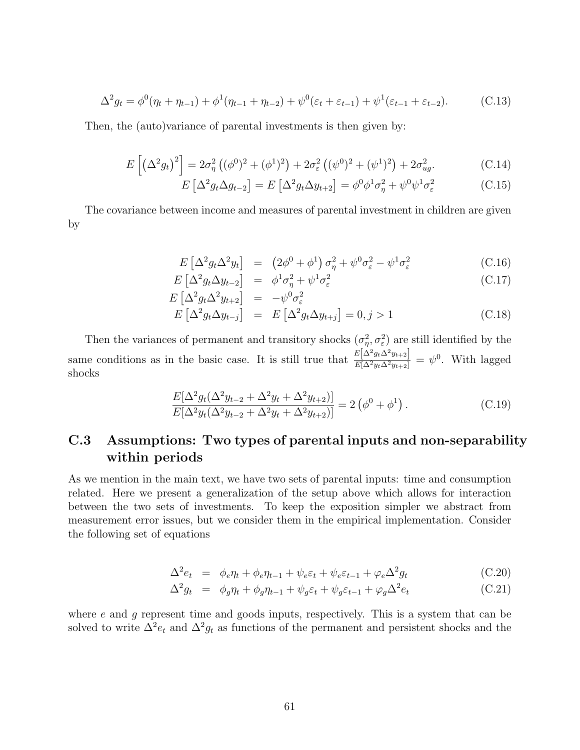$$\Delta^2 g_t = \phi^0(\eta_t + \eta_{t-1}) + \phi^1(\eta_{t-1} + \eta_{t-2}) + \psi^0(\varepsilon_t + \varepsilon_{t-1}) + \psi^1(\varepsilon_{t-1} + \varepsilon_{t-2}). \tag{C.13}$$

Then, the (auto)variance of parental investments is then given by:

$$E\left[\left(\Delta^2 g_t\right)^2\right] = 2\sigma_\eta^2\left((\phi^0)^2 + (\phi^1)^2\right) + 2\sigma_\varepsilon^2\left((\psi^0)^2 + (\psi^1)^2\right) + 2\sigma_{ug}^2. \tag{C.14}$$

$$E\left[\Delta^2 g_t \Delta g_{t-2}\right] = E\left[\Delta^2 g_t \Delta y_{t+2}\right] = \phi^0\phi^1\sigma_\eta^2 + \psi^0\psi^1\sigma_\varepsilon^2 \tag{C.15}$$

The covariance between income and measures of parental investment in children are given by

$$E\left[\Delta^2 g_t \Delta^2 y_t\right] = \left(2\phi^0 + \phi^1\right)\sigma_\eta^2 + \psi^0\sigma_\varepsilon^2 - \psi^1\sigma_\varepsilon^2 \tag{C.16}$$

$$E\left[\Delta^2 g_t \Delta y_{t-2}\right] = \phi^1\sigma_\eta^2 + \psi^1\sigma_\varepsilon^2 \tag{C.17}$$

$$E\left[\Delta^2 g_t \Delta^2 y_{t+2}\right] = -\psi^0\sigma_\varepsilon^2$$

$$E\left[\Delta^2 g_t \Delta y_{t-j}\right] = E\left[\Delta^2 g_t \Delta y_{t+j}\right] = 0, j > 1 \tag{C.18}$$

Then the variances of permanent and transitory shocks $(\sigma_\eta^2, \sigma_\varepsilon^2)$ are still identified by the same conditions as in the basic case. It is still true that $\frac{E\left[\Delta^2 g_t \Delta^2 y_{t+2}\right]}{E\left[\Delta^2 y_t \Delta^2 y_{t+2}\right]} = \psi^0$. With lagged shocks

$$\frac{E[\Delta^2 g_t(\Delta^2 y_{t-2} + \Delta^2 y_t + \Delta^2 y_{t+2})]}{E[\Delta^2 y_t(\Delta^2 y_{t-2} + \Delta^2 y_t + \Delta^2 y_{t+2})]} = 2\left(\phi^0 + \phi^1\right). \tag{C.19}$$

## C.3 Assumptions: Two types of parental inputs and non-separability within periods

As we mention in the main text, we have two sets of parental inputs: time and consumption related. Here we present a generalization of the setup above which allows for interaction between the two sets of investments. To keep the exposition simpler we abstract from measurement error issues, but we consider them in the empirical implementation. Consider the following set of equations

$$\Delta^2 e_t = \phi_e\eta_t + \phi_e\eta_{t-1} + \psi_e\varepsilon_t + \psi_e\varepsilon_{t-1} + \varphi_e\Delta^2 g_t \tag{C.20}$$

$$\Delta^2 g_t = \phi_g\eta_t + \phi_g\eta_{t-1} + \psi_g\varepsilon_t + \psi_g\varepsilon_{t-1} + \varphi_g\Delta^2 e_t \tag{C.21}$$

where $e$ and $g$ represent time and goods inputs, respectively. This is a system that can be solved to write $\Delta^2 e_t$ and $\Delta^2 g_t$ as functions of the permanent and persistent shocks and the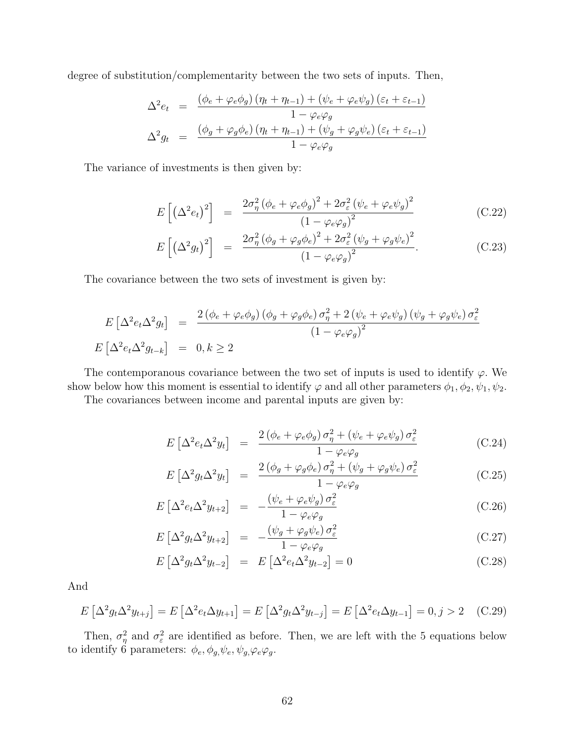degree of substitution/complementarity between the two sets of inputs. Then,

$$
\begin{aligned}
\Delta^2 e_t &= \frac{(\phi_e + \varphi_e \phi_g)(\eta_t + \eta_{t-1}) + (\psi_e + \varphi_e \psi_g)(\varepsilon_t + \varepsilon_{t-1})}{1 - \varphi_e \varphi_g} \\
\Delta^2 g_t &= \frac{(\phi_g + \varphi_g \phi_e)(\eta_t + \eta_{t-1}) + (\psi_g + \varphi_g \psi_e)(\varepsilon_t + \varepsilon_{t-1})}{1 - \varphi_e \varphi_g}
\end{aligned}
$$

The variance of investments is then given by:

$$
E\left[\left(\Delta^2 e_t\right)^2\right] = \frac{2\sigma_\eta^2 (\phi_e + \varphi_e \phi_g)^2 + 2\sigma_\varepsilon^2 (\psi_e + \varphi_e \psi_g)^2}{(1 - \varphi_e \varphi_g)^2} \tag{C.22}
$$

$$
E\left[\left(\Delta^2 g_t\right)^2\right] = \frac{2\sigma_\eta^2 (\phi_g + \varphi_g \phi_e)^2 + 2\sigma_\varepsilon^2 (\psi_g + \varphi_g \psi_e)^2}{(1 - \varphi_e \varphi_g)^2}. \tag{C.23}
$$

The covariance between the two sets of investment is given by:

$$
\begin{aligned}
E\left[\Delta^2 e_t \Delta^2 g_t\right] &= \frac{2(\phi_e + \varphi_e \phi_g)(\phi_g + \varphi_g \phi_e)\sigma_\eta^2 + 2(\psi_e + \varphi_e \psi_g)(\psi_g + \varphi_g \psi_e)\sigma_\varepsilon^2}{(1 - \varphi_e \varphi_g)^2} \\
E\left[\Delta^2 e_t \Delta^2 g_{t-k}\right] &= 0, k \geq 2
\end{aligned}
$$

The contemporanous covariance between the two set of inputs is used to identify $\varphi$. We show below how this moment is essential to identify $\varphi$ and all other parameters $\phi_1, \phi_2, \psi_1, \psi_2$.

The covariances between income and parental inputs are given by:

$$
E\left[\Delta^2 e_t \Delta^2 y_t\right] = \frac{2(\phi_e + \varphi_e \phi_g)\sigma_\eta^2 + (\psi_e + \varphi_e \psi_g)\sigma_\varepsilon^2}{1 - \varphi_e \varphi_g} \tag{C.24}
$$

$$
E\left[\Delta^2 g_t \Delta^2 y_t\right] = \frac{2(\phi_g + \varphi_g \phi_e)\sigma_\eta^2 + (\psi_g + \varphi_g \psi_e)\sigma_\varepsilon^2}{1 - \varphi_e \varphi_g} \tag{C.25}
$$

$$
E\left[\Delta^2 e_t \Delta^2 y_{t+2}\right] = -\frac{(\psi_e + \varphi_e \psi_g)\sigma_\varepsilon^2}{1 - \varphi_e \varphi_g} \tag{C.26}
$$

$$
E\left[\Delta^2 g_t \Delta^2 y_{t+2}\right] = -\frac{(\psi_g + \varphi_g \psi_e)\sigma_\varepsilon^2}{1 - \varphi_e \varphi_g} \tag{C.27}
$$

$$
E\left[\Delta^2 g_t \Delta^2 y_{t-2}\right] = E\left[\Delta^2 e_t \Delta^2 y_{t-2}\right] = 0 \tag{C.28}
$$

And

$$
E\left[\Delta^2 g_t \Delta^2 y_{t+j}\right] = E\left[\Delta^2 e_t \Delta y_{t+1}\right] = E\left[\Delta^2 g_t \Delta^2 y_{t-j}\right] = E\left[\Delta^2 e_t \Delta y_{t-1}\right] = 0, j > 2 \tag{C.29}
$$

Then, $\sigma_\eta^2$ and $\sigma_\varepsilon^2$ are identified as before. Then, we are left with the 5 equations below to identify 6 parameters: $\phi_e, \phi_g, \psi_e, \psi_g, \varphi_e \varphi_g$.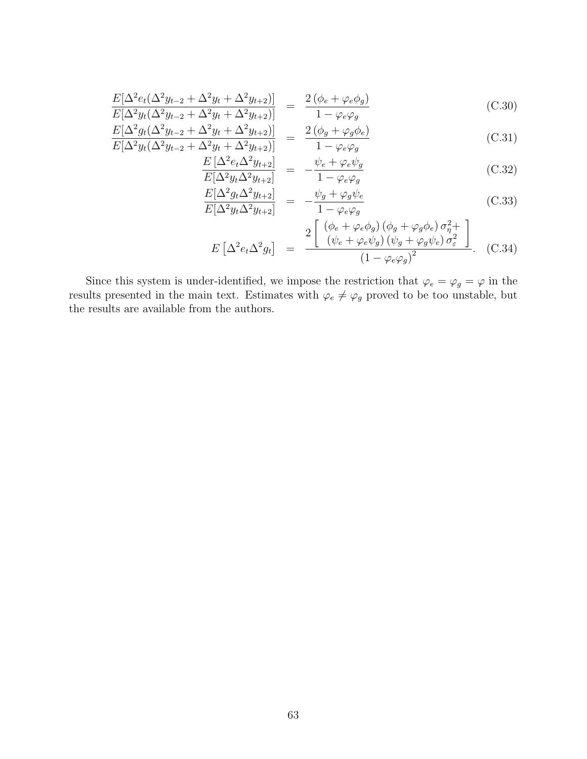$$\frac{E[\Delta^2 e_t(\Delta^2 y_{t-2}+\Delta^2 y_t+\Delta^2 y_{t+2})]}{E[\Delta^2 y_t(\Delta^2 y_{t-2}+\Delta^2 y_t+\Delta^2 y_{t+2})]} = \frac{2\left(\phi_e+\varphi_e\phi_g\right)}{1-\varphi_e\varphi_g} \tag{C.30}$$

$$\frac{E[\Delta^2 g_t(\Delta^2 y_{t-2}+\Delta^2 y_t+\Delta^2 y_{t+2})]}{E[\Delta^2 y_t(\Delta^2 y_{t-2}+\Delta^2 y_t+\Delta^2 y_{t+2})]} = \frac{2\left(\phi_g+\varphi_g\phi_e\right)}{1-\varphi_e\varphi_g} \tag{C.31}$$

$$\frac{E\left[\Delta^2 e_t\Delta^2 y_{t+2}\right]}{E[\Delta^2 y_t\Delta^2 y_{t+2}]} = -\frac{\psi_e+\varphi_e\psi_g}{1-\varphi_e\varphi_g} \tag{C.32}$$

$$\frac{E[\Delta^2 g_t\Delta^2 y_{t+2}]}{E[\Delta^2 y_t\Delta^2 y_{t+2}]} = -\frac{\psi_g+\varphi_g\psi_e}{1-\varphi_e\varphi_g} \tag{C.33}$$

$$E\left[\Delta^2 e_t\Delta^2 g_t\right] = \frac{2\left[\begin{array}{c}\left(\phi_e+\varphi_e\phi_g\right)\left(\phi_g+\varphi_g\phi_e\right)\sigma_\eta^2+\\ \left(\psi_e+\varphi_e\psi_g\right)\left(\psi_g+\varphi_g\psi_e\right)\sigma_\varepsilon^2\end{array}\right]}{\left(1-\varphi_e\varphi_g\right)^2}. \tag{C.34}$$

Since this system is under-identified, we impose the restriction that $\varphi_e = \varphi_g = \varphi$ in the results presented in the main text. Estimates with $\varphi_e \neq \varphi_g$ proved to be too unstable, but the results are available from the authors.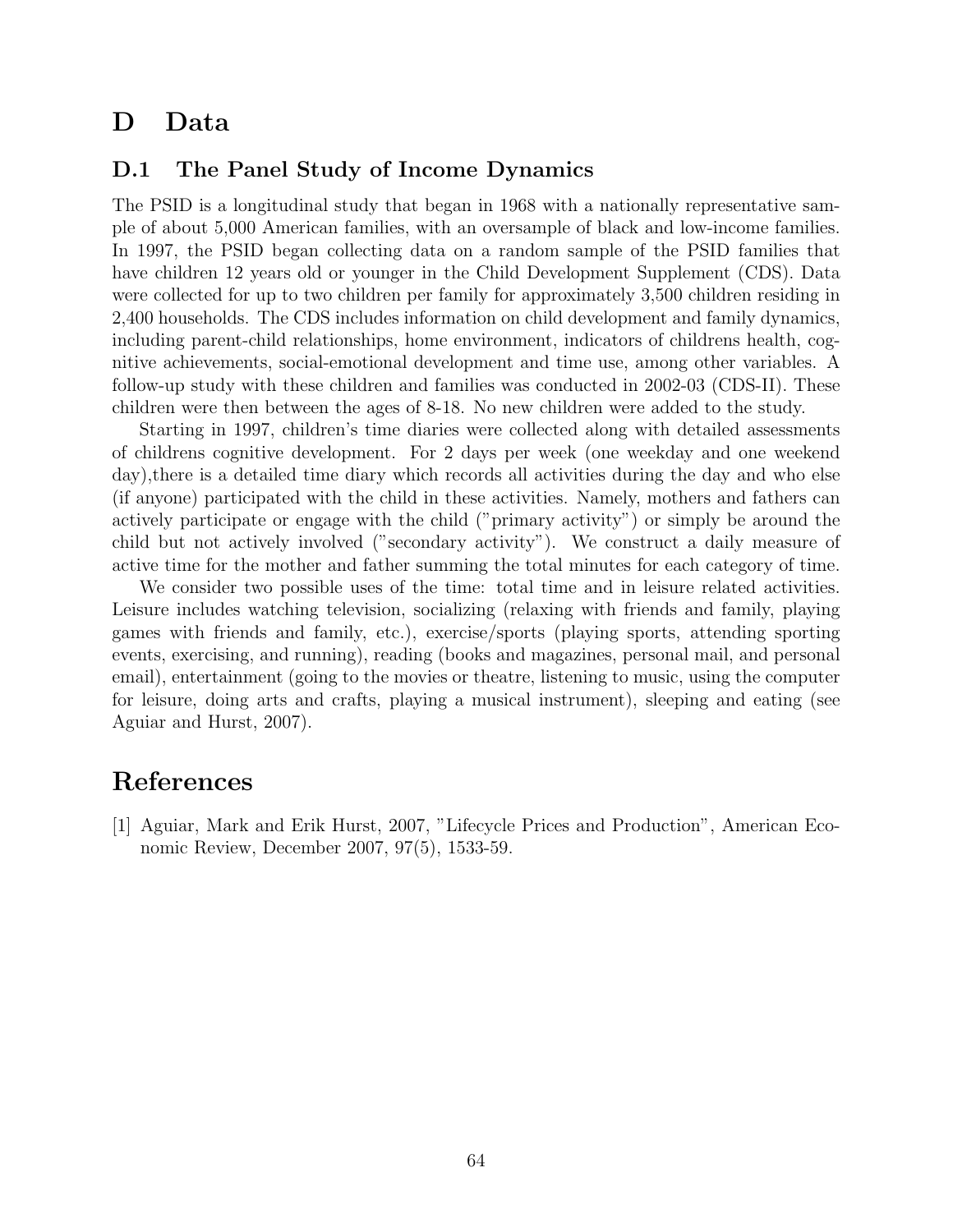# D Data

## D.1 The Panel Study of Income Dynamics

The PSID is a longitudinal study that began in 1968 with a nationally representative sample of about 5,000 American families, with an oversample of black and low-income families. In 1997, the PSID began collecting data on a random sample of the PSID families that have children 12 years old or younger in the Child Development Supplement (CDS). Data were collected for up to two children per family for approximately 3,500 children residing in 2,400 households. The CDS includes information on child development and family dynamics, including parent-child relationships, home environment, indicators of childrens health, cognitive achievements, social-emotional development and time use, among other variables. A follow-up study with these children and families was conducted in 2002-03 (CDS-II). These children were then between the ages of 8-18. No new children were added to the study.

Starting in 1997, children's time diaries were collected along with detailed assessments of childrens cognitive development. For 2 days per week (one weekday and one weekend day),there is a detailed time diary which records all activities during the day and who else (if anyone) participated with the child in these activities. Namely, mothers and fathers can actively participate or engage with the child ("primary activity") or simply be around the child but not actively involved ("secondary activity"). We construct a daily measure of active time for the mother and father summing the total minutes for each category of time.

We consider two possible uses of the time: total time and in leisure related activities. Leisure includes watching television, socializing (relaxing with friends and family, playing games with friends and family, etc.), exercise/sports (playing sports, attending sporting events, exercising, and running), reading (books and magazines, personal mail, and personal email), entertainment (going to the movies or theatre, listening to music, using the computer for leisure, doing arts and crafts, playing a musical instrument), sleeping and eating (see Aguiar and Hurst, 2007).

# References

[1] Aguiar, Mark and Erik Hurst, 2007, "Lifecycle Prices and Production", American Economic Review, December 2007, 97(5), 1533-59.